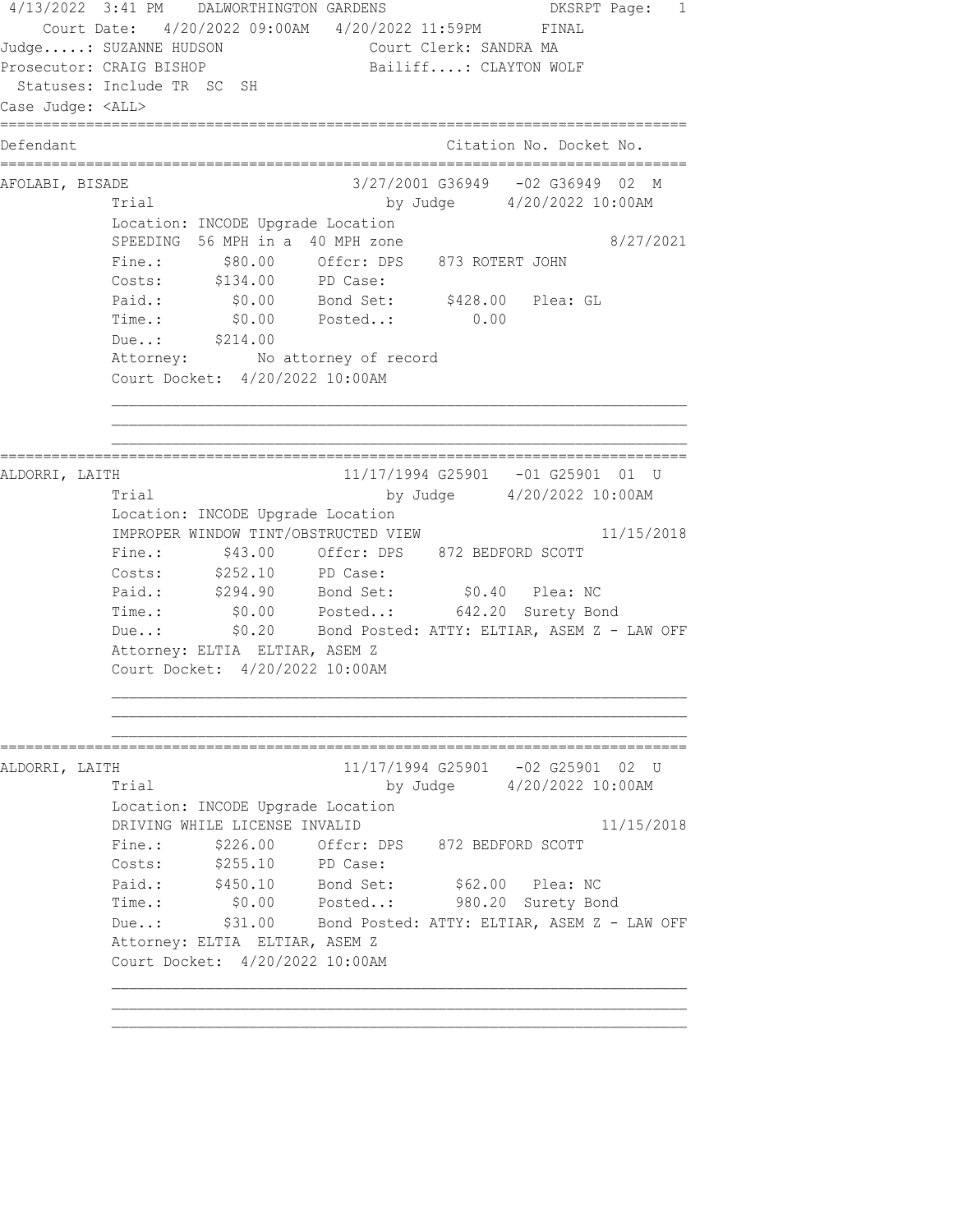4/13/2022 3:41 PM DALWORTHINGTON GARDENS DKSRPT

Court Date: 4/20/2022 09:00AM 4/20/2022 11:59PM FINAL

Judge.....: SUZANNE HUDSON Court Clerk: SANDRA MA

Prosecutor: CRAIG BISHOP Bailiff....: CLAYTON WOLF

Statuses: Include TR SC SH

Case Judge: <ALL>

```
==============================================================================
Defendant                                        Citation No. Docket No.
==============================================================================
AFOLABI, BISADE                        3/27/2001 G36949   -02 G36949  02  M
            Trial                           by Judge      4/20/2022 10:00AM
            Location: INCODE Upgrade Location
            SPEEDING  56 MPH in a  40 MPH zone                         8/27/2021
            Fine.:       $80.00     Offcr: DPS    873 ROTERT JOHN
            Costs:      $134.00     PD Case:
            Paid.:        $0.00     Bond Set:      $428.00   Plea: GL
            Time.:        $0.00     Posted..:         0.00
            Due..:      $214.00
            Attorney:        No attorney of record
            Court Docket:  4/20/2022 10:00AM
==============================================================================
ALDORRI, LAITH                        11/17/1994 G25901   -01 G25901  01  U
            Trial                           by Judge      4/20/2022 10:00AM
            Location: INCODE Upgrade Location
            IMPROPER WINDOW TINT/OBSTRUCTED VIEW                      11/15/2018
            Fine.:       $43.00     Offcr: DPS    872 BEDFORD SCOTT
            Costs:      $252.10     PD Case:
            Paid.:      $294.90     Bond Set:        $0.40   Plea: NC
            Time.:        $0.00     Posted..:       642.20  Surety Bond
            Due..:        $0.20     Bond Posted: ATTY: ELTIAR, ASEM Z - LAW OFF
            Attorney: ELTIA  ELTIAR, ASEM Z
            Court Docket:  4/20/2022 10:00AM
==============================================================================
ALDORRI, LAITH                        11/17/1994 G25901   -02 G25901  02  U
            Trial                           by Judge      4/20/2022 10:00AM
            Location: INCODE Upgrade Location
            DRIVING WHILE LICENSE INVALID                             11/15/2018
            Fine.:      $226.00     Offcr: DPS    872 BEDFORD SCOTT
            Costs:      $255.10     PD Case:
            Paid.:      $450.10     Bond Set:       $62.00   Plea: NC
            Time.:        $0.00     Posted..:       980.20  Surety Bond
            Due..:       $31.00     Bond Posted: ATTY: ELTIAR, ASEM Z - LAW OFF
            Attorney: ELTIA  ELTIAR, ASEM Z
            Court Docket:  4/20/2022 10:00AM
```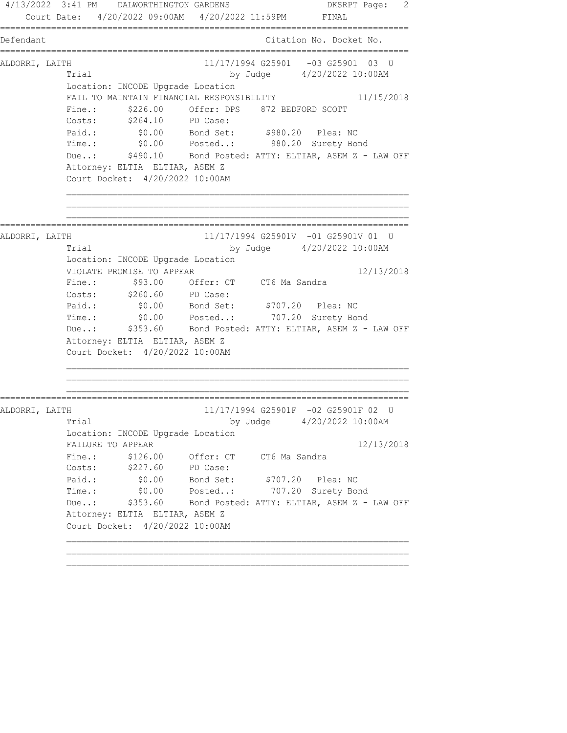4/13/2022 3:41 PM DALWORTHINGTON GARDENS DKSRPT Page: 2

Court Date: 4/20/2022 09:00AM 4/20/2022 11:59PM FINAL

```
================================================================================
Defendant                                          Citation No. Docket No.
================================================================================
ALDORRI, LAITH                   11/17/1994 G25901   -03 G25901  03  U
          Trial                           by Judge      4/20/2022 10:00AM
          Location: INCODE Upgrade Location
          FAIL TO MAINTAIN FINANCIAL RESPONSIBILITY                 11/15/2018
          Fine.:      $226.00     Offcr: DPS    872 BEDFORD SCOTT
          Costs:      $264.10     PD Case:
          Paid.:        $0.00     Bond Set:      $980.20   Plea: NC
          Time.:        $0.00     Posted..:       980.20  Surety Bond
          Due..:      $490.10     Bond Posted: ATTY: ELTIAR, ASEM Z - LAW OFF
          Attorney: ELTIA  ELTIAR, ASEM Z
          Court Docket:  4/20/2022 10:00AM

          ____________________________________________________________________
          ____________________________________________________________________
          ____________________________________________________________________
================================================================================
ALDORRI, LAITH                   11/17/1994 G25901V  -01 G25901V 01  U
          Trial                           by Judge      4/20/2022 10:00AM
          Location: INCODE Upgrade Location
          VIOLATE PROMISE TO APPEAR                                  12/13/2018
          Fine.:       $93.00     Offcr: CT     CT6 Ma Sandra
          Costs:      $260.60     PD Case:
          Paid.:        $0.00     Bond Set:      $707.20   Plea: NC
          Time.:        $0.00     Posted..:       707.20  Surety Bond
          Due..:      $353.60     Bond Posted: ATTY: ELTIAR, ASEM Z - LAW OFF
          Attorney: ELTIA  ELTIAR, ASEM Z
          Court Docket:  4/20/2022 10:00AM

          ____________________________________________________________________
          ____________________________________________________________________
          ____________________________________________________________________
================================================================================
ALDORRI, LAITH                   11/17/1994 G25901F  -02 G25901F 02  U
          Trial                           by Judge      4/20/2022 10:00AM
          Location: INCODE Upgrade Location
          FAILURE TO APPEAR                                          12/13/2018
          Fine.:      $126.00     Offcr: CT     CT6 Ma Sandra
          Costs:      $227.60     PD Case:
          Paid.:        $0.00     Bond Set:      $707.20   Plea: NC
          Time.:        $0.00     Posted..:       707.20  Surety Bond
          Due..:      $353.60     Bond Posted: ATTY: ELTIAR, ASEM Z - LAW OFF
          Attorney: ELTIA  ELTIAR, ASEM Z
          Court Docket:  4/20/2022 10:00AM

          ____________________________________________________________________
          ____________________________________________________________________
          ____________________________________________________________________
```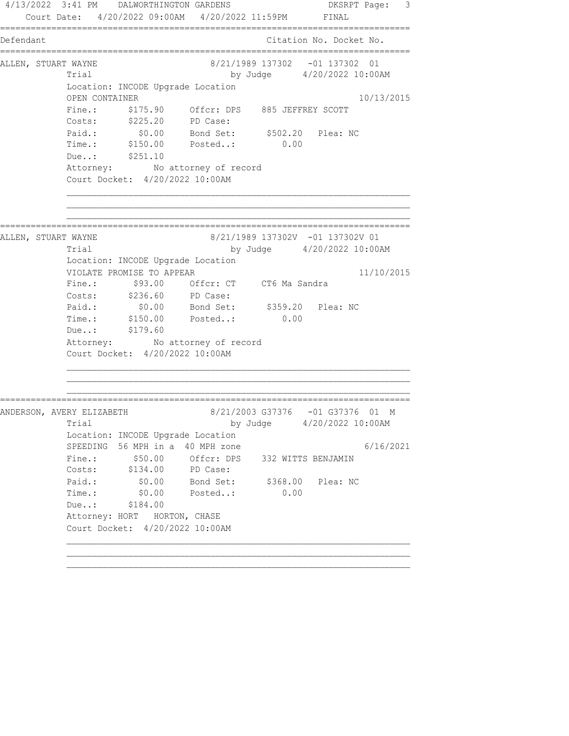Court Date: 4/20/2022 09:00AM 4/20/2022 11:59PM FINAL

```
Defendant                                        Citation No. Docket No.
==========================================================================
ALLEN, STUART WAYNE                  8/21/1989 137302   -01 137302  01
          Trial                           by Judge      4/20/2022 10:00AM
          Location: INCODE Upgrade Location
          OPEN CONTAINER                                          10/13/2015
          Fine.:      $175.90     Offcr: DPS    885 JEFFREY SCOTT
          Costs:      $225.20     PD Case:
          Paid.:        $0.00     Bond Set:      $502.20   Plea: NC
          Time.:      $150.00     Posted..:         0.00
          Due..:      $251.10
          Attorney:        No attorney of record
          Court Docket:  4/20/2022 10:00AM

==========================================================================
ALLEN, STUART WAYNE                  8/21/1989 137302V  -01 137302V 01
          Trial                           by Judge      4/20/2022 10:00AM
          Location: INCODE Upgrade Location
          VIOLATE PROMISE TO APPEAR                               11/10/2015
          Fine.:       $93.00     Offcr: CT     CT6 Ma Sandra
          Costs:      $236.60     PD Case:
          Paid.:        $0.00     Bond Set:      $359.20   Plea: NC
          Time.:      $150.00     Posted..:         0.00
          Due..:      $179.60
          Attorney:        No attorney of record
          Court Docket:  4/20/2022 10:00AM

==========================================================================
ANDERSON, AVERY ELIZABETH            8/21/2003 G37376   -01 G37376  01  M
          Trial                           by Judge      4/20/2022 10:00AM
          Location: INCODE Upgrade Location
          SPEEDING  56 MPH in a  40 MPH zone                       6/16/2021
          Fine.:       $50.00     Offcr: DPS    332 WITTS BENJAMIN
          Costs:      $134.00     PD Case:
          Paid.:        $0.00     Bond Set:      $368.00   Plea: NC
          Time.:        $0.00     Posted..:         0.00
          Due..:      $184.00
          Attorney: HORT   HORTON, CHASE
          Court Docket:  4/20/2022 10:00AM
```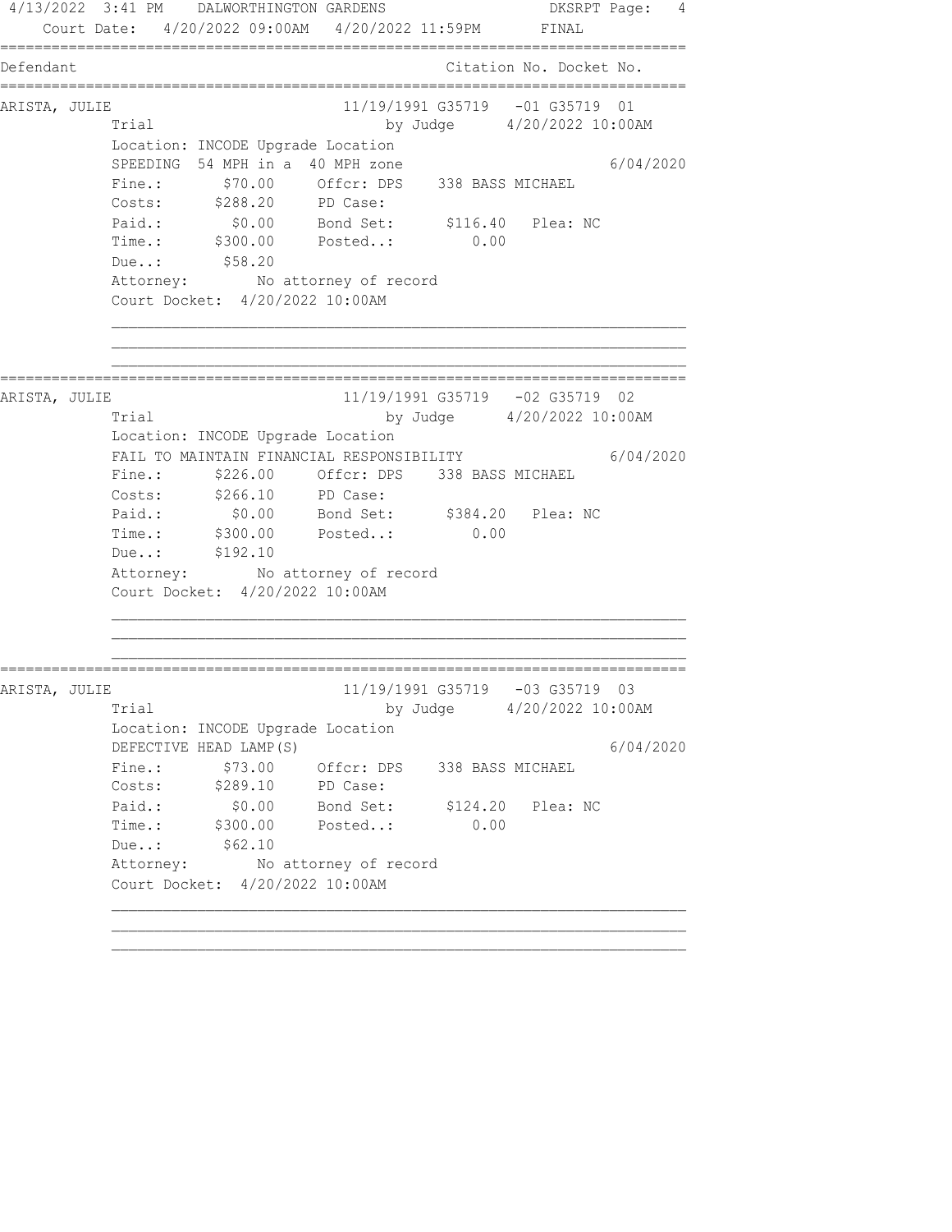Court Date: 4/20/2022 09:00AM 4/20/2022 11:59PM FINAL

| Defendant | Citation No. Docket No. |
|---|---|

**ARISTA, JULIE** — 11/19/1991 G35719 -01 G35719 01

Trial by Judge 4/20/2022 10:00AM

Location: INCODE Upgrade Location

SPEEDING 54 MPH in a 40 MPH zone — 6/04/2020

| | | | |
|---|---|---|---|
| Fine.: | $70.00 | Offcr: DPS | 338 BASS MICHAEL |
| Costs: | $288.20 | PD Case: | |
| Paid.: | $0.00 | Bond Set: | $116.40 Plea: NC |
| Time.: | $300.00 | Posted..: | 0.00 |
| Due..: | $58.20 | | |

Attorney: No attorney of record

Court Docket: 4/20/2022 10:00AM

---

**ARISTA, JULIE** — 11/19/1991 G35719 -02 G35719 02

Trial by Judge 4/20/2022 10:00AM

Location: INCODE Upgrade Location

FAIL TO MAINTAIN FINANCIAL RESPONSIBILITY — 6/04/2020

| | | | |
|---|---|---|---|
| Fine.: | $226.00 | Offcr: DPS | 338 BASS MICHAEL |
| Costs: | $266.10 | PD Case: | |
| Paid.: | $0.00 | Bond Set: | $384.20 Plea: NC |
| Time.: | $300.00 | Posted..: | 0.00 |
| Due..: | $192.10 | | |

Attorney: No attorney of record

Court Docket: 4/20/2022 10:00AM

---

**ARISTA, JULIE** — 11/19/1991 G35719 -03 G35719 03

Trial by Judge 4/20/2022 10:00AM

Location: INCODE Upgrade Location

DEFECTIVE HEAD LAMP(S) — 6/04/2020

| | | | |
|---|---|---|---|
| Fine.: | $73.00 | Offcr: DPS | 338 BASS MICHAEL |
| Costs: | $289.10 | PD Case: | |
| Paid.: | $0.00 | Bond Set: | $124.20 Plea: NC |
| Time.: | $300.00 | Posted..: | 0.00 |
| Due..: | $62.10 | | |

Attorney: No attorney of record

Court Docket: 4/20/2022 10:00AM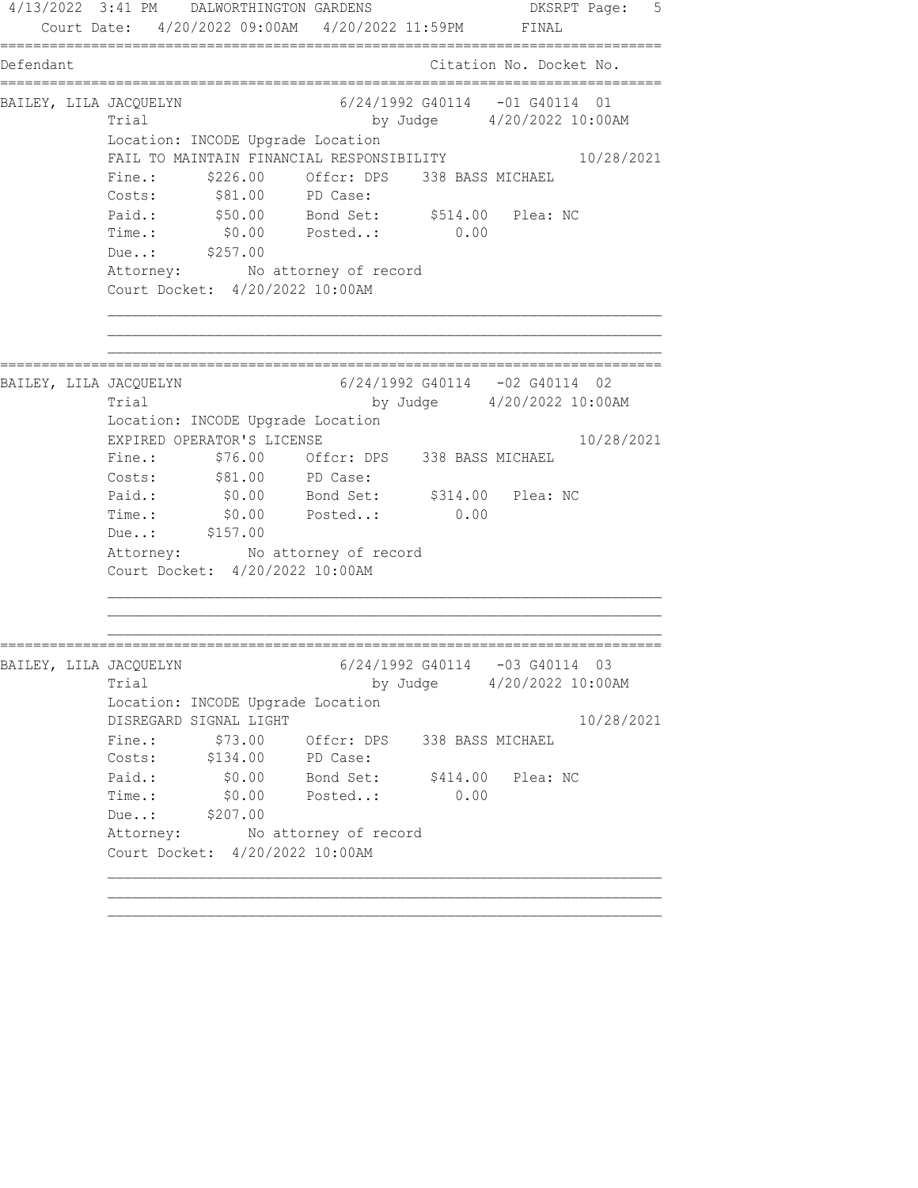Court Date: 4/20/2022 09:00AM 4/20/2022 11:59PM FINAL

| Defendant | Citation No. | Docket No. |
|---|---|---|

**BAILEY, LILA JACQUELYN** 6/24/1992 G40114 -01 G40114 01

Trial by Judge 4/20/2022 10:00AM

Location: INCODE Upgrade Location

FAIL TO MAINTAIN FINANCIAL RESPONSIBILITY 10/28/2021

```
Fine.:     $226.00    Offcr: DPS    338 BASS MICHAEL
Costs:      $81.00    PD Case:
Paid.:      $50.00    Bond Set:     $514.00   Plea: NC
Time.:       $0.00    Posted..:        0.00
Due..:     $257.00
Attorney:        No attorney of record
Court Docket:  4/20/2022 10:00AM
```

---

**BAILEY, LILA JACQUELYN** 6/24/1992 G40114 -02 G40114 02

Trial by Judge 4/20/2022 10:00AM

Location: INCODE Upgrade Location

EXPIRED OPERATOR'S LICENSE 10/28/2021

```
Fine.:      $76.00    Offcr: DPS    338 BASS MICHAEL
Costs:      $81.00    PD Case:
Paid.:       $0.00    Bond Set:     $314.00   Plea: NC
Time.:       $0.00    Posted..:        0.00
Due..:     $157.00
Attorney:        No attorney of record
Court Docket:  4/20/2022 10:00AM
```

---

**BAILEY, LILA JACQUELYN** 6/24/1992 G40114 -03 G40114 03

Trial by Judge 4/20/2022 10:00AM

Location: INCODE Upgrade Location

DISREGARD SIGNAL LIGHT 10/28/2021

```
Fine.:      $73.00    Offcr: DPS    338 BASS MICHAEL
Costs:     $134.00    PD Case:
Paid.:       $0.00    Bond Set:     $414.00   Plea: NC
Time.:       $0.00    Posted..:        0.00
Due..:     $207.00
Attorney:        No attorney of record
Court Docket:  4/20/2022 10:00AM
```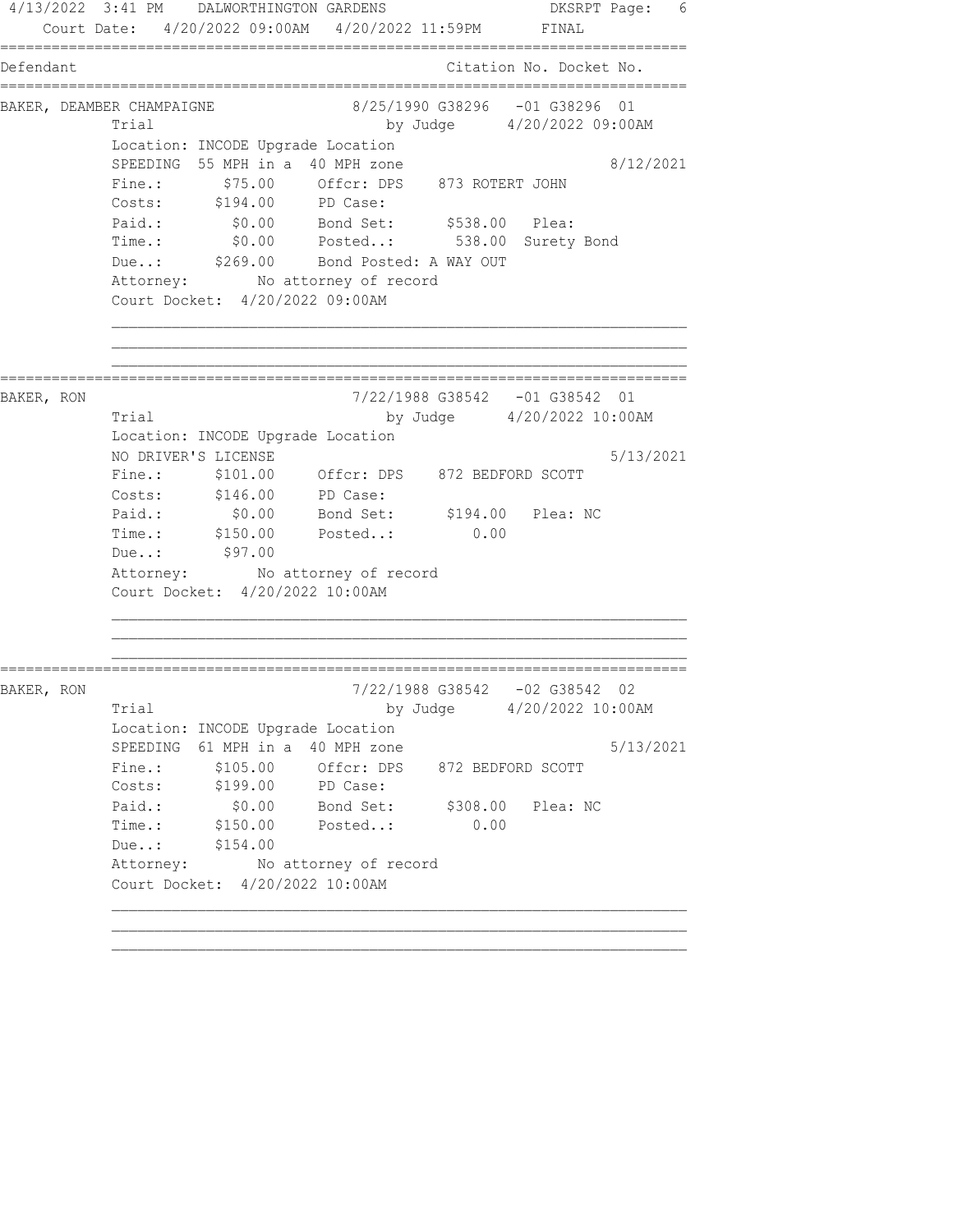```
4/13/2022  3:41 PM    DALWORTHINGTON GARDENS                    DKSRPT Page:  6
    Court Date:  4/20/2022 09:00AM   4/20/2022 11:59PM        FINAL
================================================================================
Defendant                                              Citation No. Docket No.
================================================================================
BAKER, DEAMBER CHAMPAIGNE               8/25/1990 G38296   -01 G38296  01
             Trial                             by Judge      4/20/2022 09:00AM
             Location: INCODE Upgrade Location
             SPEEDING  55 MPH in a  40 MPH zone                              8/12/2021
             Fine.:       $75.00     Offcr: DPS    873 ROTERT JOHN
             Costs:      $194.00     PD Case:
             Paid.:        $0.00     Bond Set:      $538.00   Plea:
             Time.:        $0.00     Posted..:       538.00  Surety Bond
             Due..:      $269.00     Bond Posted: A WAY OUT
             Attorney:        No attorney of record
             Court Docket:  4/20/2022 09:00AM

             __________________________________________________________________
             __________________________________________________________________
             __________________________________________________________________
================================================================================
BAKER, RON                              7/22/1988 G38542   -01 G38542  01
             Trial                             by Judge      4/20/2022 10:00AM
             Location: INCODE Upgrade Location
             NO DRIVER'S LICENSE                                             5/13/2021
             Fine.:      $101.00     Offcr: DPS    872 BEDFORD SCOTT
             Costs:      $146.00     PD Case:
             Paid.:        $0.00     Bond Set:      $194.00   Plea: NC
             Time.:      $150.00     Posted..:         0.00
             Due..:       $97.00
             Attorney:        No attorney of record
             Court Docket:  4/20/2022 10:00AM

             __________________________________________________________________
             __________________________________________________________________
             __________________________________________________________________
================================================================================
BAKER, RON                              7/22/1988 G38542   -02 G38542  02
             Trial                             by Judge      4/20/2022 10:00AM
             Location: INCODE Upgrade Location
             SPEEDING  61 MPH in a  40 MPH zone                              5/13/2021
             Fine.:      $105.00     Offcr: DPS    872 BEDFORD SCOTT
             Costs:      $199.00     PD Case:
             Paid.:        $0.00     Bond Set:      $308.00   Plea: NC
             Time.:      $150.00     Posted..:         0.00
             Due..:      $154.00
             Attorney:        No attorney of record
             Court Docket:  4/20/2022 10:00AM

             __________________________________________________________________
             __________________________________________________________________
             __________________________________________________________________
```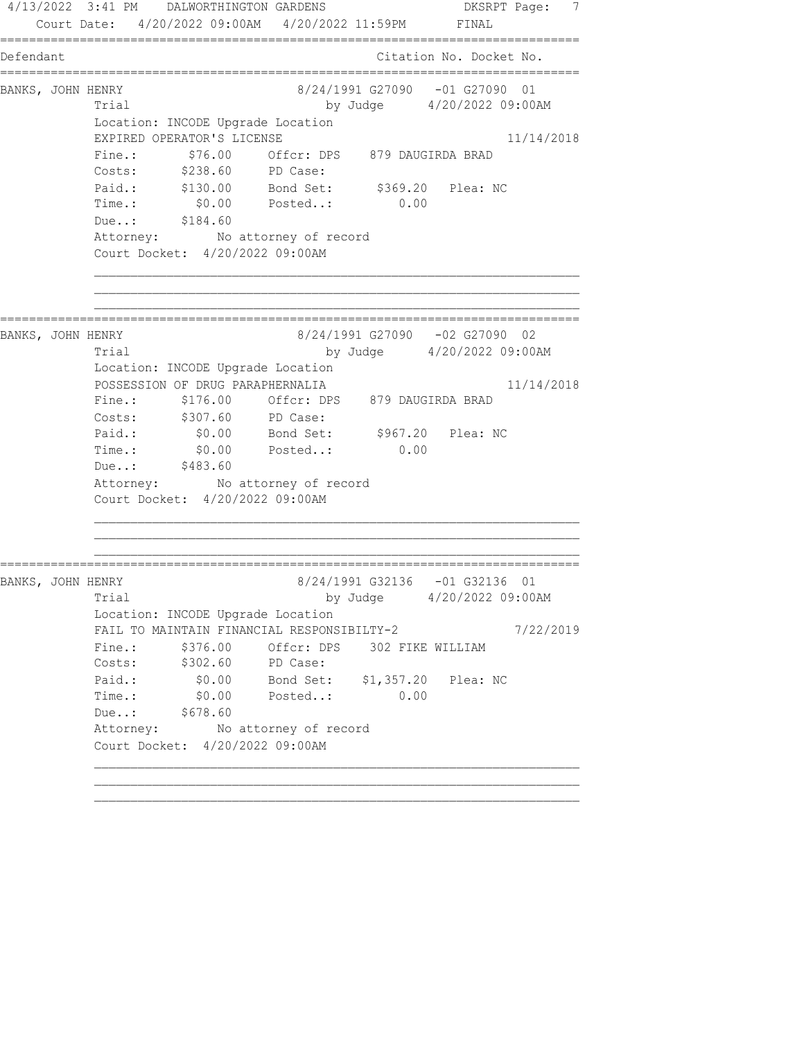4/13/2022 3:41 PM DALWORTHINGTON GARDENS DKSRPT Page: 7
Court Date: 4/20/2022 09:00AM 4/20/2022 11:59PM FINAL

| Defendant | Citation No. Docket No. |
|---|---|

---

**BANKS, JOHN HENRY** — 8/24/1991 G27090 -01 G27090 01

Trial by Judge 4/20/2022 09:00AM

Location: INCODE Upgrade Location

EXPIRED OPERATOR'S LICENSE — 11/14/2018

| | | | |
|---|---|---|---|
| Fine.: | $76.00 | Offcr: DPS | 879 DAUGIRDA BRAD |
| Costs: | $238.60 | PD Case: | |
| Paid.: | $130.00 | Bond Set: $369.20 | Plea: NC |
| Time.: | $0.00 | Posted..: 0.00 | |
| Due..: | $184.60 | | |

Attorney: No attorney of record

Court Docket: 4/20/2022 09:00AM

---

**BANKS, JOHN HENRY** — 8/24/1991 G27090 -02 G27090 02

Trial by Judge 4/20/2022 09:00AM

Location: INCODE Upgrade Location

POSSESSION OF DRUG PARAPHERNALIA — 11/14/2018

| | | | |
|---|---|---|---|
| Fine.: | $176.00 | Offcr: DPS | 879 DAUGIRDA BRAD |
| Costs: | $307.60 | PD Case: | |
| Paid.: | $0.00 | Bond Set: $967.20 | Plea: NC |
| Time.: | $0.00 | Posted..: 0.00 | |
| Due..: | $483.60 | | |

Attorney: No attorney of record

Court Docket: 4/20/2022 09:00AM

---

**BANKS, JOHN HENRY** — 8/24/1991 G32136 -01 G32136 01

Trial by Judge 4/20/2022 09:00AM

Location: INCODE Upgrade Location

FAIL TO MAINTAIN FINANCIAL RESPONSIBILTY-2 — 7/22/2019

| | | | |
|---|---|---|---|
| Fine.: | $376.00 | Offcr: DPS | 302 FIKE WILLIAM |
| Costs: | $302.60 | PD Case: | |
| Paid.: | $0.00 | Bond Set: $1,357.20 | Plea: NC |
| Time.: | $0.00 | Posted..: 0.00 | |
| Due..: | $678.60 | | |

Attorney: No attorney of record

Court Docket: 4/20/2022 09:00AM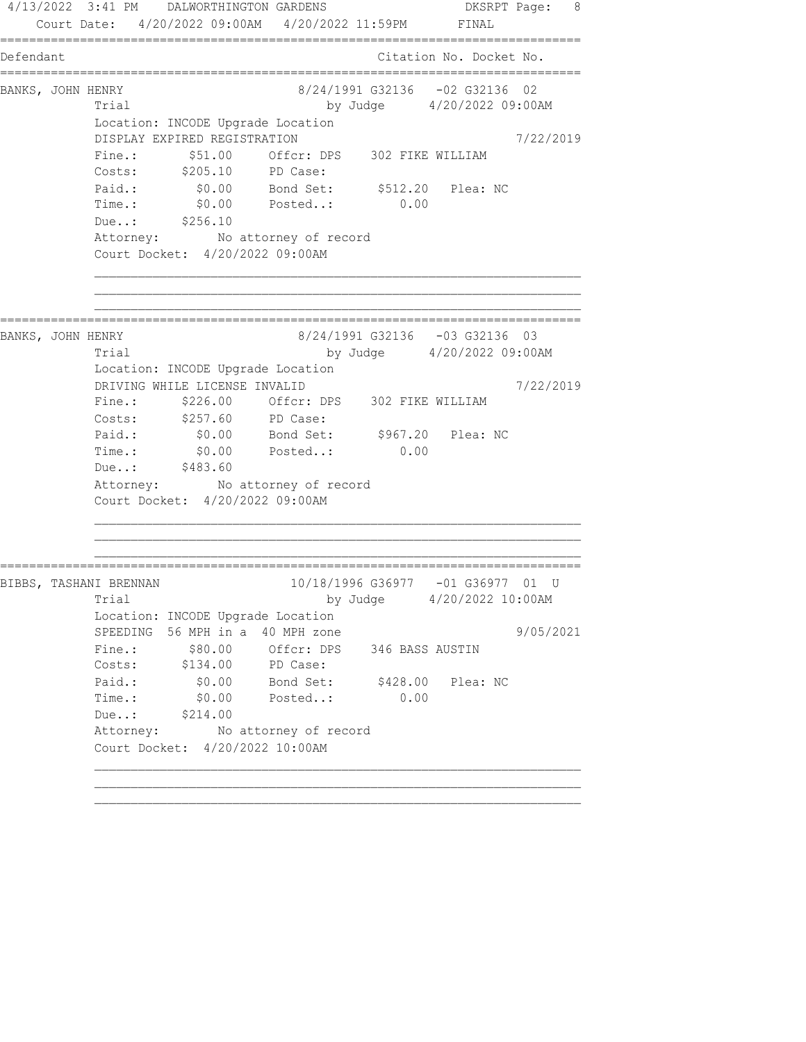Court Date: 4/20/2022 09:00AM 4/20/2022 11:59PM FINAL

| Defendant | Citation No. Docket No. |
|---|---|

**BANKS, JOHN HENRY** — 8/24/1991 G32136 -02 G32136 02

Trial by Judge 4/20/2022 09:00AM

Location: INCODE Upgrade Location

DISPLAY EXPIRED REGISTRATION 7/22/2019

Fine.: $51.00 Offcr: DPS 302 FIKE WILLIAM

Costs: $205.10 PD Case:

Paid.: $0.00 Bond Set: $512.20 Plea: NC

Time.: $0.00 Posted..: 0.00

Due..: $256.10

Attorney: No attorney of record

Court Docket: 4/20/2022 09:00AM

---

**BANKS, JOHN HENRY** — 8/24/1991 G32136 -03 G32136 03

Trial by Judge 4/20/2022 09:00AM

Location: INCODE Upgrade Location

DRIVING WHILE LICENSE INVALID 7/22/2019

Fine.: $226.00 Offcr: DPS 302 FIKE WILLIAM

Costs: $257.60 PD Case:

Paid.: $0.00 Bond Set: $967.20 Plea: NC

Time.: $0.00 Posted..: 0.00

Due..: $483.60

Attorney: No attorney of record

Court Docket: 4/20/2022 09:00AM

---

**BIBBS, TASHANI BRENNAN** — 10/18/1996 G36977 -01 G36977 01 U

Trial by Judge 4/20/2022 10:00AM

Location: INCODE Upgrade Location

SPEEDING 56 MPH in a 40 MPH zone 9/05/2021

Fine.: $80.00 Offcr: DPS 346 BASS AUSTIN

Costs: $134.00 PD Case:

Paid.: $0.00 Bond Set: $428.00 Plea: NC

Time.: $0.00 Posted..: 0.00

Due..: $214.00

Attorney: No attorney of record

Court Docket: 4/20/2022 10:00AM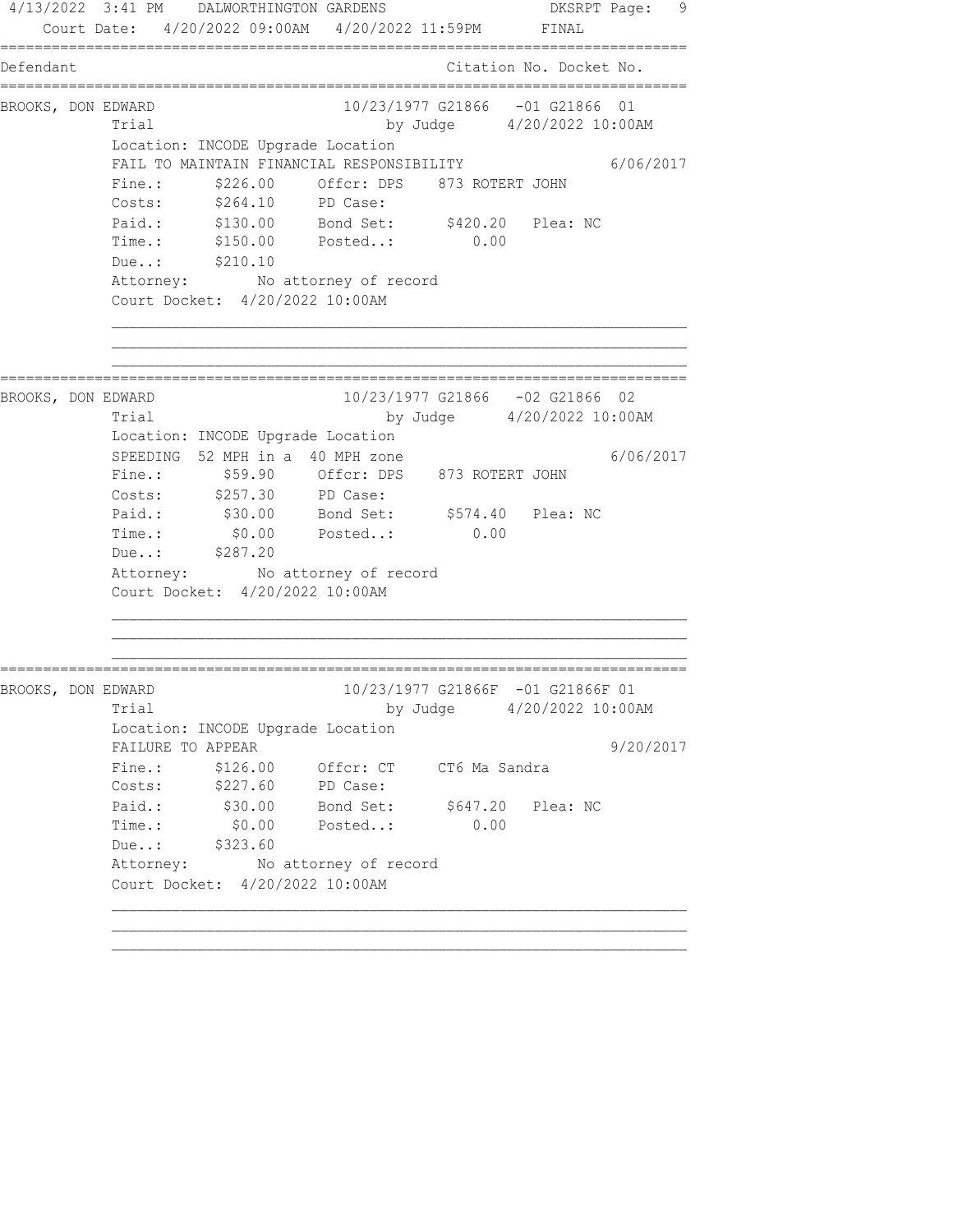```
4/13/2022  3:41 PM    DALWORTHINGTON GARDENS                  DKSRPT Page:  9
    Court Date:  4/20/2022 09:00AM   4/20/2022 11:59PM       FINAL
===============================================================================
Defendant                                            Citation No. Docket No.
===============================================================================
BROOKS, DON EDWARD                  10/23/1977 G21866   -01 G21866  01
             Trial                            by Judge      4/20/2022 10:00AM
             Location: INCODE Upgrade Location
             FAIL TO MAINTAIN FINANCIAL RESPONSIBILITY                  6/06/2017
             Fine.:      $226.00     Offcr: DPS    873 ROTERT JOHN
             Costs:      $264.10     PD Case:
             Paid.:      $130.00     Bond Set:      $420.20   Plea: NC
             Time.:      $150.00     Posted..:         0.00
             Due..:      $210.10
             Attorney:        No attorney of record
             Court Docket:  4/20/2022 10:00AM

             ________________________________________________________________
             ________________________________________________________________
             ________________________________________________________________
===============================================================================
BROOKS, DON EDWARD                  10/23/1977 G21866   -02 G21866  02
             Trial                            by Judge      4/20/2022 10:00AM
             Location: INCODE Upgrade Location
             SPEEDING  52 MPH in a  40 MPH zone                         6/06/2017
             Fine.:       $59.90     Offcr: DPS    873 ROTERT JOHN
             Costs:      $257.30     PD Case:
             Paid.:       $30.00     Bond Set:      $574.40   Plea: NC
             Time.:        $0.00     Posted..:         0.00
             Due..:      $287.20
             Attorney:        No attorney of record
             Court Docket:  4/20/2022 10:00AM

             ________________________________________________________________
             ________________________________________________________________
             ________________________________________________________________
===============================================================================
BROOKS, DON EDWARD                  10/23/1977 G21866F  -01 G21866F 01
             Trial                            by Judge      4/20/2022 10:00AM
             Location: INCODE Upgrade Location
             FAILURE TO APPEAR                                          9/20/2017
             Fine.:      $126.00     Offcr: CT     CT6 Ma Sandra
             Costs:      $227.60     PD Case:
             Paid.:       $30.00     Bond Set:      $647.20   Plea: NC
             Time.:        $0.00     Posted..:         0.00
             Due..:      $323.60
             Attorney:        No attorney of record
             Court Docket:  4/20/2022 10:00AM

             ________________________________________________________________
             ________________________________________________________________
             ________________________________________________________________
```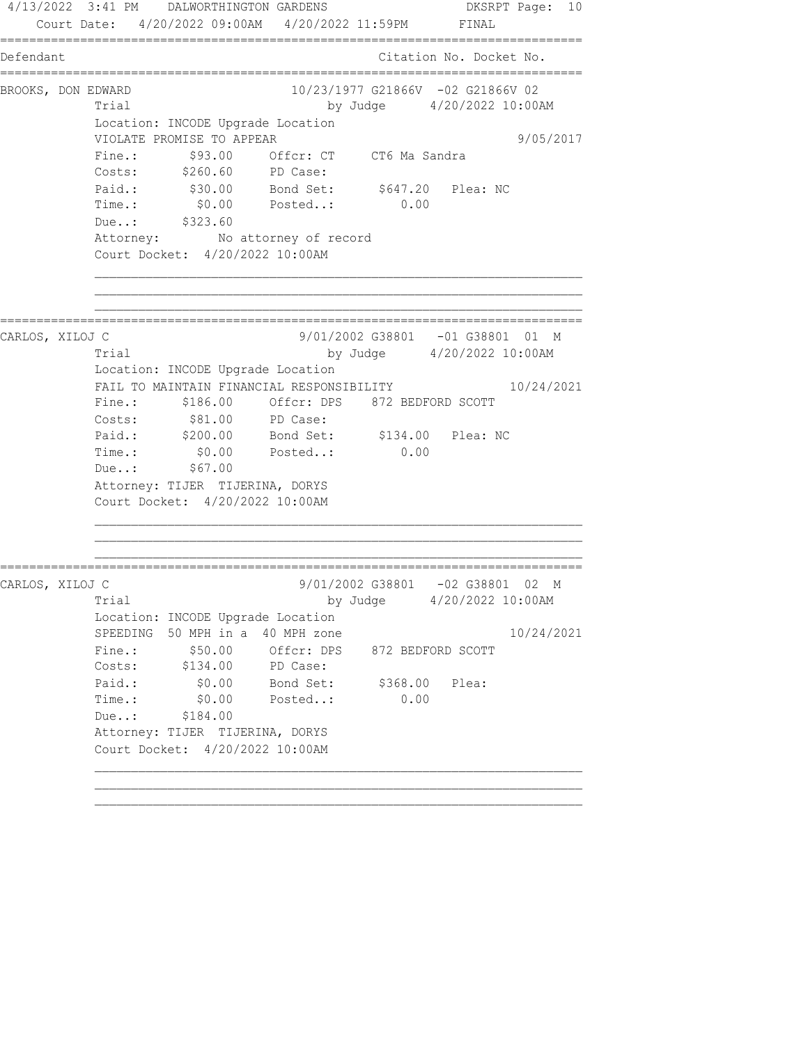Court Date: 4/20/2022 09:00AM 4/20/2022 11:59PM FINAL

| Defendant | Citation No. Docket No. |
|---|---|

**BROOKS, DON EDWARD** — 10/23/1977 G21866V -02 G21866V 02

Trial by Judge 4/20/2022 10:00AM

Location: INCODE Upgrade Location

VIOLATE PROMISE TO APPEAR 9/05/2017

- Fine.: $93.00 Offcr: CT CT6 Ma Sandra
- Costs: $260.60 PD Case:
- Paid.: $30.00 Bond Set: $647.20 Plea: NC
- Time.: $0.00 Posted..: 0.00
- Due..: $323.60

Attorney: No attorney of record

Court Docket: 4/20/2022 10:00AM

---

**CARLOS, XILOJ C** — 9/01/2002 G38801 -01 G38801 01 M

Trial by Judge 4/20/2022 10:00AM

Location: INCODE Upgrade Location

FAIL TO MAINTAIN FINANCIAL RESPONSIBILITY 10/24/2021

- Fine.: $186.00 Offcr: DPS 872 BEDFORD SCOTT
- Costs: $81.00 PD Case:
- Paid.: $200.00 Bond Set: $134.00 Plea: NC
- Time.: $0.00 Posted..: 0.00
- Due..: $67.00

Attorney: TIJER TIJERINA, DORYS

Court Docket: 4/20/2022 10:00AM

---

**CARLOS, XILOJ C** — 9/01/2002 G38801 -02 G38801 02 M

Trial by Judge 4/20/2022 10:00AM

Location: INCODE Upgrade Location

SPEEDING 50 MPH in a 40 MPH zone 10/24/2021

- Fine.: $50.00 Offcr: DPS 872 BEDFORD SCOTT
- Costs: $134.00 PD Case:
- Paid.: $0.00 Bond Set: $368.00 Plea:
- Time.: $0.00 Posted..: 0.00
- Due..: $184.00

Attorney: TIJER TIJERINA, DORYS

Court Docket: 4/20/2022 10:00AM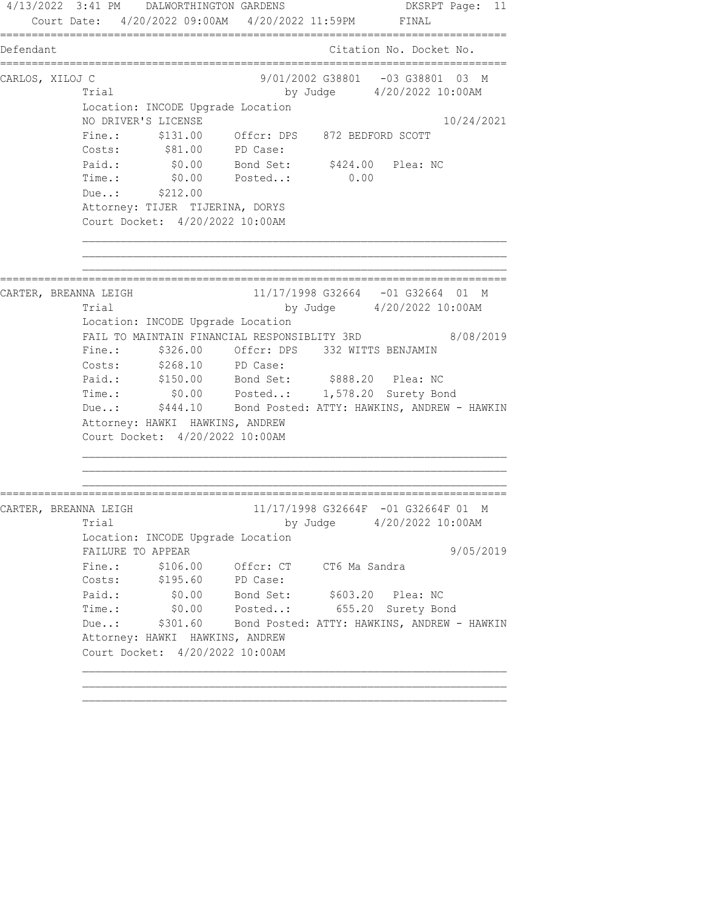4/13/2022 3:41 PM DALWORTHINGTON GARDENS DKSRPT

Court Date: 4/20/2022 09:00AM 4/20/2022 11:59PM FINAL

| Defendant | Citation No. Docket No. |
|---|---|

---

**CARLOS, XILOJ C** — 9/01/2002 G38801 -03 G38801 03 M

Trial by Judge 4/20/2022 10:00AM

Location: INCODE Upgrade Location

NO DRIVER'S LICENSE 10/24/2021

| | | | |
|---|---|---|---|
| Fine.: | $131.00 | Offcr: DPS | 872 BEDFORD SCOTT |
| Costs: | $81.00 | PD Case: | |
| Paid.: | $0.00 | Bond Set: | $424.00 Plea: NC |
| Time.: | $0.00 | Posted..: | 0.00 |
| Due..: | $212.00 | | |

Attorney: TIJER TIJERINA, DORYS

Court Docket: 4/20/2022 10:00AM

---

**CARTER, BREANNA LEIGH** — 11/17/1998 G32664 -01 G32664 01 M

Trial by Judge 4/20/2022 10:00AM

Location: INCODE Upgrade Location

FAIL TO MAINTAIN FINANCIAL RESPONSIBLITY 3RD 8/08/2019

| | | | |
|---|---|---|---|
| Fine.: | $326.00 | Offcr: DPS | 332 WITTS BENJAMIN |
| Costs: | $268.10 | PD Case: | |
| Paid.: | $150.00 | Bond Set: | $888.20 Plea: NC |
| Time.: | $0.00 | Posted..: | 1,578.20 Surety Bond |
| Due..: | $444.10 | Bond Posted: | ATTY: HAWKINS, ANDREW - HAWKIN |

Attorney: HAWKI HAWKINS, ANDREW

Court Docket: 4/20/2022 10:00AM

---

**CARTER, BREANNA LEIGH** — 11/17/1998 G32664F -01 G32664F 01 M

Trial by Judge 4/20/2022 10:00AM

Location: INCODE Upgrade Location

FAILURE TO APPEAR 9/05/2019

| | | | |
|---|---|---|---|
| Fine.: | $106.00 | Offcr: CT | CT6 Ma Sandra |
| Costs: | $195.60 | PD Case: | |
| Paid.: | $0.00 | Bond Set: | $603.20 Plea: NC |
| Time.: | $0.00 | Posted..: | 655.20 Surety Bond |
| Due..: | $301.60 | Bond Posted: | ATTY: HAWKINS, ANDREW - HAWKIN |

Attorney: HAWKI HAWKINS, ANDREW

Court Docket: 4/20/2022 10:00AM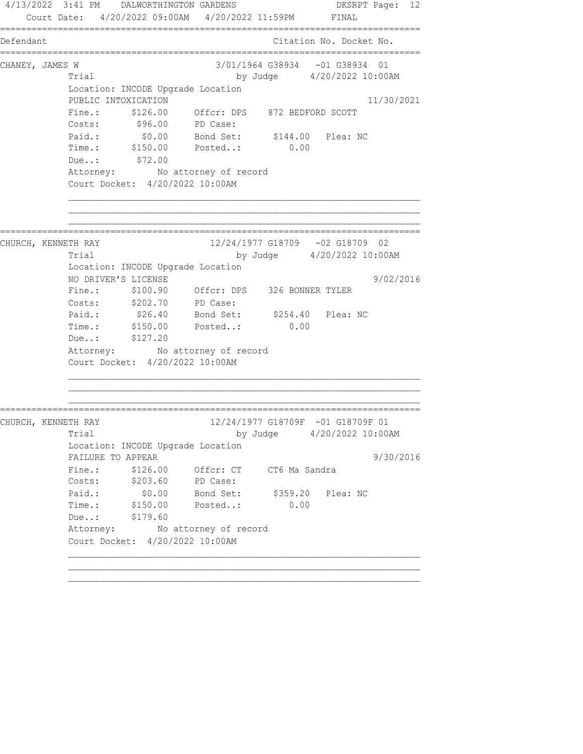4/13/2022 3:41 PM DALWORTHINGTON GARDENS DKSRPT Page: 12
Court Date: 4/20/2022 09:00AM 4/20/2022 11:59PM FINAL

| Defendant | Citation No. | Docket No. |
|---|---|---|

---

**CHANEY, JAMES W** 3/01/1964 G38934 -01 G38934 01

Trial by Judge 4/20/2022 10:00AM

Location: INCODE Upgrade Location

PUBLIC INTOXICATION 11/30/2021

Fine.: $126.00 Offcr: DPS 872 BEDFORD SCOTT

Costs: $96.00 PD Case:

Paid.: $0.00 Bond Set: $144.00 Plea: NC

Time.: $150.00 Posted..: 0.00

Due..: $72.00

Attorney: No attorney of record

Court Docket: 4/20/2022 10:00AM

---

**CHURCH, KENNETH RAY** 12/24/1977 G18709 -02 G18709 02

Trial by Judge 4/20/2022 10:00AM

Location: INCODE Upgrade Location

NO DRIVER'S LICENSE 9/02/2016

Fine.: $100.90 Offcr: DPS 326 BONNER TYLER

Costs: $202.70 PD Case:

Paid.: $26.40 Bond Set: $254.40 Plea: NC

Time.: $150.00 Posted..: 0.00

Due..: $127.20

Attorney: No attorney of record

Court Docket: 4/20/2022 10:00AM

---

**CHURCH, KENNETH RAY** 12/24/1977 G18709F -01 G18709F 01

Trial by Judge 4/20/2022 10:00AM

Location: INCODE Upgrade Location

FAILURE TO APPEAR 9/30/2016

Fine.: $126.00 Offcr: CT CT6 Ma Sandra

Costs: $203.60 PD Case:

Paid.: $0.00 Bond Set: $359.20 Plea: NC

Time.: $150.00 Posted..: 0.00

Due..: $179.60

Attorney: No attorney of record

Court Docket: 4/20/2022 10:00AM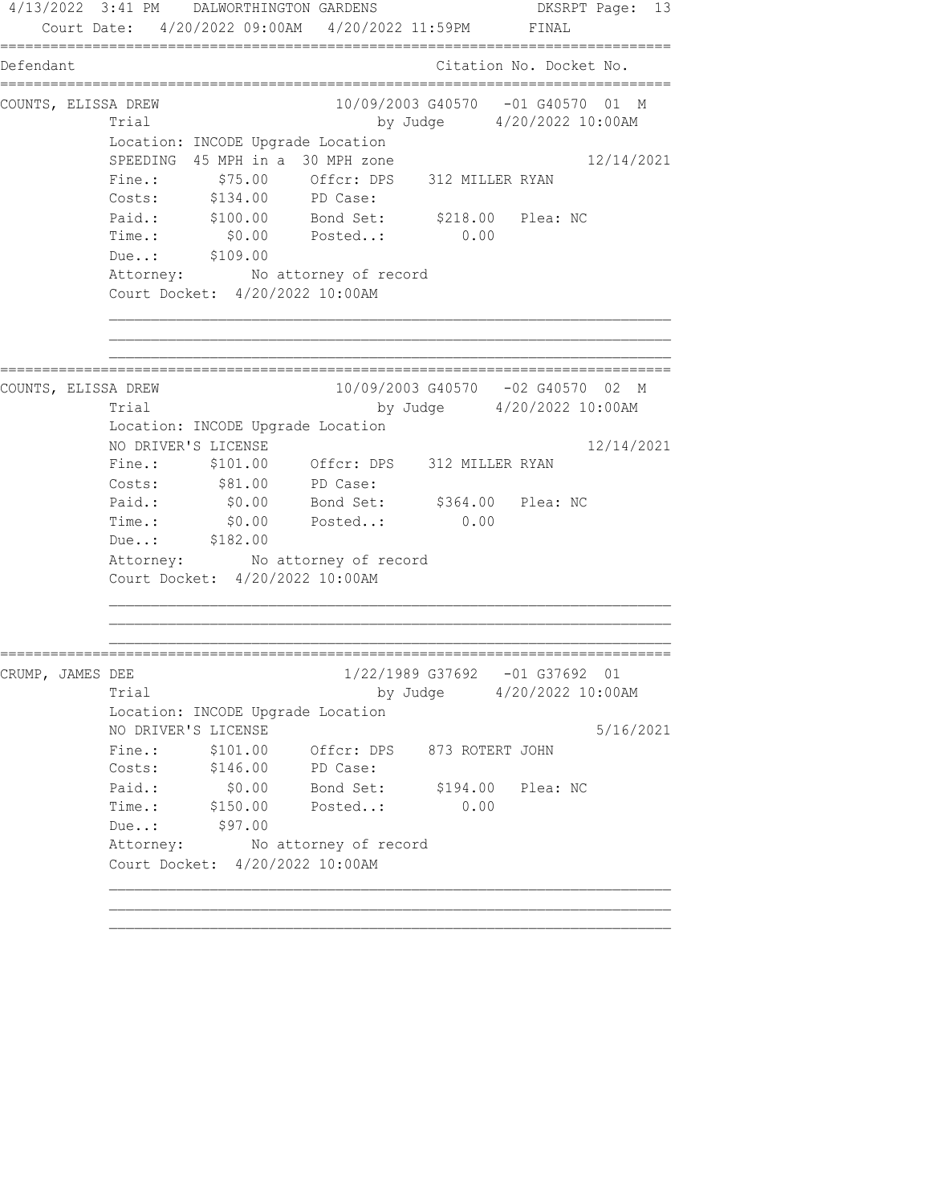4/13/2022 3:41 PM DALWORTHINGTON GARDENS

Court Date: 4/20/2022 09:00AM 4/20/2022 11:59PM FINAL

| Defendant | Citation No. Docket No. |
|---|---|

---

**COUNTS, ELISSA DREW** — 10/09/2003 G40570 -01 G40570 01 M

Trial by Judge 4/20/2022 10:00AM

Location: INCODE Upgrade Location

SPEEDING 45 MPH in a 30 MPH zone — 12/14/2021

| | | | | | |
|---|---|---|---|---|---|
| Fine.: | $75.00 | Offcr: DPS | 312 MILLER RYAN | | |
| Costs: | $134.00 | PD Case: | | | |
| Paid.: | $100.00 | Bond Set: | $218.00 | Plea: NC | |
| Time.: | $0.00 | Posted..: | 0.00 | | |
| Due..: | $109.00 | | | | |

Attorney: No attorney of record

Court Docket: 4/20/2022 10:00AM

---

**COUNTS, ELISSA DREW** — 10/09/2003 G40570 -02 G40570 02 M

Trial by Judge 4/20/2022 10:00AM

Location: INCODE Upgrade Location

NO DRIVER'S LICENSE — 12/14/2021

| | | | | | |
|---|---|---|---|---|---|
| Fine.: | $101.00 | Offcr: DPS | 312 MILLER RYAN | | |
| Costs: | $81.00 | PD Case: | | | |
| Paid.: | $0.00 | Bond Set: | $364.00 | Plea: NC | |
| Time.: | $0.00 | Posted..: | 0.00 | | |
| Due..: | $182.00 | | | | |

Attorney: No attorney of record

Court Docket: 4/20/2022 10:00AM

---

**CRUMP, JAMES DEE** — 1/22/1989 G37692 -01 G37692 01

Trial by Judge 4/20/2022 10:00AM

Location: INCODE Upgrade Location

NO DRIVER'S LICENSE — 5/16/2021

| | | | | | |
|---|---|---|---|---|---|
| Fine.: | $101.00 | Offcr: DPS | 873 ROTERT JOHN | | |
| Costs: | $146.00 | PD Case: | | | |
| Paid.: | $0.00 | Bond Set: | $194.00 | Plea: NC | |
| Time.: | $150.00 | Posted..: | 0.00 | | |
| Due..: | $97.00 | | | | |

Attorney: No attorney of record

Court Docket: 4/20/2022 10:00AM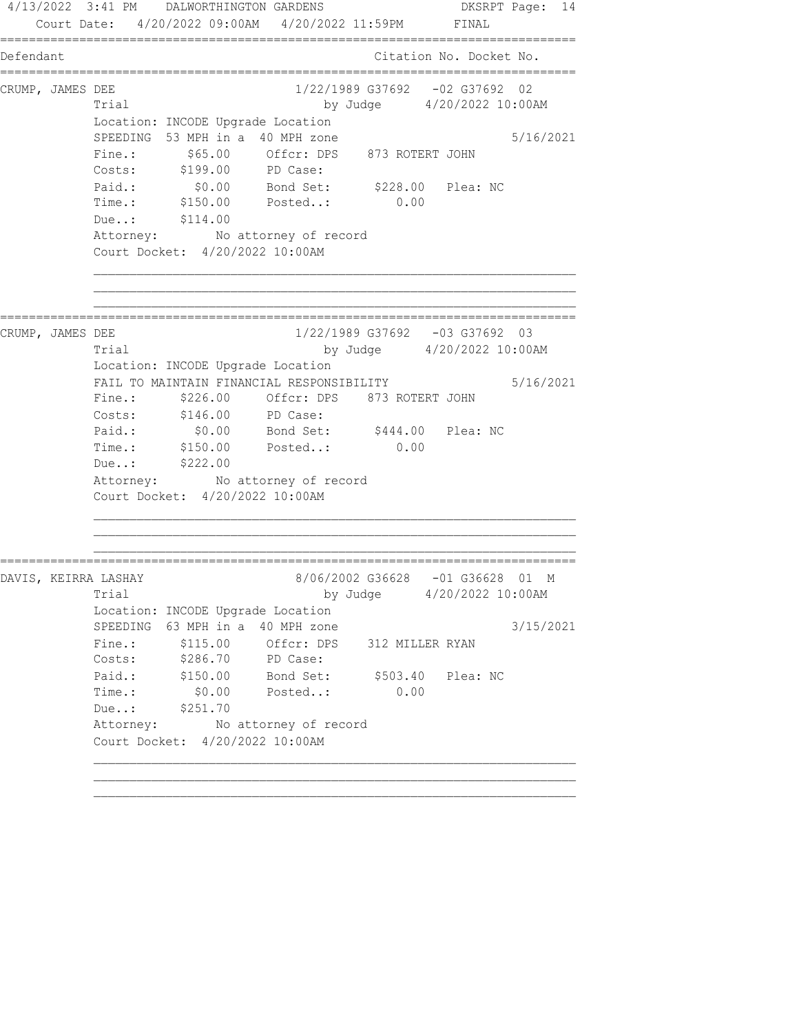4/13/2022 3:41 PM DALWORTHINGTON GARDENS DKSRPT

Court Date: 4/20/2022 09:00AM 4/20/2022 11:59PM FINAL

| Defendant | | Citation No. Docket No. |
|---|---|---|

---

**CRUMP, JAMES DEE** — 1/22/1989 G37692 -02 G37692 02

Trial — by Judge 4/20/2022 10:00AM

Location: INCODE Upgrade Location

SPEEDING 53 MPH in a 40 MPH zone — 5/16/2021

| | | | | |
|---|---|---|---|---|
| Fine.: | $65.00 | Offcr: DPS | 873 ROTERT JOHN | |
| Costs: | $199.00 | PD Case: | | |
| Paid.: | $0.00 | Bond Set: | $228.00 | Plea: NC |
| Time.: | $150.00 | Posted..: | 0.00 | |
| Due..: | $114.00 | | | |

Attorney: No attorney of record

Court Docket: 4/20/2022 10:00AM

---

**CRUMP, JAMES DEE** — 1/22/1989 G37692 -03 G37692 03

Trial — by Judge 4/20/2022 10:00AM

Location: INCODE Upgrade Location

FAIL TO MAINTAIN FINANCIAL RESPONSIBILITY — 5/16/2021

| | | | | |
|---|---|---|---|---|
| Fine.: | $226.00 | Offcr: DPS | 873 ROTERT JOHN | |
| Costs: | $146.00 | PD Case: | | |
| Paid.: | $0.00 | Bond Set: | $444.00 | Plea: NC |
| Time.: | $150.00 | Posted..: | 0.00 | |
| Due..: | $222.00 | | | |

Attorney: No attorney of record

Court Docket: 4/20/2022 10:00AM

---

**DAVIS, KEIRRA LASHAY** — 8/06/2002 G36628 -01 G36628 01 M

Trial — by Judge 4/20/2022 10:00AM

Location: INCODE Upgrade Location

SPEEDING 63 MPH in a 40 MPH zone — 3/15/2021

| | | | | |
|---|---|---|---|---|
| Fine.: | $115.00 | Offcr: DPS | 312 MILLER RYAN | |
| Costs: | $286.70 | PD Case: | | |
| Paid.: | $150.00 | Bond Set: | $503.40 | Plea: NC |
| Time.: | $0.00 | Posted..: | 0.00 | |
| Due..: | $251.70 | | | |

Attorney: No attorney of record

Court Docket: 4/20/2022 10:00AM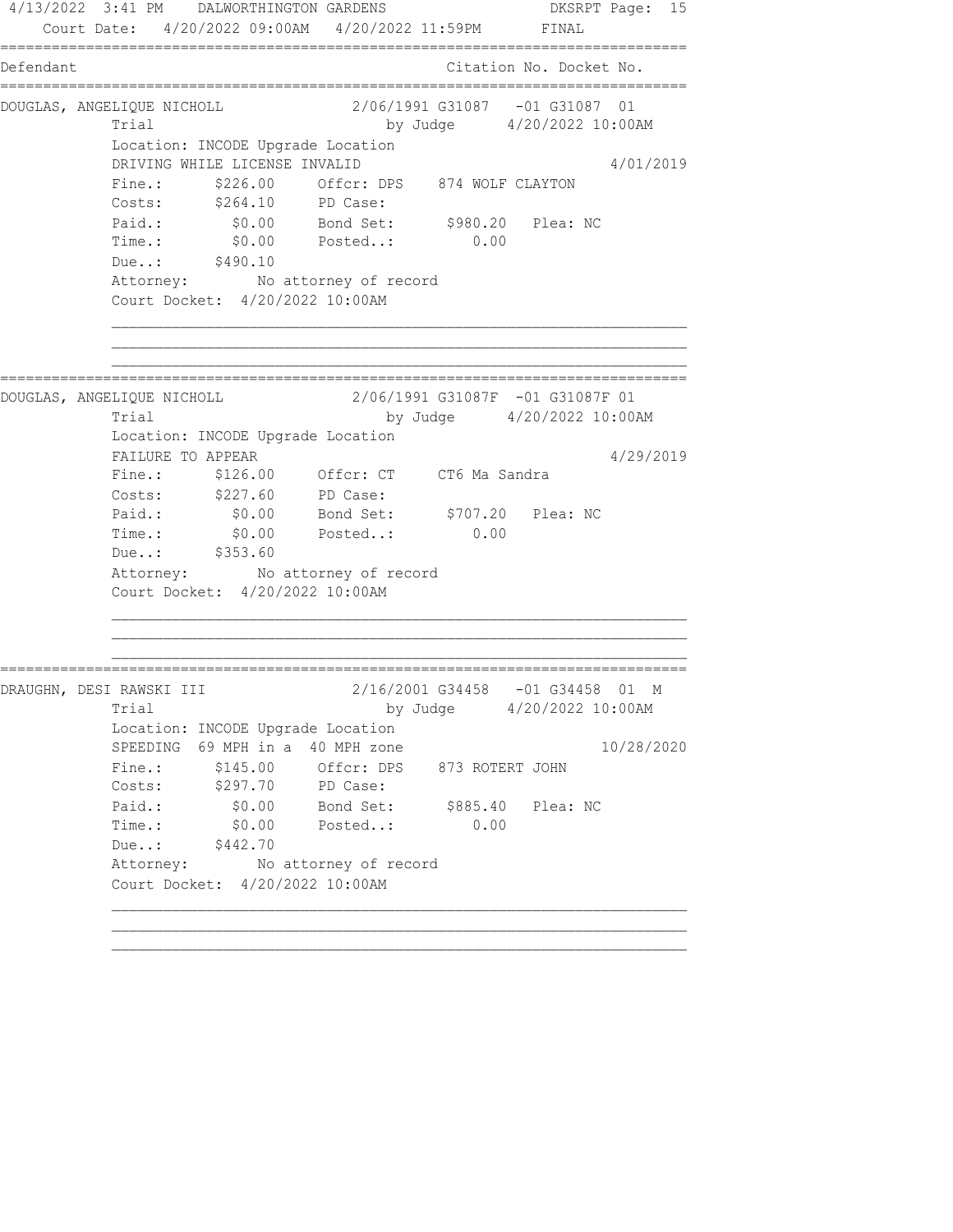4/13/2022 3:41 PM DALWORTHINGTON GARDENS DKSRPT Page: 15
Court Date: 4/20/2022 09:00AM 4/20/2022 11:59PM FINAL

```
==========================================================================
Defendant                                        Citation No. Docket No.
==========================================================================
DOUGLAS, ANGELIQUE NICHOLL          2/06/1991 G31087   -01 G31087  01
          Trial                              by Judge     4/20/2022 10:00AM
          Location: INCODE Upgrade Location
          DRIVING WHILE LICENSE INVALID                              4/01/2019
          Fine.:     $226.00    Offcr: DPS   874 WOLF CLAYTON
          Costs:     $264.10    PD Case:
          Paid.:       $0.00    Bond Set:     $980.20  Plea: NC
          Time.:       $0.00    Posted..:        0.00
          Due..:     $490.10
          Attorney:        No attorney of record
          Court Docket:  4/20/2022 10:00AM

==========================================================================
DOUGLAS, ANGELIQUE NICHOLL          2/06/1991 G31087F  -01 G31087F 01
          Trial                              by Judge     4/20/2022 10:00AM
          Location: INCODE Upgrade Location
          FAILURE TO APPEAR                                          4/29/2019
          Fine.:     $126.00    Offcr: CT    CT6 Ma Sandra
          Costs:     $227.60    PD Case:
          Paid.:       $0.00    Bond Set:     $707.20  Plea: NC
          Time.:       $0.00    Posted..:        0.00
          Due..:     $353.60
          Attorney:        No attorney of record
          Court Docket:  4/20/2022 10:00AM

==========================================================================
DRAUGHN, DESI RAWSKI III            2/16/2001 G34458   -01 G34458  01  M
          Trial                              by Judge     4/20/2022 10:00AM
          Location: INCODE Upgrade Location
          SPEEDING  69 MPH in a  40 MPH zone                        10/28/2020
          Fine.:     $145.00    Offcr: DPS   873 ROTERT JOHN
          Costs:     $297.70    PD Case:
          Paid.:       $0.00    Bond Set:     $885.40  Plea: NC
          Time.:       $0.00    Posted..:        0.00
          Due..:     $442.70
          Attorney:        No attorney of record
          Court Docket:  4/20/2022 10:00AM
```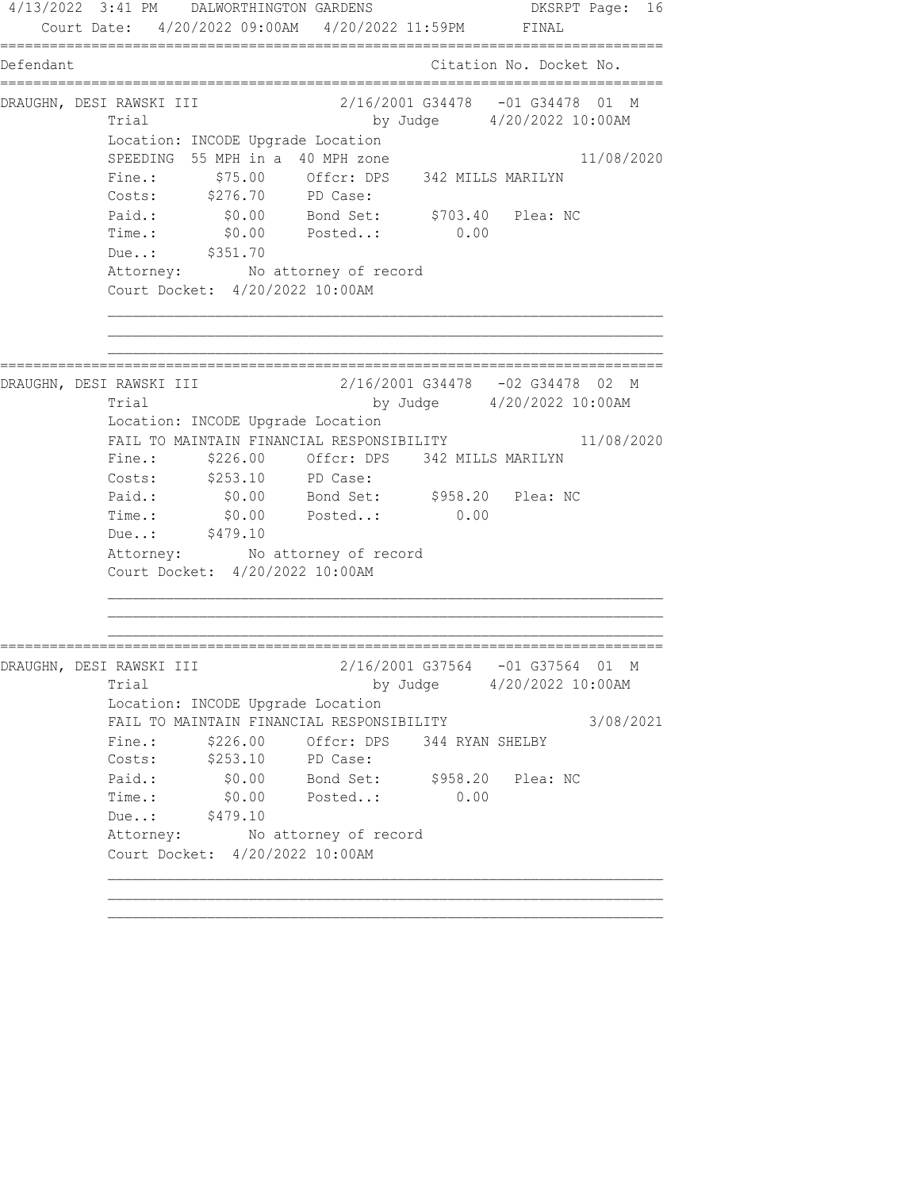4/13/2022 3:41 PM DALWORTHINGTON GARDENS DKSRPT Page: 16
Court Date: 4/20/2022 09:00AM 4/20/2022 11:59PM FINAL

```
================================================================================
Defendant                                          Citation No. Docket No.
================================================================================
DRAUGHN, DESI RAWSKI III              2/16/2001 G34478   -01 G34478  01  M
          Trial                             by Judge      4/20/2022 10:00AM
          Location: INCODE Upgrade Location
          SPEEDING  55 MPH in a  40 MPH zone                            11/08/2020
          Fine.:       $75.00     Offcr: DPS    342 MILLS MARILYN
          Costs:      $276.70     PD Case:
          Paid.:        $0.00     Bond Set:      $703.40   Plea: NC
          Time.:        $0.00     Posted..:         0.00
          Due..:      $351.70
          Attorney:        No attorney of record
          Court Docket:  4/20/2022 10:00AM

          ________________________________________________________________
          ________________________________________________________________
          ________________________________________________________________
================================================================================
DRAUGHN, DESI RAWSKI III              2/16/2001 G34478   -02 G34478  02  M
          Trial                             by Judge      4/20/2022 10:00AM
          Location: INCODE Upgrade Location
          FAIL TO MAINTAIN FINANCIAL RESPONSIBILITY                     11/08/2020
          Fine.:      $226.00     Offcr: DPS    342 MILLS MARILYN
          Costs:      $253.10     PD Case:
          Paid.:        $0.00     Bond Set:      $958.20   Plea: NC
          Time.:        $0.00     Posted..:         0.00
          Due..:      $479.10
          Attorney:        No attorney of record
          Court Docket:  4/20/2022 10:00AM

          ________________________________________________________________
          ________________________________________________________________
          ________________________________________________________________
================================================================================
DRAUGHN, DESI RAWSKI III              2/16/2001 G37564   -01 G37564  01  M
          Trial                             by Judge      4/20/2022 10:00AM
          Location: INCODE Upgrade Location
          FAIL TO MAINTAIN FINANCIAL RESPONSIBILITY                      3/08/2021
          Fine.:      $226.00     Offcr: DPS    344 RYAN SHELBY
          Costs:      $253.10     PD Case:
          Paid.:        $0.00     Bond Set:      $958.20   Plea: NC
          Time.:        $0.00     Posted..:         0.00
          Due..:      $479.10
          Attorney:        No attorney of record
          Court Docket:  4/20/2022 10:00AM

          ________________________________________________________________
          ________________________________________________________________
          ________________________________________________________________
```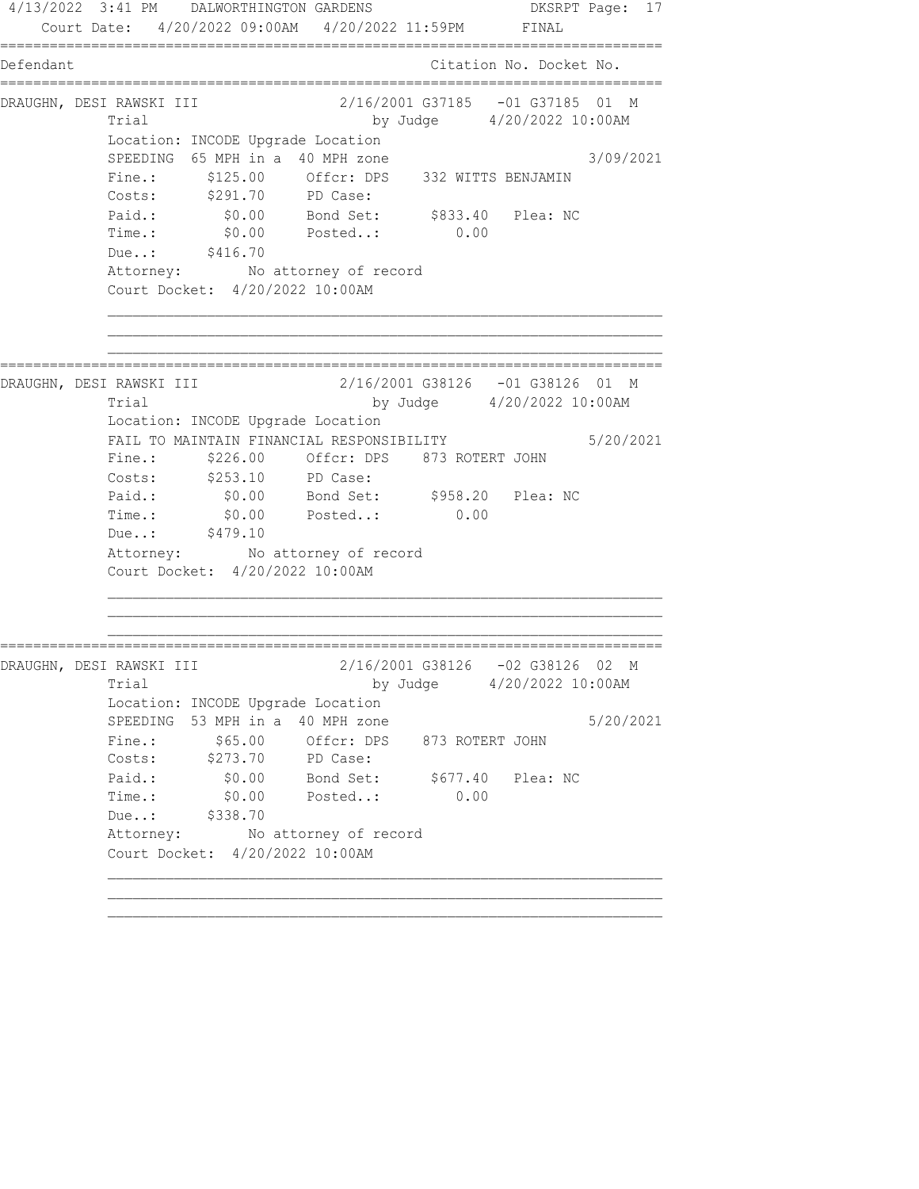4/13/2022 3:41 PM DALWORTHINGTON GARDENS DKSRPT Page: 17
Court Date: 4/20/2022 09:00AM 4/20/2022 11:59PM FINAL

| Defendant | Citation No. Docket No. |
|---|---|

---

**DRAUGHN, DESI RAWSKI III** — 2/16/2001 G37185 -01 G37185 01 M

Trial — by Judge 4/20/2022 10:00AM

Location: INCODE Upgrade Location

SPEEDING 65 MPH in a 40 MPH zone — 3/09/2021

```
Fine.:     $125.00    Offcr: DPS    332 WITTS BENJAMIN
Costs:     $291.70    PD Case:
Paid.:       $0.00    Bond Set:       $833.40   Plea: NC
Time.:       $0.00    Posted..:          0.00
Due..:     $416.70
Attorney:       No attorney of record
Court Docket:  4/20/2022 10:00AM
```

---

**DRAUGHN, DESI RAWSKI III** — 2/16/2001 G38126 -01 G38126 01 M

Trial — by Judge 4/20/2022 10:00AM

Location: INCODE Upgrade Location

FAIL TO MAINTAIN FINANCIAL RESPONSIBILITY — 5/20/2021

```
Fine.:     $226.00    Offcr: DPS    873 ROTERT JOHN
Costs:     $253.10    PD Case:
Paid.:       $0.00    Bond Set:       $958.20   Plea: NC
Time.:       $0.00    Posted..:          0.00
Due..:     $479.10
Attorney:       No attorney of record
Court Docket:  4/20/2022 10:00AM
```

---

**DRAUGHN, DESI RAWSKI III** — 2/16/2001 G38126 -02 G38126 02 M

Trial — by Judge 4/20/2022 10:00AM

Location: INCODE Upgrade Location

SPEEDING 53 MPH in a 40 MPH zone — 5/20/2021

```
Fine.:      $65.00    Offcr: DPS    873 ROTERT JOHN
Costs:     $273.70    PD Case:
Paid.:       $0.00    Bond Set:       $677.40   Plea: NC
Time.:       $0.00    Posted..:          0.00
Due..:     $338.70
Attorney:       No attorney of record
Court Docket:  4/20/2022 10:00AM
```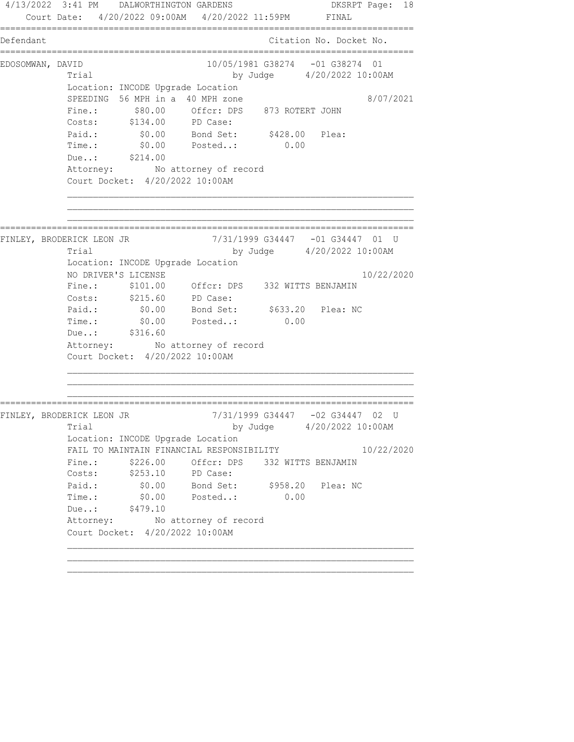4/13/2022 3:41 PM DALWORTHINGTON GARDENS DKSRPT Page: 18

Court Date: 4/20/2022 09:00AM 4/20/2022 11:59PM FINAL

| Defendant | Citation No. | Docket No. |
|---|---|---|

---

**EDOSOMWAN, DAVID** — 10/05/1981 G38274 -01 G38274 01

Trial by Judge 4/20/2022 10:00AM

Location: INCODE Upgrade Location

SPEEDING 56 MPH in a 40 MPH zone — 8/07/2021

```
Fine.:      $80.00    Offcr: DPS   873 ROTERT JOHN
Costs:     $134.00    PD Case:
Paid.:       $0.00    Bond Set:     $428.00   Plea:
Time.:       $0.00    Posted..:       0.00
Due..:     $214.00
Attorney:        No attorney of record
Court Docket:  4/20/2022 10:00AM
```

---

**FINLEY, BRODERICK LEON JR** — 7/31/1999 G34447 -01 G34447 01 U

Trial by Judge 4/20/2022 10:00AM

Location: INCODE Upgrade Location

NO DRIVER'S LICENSE — 10/22/2020

```
Fine.:     $101.00    Offcr: DPS   332 WITTS BENJAMIN
Costs:     $215.60    PD Case:
Paid.:       $0.00    Bond Set:     $633.20   Plea: NC
Time.:       $0.00    Posted..:       0.00
Due..:     $316.60
Attorney:        No attorney of record
Court Docket:  4/20/2022 10:00AM
```

---

**FINLEY, BRODERICK LEON JR** — 7/31/1999 G34447 -02 G34447 02 U

Trial by Judge 4/20/2022 10:00AM

Location: INCODE Upgrade Location

FAIL TO MAINTAIN FINANCIAL RESPONSIBILITY — 10/22/2020

```
Fine.:     $226.00    Offcr: DPS   332 WITTS BENJAMIN
Costs:     $253.10    PD Case:
Paid.:       $0.00    Bond Set:     $958.20   Plea: NC
Time.:       $0.00    Posted..:       0.00
Due..:     $479.10
Attorney:        No attorney of record
Court Docket:  4/20/2022 10:00AM
```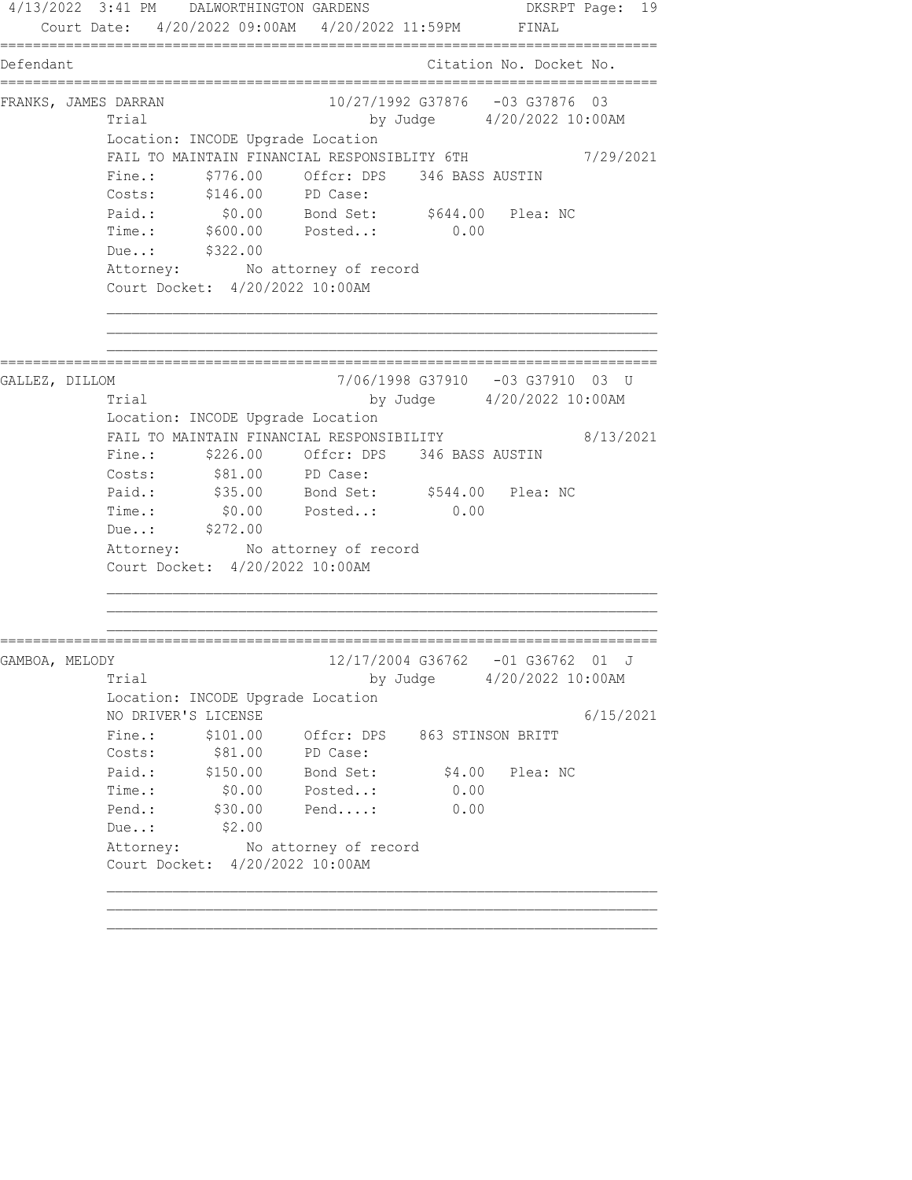Court Date: 4/20/2022 09:00AM 4/20/2022 11:59PM FINAL

```
Defendant                                          Citation No. Docket No.
==============================================================================
FRANKS, JAMES DARRAN                  10/27/1992 G37876   -03 G37876  03
          Trial                            by Judge      4/20/2022 10:00AM
          Location: INCODE Upgrade Location
          FAIL TO MAINTAIN FINANCIAL RESPONSIBLITY 6TH                7/29/2021
          Fine.:      $776.00     Offcr: DPS    346 BASS AUSTIN
          Costs:      $146.00     PD Case:
          Paid.:        $0.00     Bond Set:      $644.00   Plea: NC
          Time.:      $600.00     Posted..:         0.00
          Due..:      $322.00
          Attorney:        No attorney of record
          Court Docket:  4/20/2022 10:00AM

          ________________________________________________________________
          ________________________________________________________________
          ________________________________________________________________
==============================================================================
GALLEZ, DILLOM                         7/06/1998 G37910   -03 G37910  03  U
          Trial                            by Judge      4/20/2022 10:00AM
          Location: INCODE Upgrade Location
          FAIL TO MAINTAIN FINANCIAL RESPONSIBILITY                   8/13/2021
          Fine.:      $226.00     Offcr: DPS    346 BASS AUSTIN
          Costs:       $81.00     PD Case:
          Paid.:       $35.00     Bond Set:      $544.00   Plea: NC
          Time.:        $0.00     Posted..:         0.00
          Due..:      $272.00
          Attorney:        No attorney of record
          Court Docket:  4/20/2022 10:00AM

          ________________________________________________________________
          ________________________________________________________________
          ________________________________________________________________
==============================================================================
GAMBOA, MELODY                        12/17/2004 G36762   -01 G36762  01  J
          Trial                            by Judge      4/20/2022 10:00AM
          Location: INCODE Upgrade Location
          NO DRIVER'S LICENSE                                         6/15/2021
          Fine.:      $101.00     Offcr: DPS    863 STINSON BRITT
          Costs:       $81.00     PD Case:
          Paid.:      $150.00     Bond Set:        $4.00   Plea: NC
          Time.:        $0.00     Posted..:         0.00
          Pend.:       $30.00     Pend....:         0.00
          Due..:        $2.00
          Attorney:        No attorney of record
          Court Docket:  4/20/2022 10:00AM

          ________________________________________________________________
          ________________________________________________________________
          ________________________________________________________________
```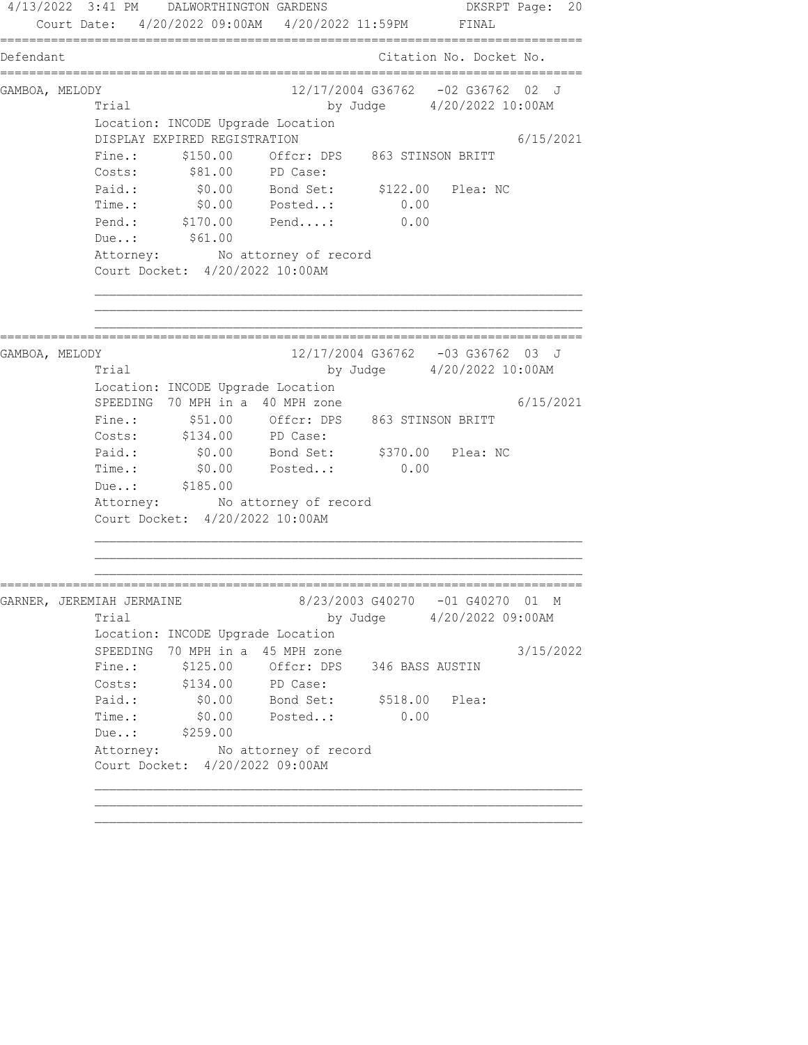```
4/13/2022  3:41 PM    DALWORTHINGTON GARDENS                       DKSRPT Page:  20
    Court Date:  4/20/2022 09:00AM   4/20/2022 11:59PM        FINAL
================================================================================
Defendant                                          Citation No. Docket No.
================================================================================
GAMBOA, MELODY                        12/17/2004 G36762   -02 G36762  02  J
          Trial                              by Judge      4/20/2022 10:00AM
          Location: INCODE Upgrade Location
          DISPLAY EXPIRED REGISTRATION                                6/15/2021
          Fine.:      $150.00     Offcr: DPS    863 STINSON BRITT
          Costs:       $81.00     PD Case:
          Paid.:        $0.00     Bond Set:      $122.00   Plea: NC
          Time.:        $0.00     Posted..:         0.00
          Pend.:      $170.00     Pend....:         0.00
          Due..:       $61.00
          Attorney:        No attorney of record
          Court Docket:  4/20/2022 10:00AM

          ______________________________________________________________
          ______________________________________________________________
          ______________________________________________________________
================================================================================
GAMBOA, MELODY                        12/17/2004 G36762   -03 G36762  03  J
          Trial                              by Judge      4/20/2022 10:00AM
          Location: INCODE Upgrade Location
          SPEEDING  70 MPH in a  40 MPH zone                          6/15/2021
          Fine.:       $51.00     Offcr: DPS    863 STINSON BRITT
          Costs:      $134.00     PD Case:
          Paid.:        $0.00     Bond Set:      $370.00   Plea: NC
          Time.:        $0.00     Posted..:         0.00
          Due..:      $185.00
          Attorney:        No attorney of record
          Court Docket:  4/20/2022 10:00AM

          ______________________________________________________________
          ______________________________________________________________
          ______________________________________________________________
================================================================================
GARNER, JEREMIAH JERMAINE              8/23/2003 G40270   -01 G40270  01  M
          Trial                              by Judge      4/20/2022 09:00AM
          Location: INCODE Upgrade Location
          SPEEDING  70 MPH in a  45 MPH zone                          3/15/2022
          Fine.:      $125.00     Offcr: DPS    346 BASS AUSTIN
          Costs:      $134.00     PD Case:
          Paid.:        $0.00     Bond Set:      $518.00   Plea:
          Time.:        $0.00     Posted..:         0.00
          Due..:      $259.00
          Attorney:        No attorney of record
          Court Docket:  4/20/2022 09:00AM

          ______________________________________________________________
          ______________________________________________________________
          ______________________________________________________________
```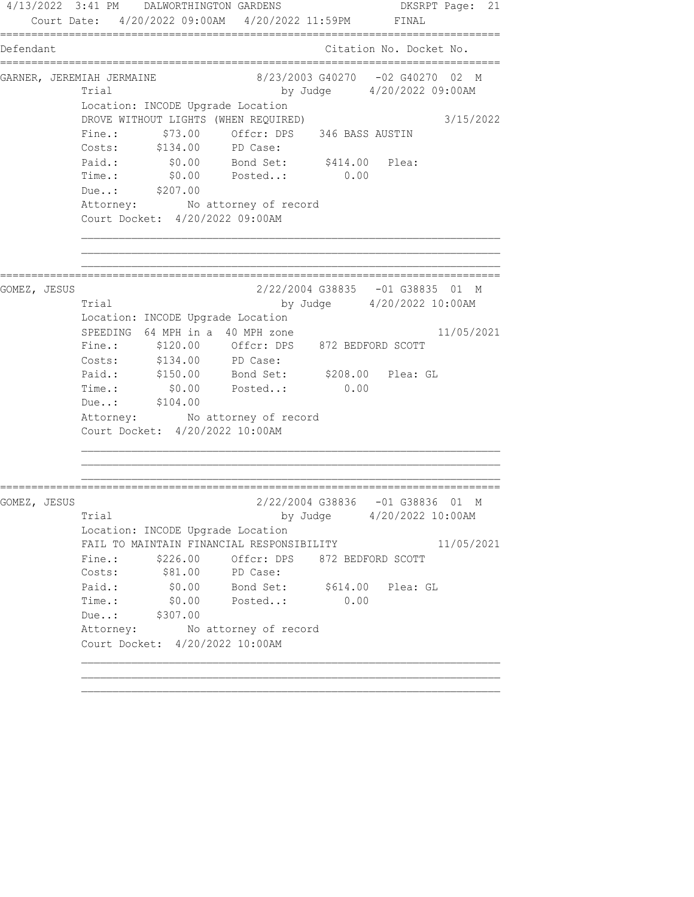4/13/2022 3:41 PM DALWORTHINGTON GARDENS DKSRPT
Court Date: 4/20/2022 09:00AM 4/20/2022 11:59PM FINAL

| Defendant | Citation No. | Docket No. |
|---|---|---|

---

**GARNER, JEREMIAH JERMAINE** — 8/23/2003 G40270 -02 G40270 02 M

Trial by Judge 4/20/2022 09:00AM
Location: INCODE Upgrade Location
DROVE WITHOUT LIGHTS (WHEN REQUIRED) — 3/15/2022

| | | | | | |
|---|---|---|---|---|---|
| Fine.: | $73.00 | Offcr: DPS | 346 BASS AUSTIN | | |
| Costs: | $134.00 | PD Case: | | | |
| Paid.: | $0.00 | Bond Set: | $414.00 | Plea: | |
| Time.: | $0.00 | Posted..: | 0.00 | | |
| Due..: | $207.00 | | | | |

Attorney: No attorney of record
Court Docket: 4/20/2022 09:00AM

---

**GOMEZ, JESUS** — 2/22/2004 G38835 -01 G38835 01 M

Trial by Judge 4/20/2022 10:00AM
Location: INCODE Upgrade Location
SPEEDING 64 MPH in a 40 MPH zone — 11/05/2021

| | | | | | |
|---|---|---|---|---|---|
| Fine.: | $120.00 | Offcr: DPS | 872 BEDFORD SCOTT | | |
| Costs: | $134.00 | PD Case: | | | |
| Paid.: | $150.00 | Bond Set: | $208.00 | Plea: | GL |
| Time.: | $0.00 | Posted..: | 0.00 | | |
| Due..: | $104.00 | | | | |

Attorney: No attorney of record
Court Docket: 4/20/2022 10:00AM

---

**GOMEZ, JESUS** — 2/22/2004 G38836 -01 G38836 01 M

Trial by Judge 4/20/2022 10:00AM
Location: INCODE Upgrade Location
FAIL TO MAINTAIN FINANCIAL RESPONSIBILITY — 11/05/2021

| | | | | | |
|---|---|---|---|---|---|
| Fine.: | $226.00 | Offcr: DPS | 872 BEDFORD SCOTT | | |
| Costs: | $81.00 | PD Case: | | | |
| Paid.: | $0.00 | Bond Set: | $614.00 | Plea: | GL |
| Time.: | $0.00 | Posted..: | 0.00 | | |
| Due..: | $307.00 | | | | |

Attorney: No attorney of record
Court Docket: 4/20/2022 10:00AM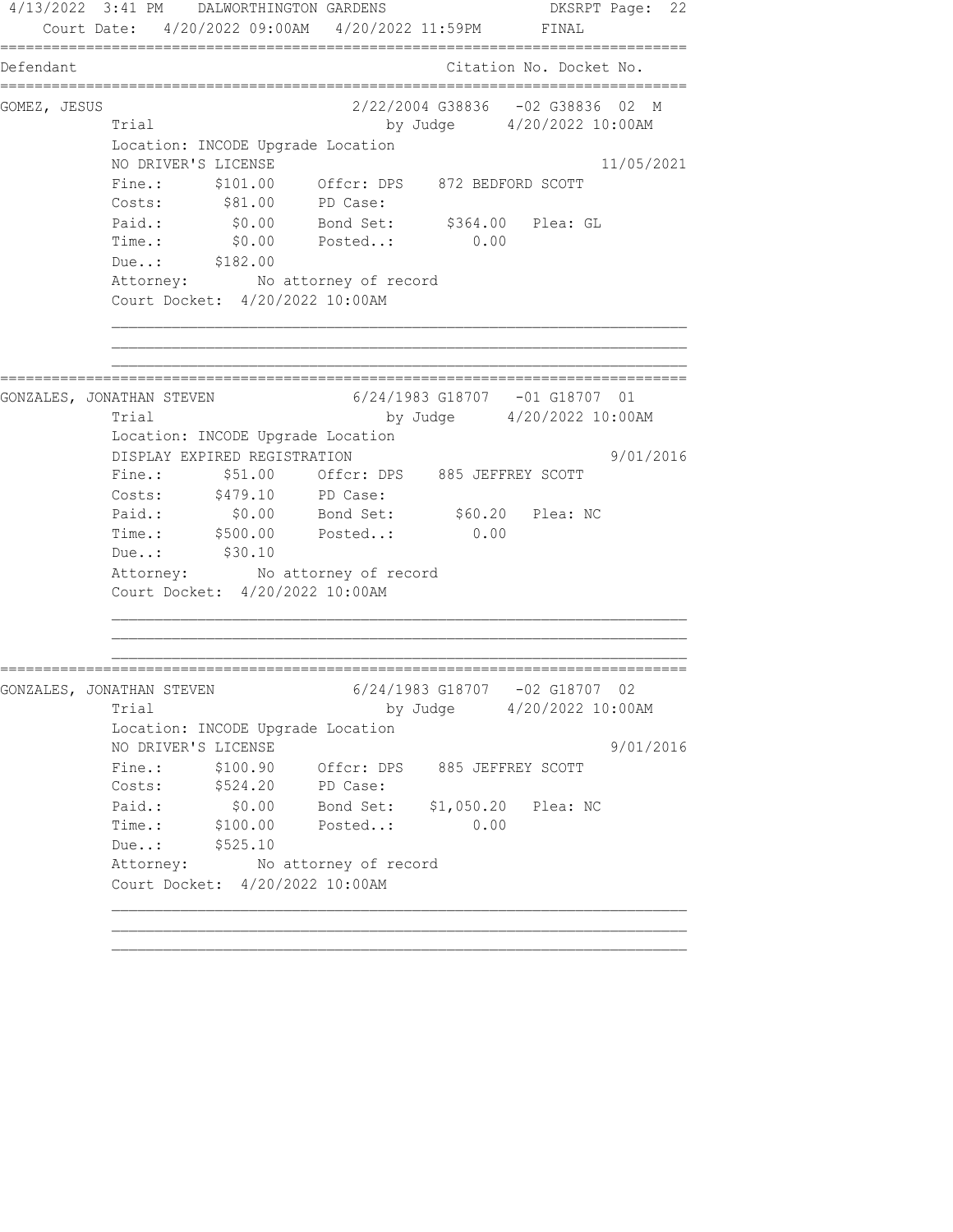4/13/2022 3:41 PM DALWORTHINGTON GARDENS DKSRPT Page: 22
Court Date: 4/20/2022 09:00AM 4/20/2022 11:59PM FINAL

```
================================================================================
Defendant                                         Citation No. Docket No.
================================================================================
GOMEZ, JESUS                         2/22/2004 G38836   -02 G38836  02  M
          Trial                           by Judge      4/20/2022 10:00AM
          Location: INCODE Upgrade Location
          NO DRIVER'S LICENSE                                       11/05/2021
          Fine.:      $101.00     Offcr: DPS    872 BEDFORD SCOTT
          Costs:       $81.00     PD Case:
          Paid.:        $0.00     Bond Set:      $364.00   Plea: GL
          Time.:        $0.00     Posted..:         0.00
          Due..:      $182.00
          Attorney:        No attorney of record
          Court Docket:  4/20/2022 10:00AM

================================================================================
GONZALES, JONATHAN STEVEN            6/24/1983 G18707   -01 G18707  01
          Trial                           by Judge      4/20/2022 10:00AM
          Location: INCODE Upgrade Location
          DISPLAY EXPIRED REGISTRATION                               9/01/2016
          Fine.:       $51.00     Offcr: DPS    885 JEFFREY SCOTT
          Costs:      $479.10     PD Case:
          Paid.:        $0.00     Bond Set:       $60.20   Plea: NC
          Time.:      $500.00     Posted..:         0.00
          Due..:       $30.10
          Attorney:        No attorney of record
          Court Docket:  4/20/2022 10:00AM

================================================================================
GONZALES, JONATHAN STEVEN            6/24/1983 G18707   -02 G18707  02
          Trial                           by Judge      4/20/2022 10:00AM
          Location: INCODE Upgrade Location
          NO DRIVER'S LICENSE                                        9/01/2016
          Fine.:      $100.90     Offcr: DPS    885 JEFFREY SCOTT
          Costs:      $524.20     PD Case:
          Paid.:        $0.00     Bond Set:    $1,050.20   Plea: NC
          Time.:      $100.00     Posted..:         0.00
          Due..:      $525.10
          Attorney:        No attorney of record
          Court Docket:  4/20/2022 10:00AM
```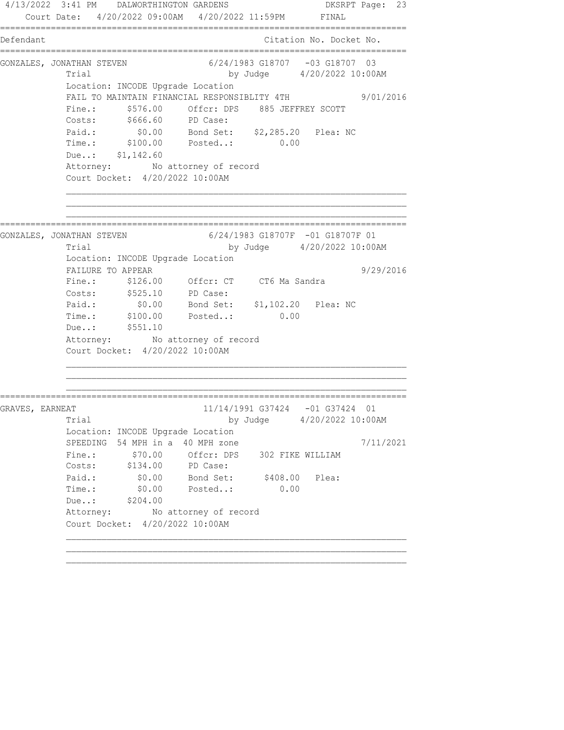Court Date: 4/20/2022 09:00AM 4/20/2022 11:59PM FINAL

| Defendant | Citation No. Docket No. |
|---|---|

---

**GONZALES, JONATHAN STEVEN** 6/24/1983 G18707 -03 G18707 03

Trial by Judge 4/20/2022 10:00AM

Location: INCODE Upgrade Location

FAIL TO MAINTAIN FINANCIAL RESPONSIBLITY 4TH 9/01/2016

- Fine.: $576.00 Offcr: DPS 885 JEFFREY SCOTT
- Costs: $666.60 PD Case:
- Paid.: $0.00 Bond Set: $2,285.20 Plea: NC
- Time.: $100.00 Posted..: 0.00
- Due..: $1,142.60

Attorney: No attorney of record

Court Docket: 4/20/2022 10:00AM

---

**GONZALES, JONATHAN STEVEN** 6/24/1983 G18707F -01 G18707F 01

Trial by Judge 4/20/2022 10:00AM

Location: INCODE Upgrade Location

FAILURE TO APPEAR 9/29/2016

- Fine.: $126.00 Offcr: CT CT6 Ma Sandra
- Costs: $525.10 PD Case:
- Paid.: $0.00 Bond Set: $1,102.20 Plea: NC
- Time.: $100.00 Posted..: 0.00
- Due..: $551.10

Attorney: No attorney of record

Court Docket: 4/20/2022 10:00AM

---

**GRAVES, EARNEAT** 11/14/1991 G37424 -01 G37424 01

Trial by Judge 4/20/2022 10:00AM

Location: INCODE Upgrade Location

SPEEDING 54 MPH in a 40 MPH zone 7/11/2021

- Fine.: $70.00 Offcr: DPS 302 FIKE WILLIAM
- Costs: $134.00 PD Case:
- Paid.: $0.00 Bond Set: $408.00 Plea:
- Time.: $0.00 Posted..: 0.00
- Due..: $204.00

Attorney: No attorney of record

Court Docket: 4/20/2022 10:00AM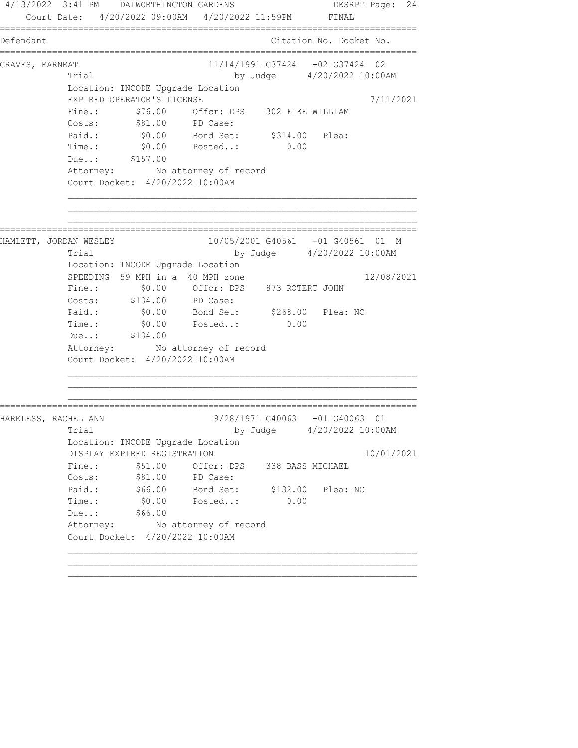4/13/2022 3:41 PM DALWORTHINGTON GARDENS DKSRPT Page: 24
Court Date: 4/20/2022 09:00AM 4/20/2022 11:59PM FINAL

| Defendant | Citation No. Docket No. |
|---|---|

**GRAVES, EARNEAT** — 11/14/1991 G37424 -02 G37424 02

Trial by Judge 4/20/2022 10:00AM
Location: INCODE Upgrade Location
EXPIRED OPERATOR'S LICENSE 7/11/2021

| | | | |
|---|---|---|---|
| Fine.: | $76.00 | Offcr: DPS | 302 FIKE WILLIAM |
| Costs: | $81.00 | PD Case: | |
| Paid.: | $0.00 | Bond Set: $314.00 | Plea: |
| Time.: | $0.00 | Posted..: 0.00 | |
| Due..: | $157.00 | | |

Attorney: No attorney of record
Court Docket: 4/20/2022 10:00AM

---

**HAMLETT, JORDAN WESLEY** — 10/05/2001 G40561 -01 G40561 01 M

Trial by Judge 4/20/2022 10:00AM
Location: INCODE Upgrade Location
SPEEDING 59 MPH in a 40 MPH zone 12/08/2021

| | | | |
|---|---|---|---|
| Fine.: | $0.00 | Offcr: DPS | 873 ROTERT JOHN |
| Costs: | $134.00 | PD Case: | |
| Paid.: | $0.00 | Bond Set: $268.00 | Plea: NC |
| Time.: | $0.00 | Posted..: 0.00 | |
| Due..: | $134.00 | | |

Attorney: No attorney of record
Court Docket: 4/20/2022 10:00AM

---

**HARKLESS, RACHEL ANN** — 9/28/1971 G40063 -01 G40063 01

Trial by Judge 4/20/2022 10:00AM
Location: INCODE Upgrade Location
DISPLAY EXPIRED REGISTRATION 10/01/2021

| | | | |
|---|---|---|---|
| Fine.: | $51.00 | Offcr: DPS | 338 BASS MICHAEL |
| Costs: | $81.00 | PD Case: | |
| Paid.: | $66.00 | Bond Set: $132.00 | Plea: NC |
| Time.: | $0.00 | Posted..: 0.00 | |
| Due..: | $66.00 | | |

Attorney: No attorney of record
Court Docket: 4/20/2022 10:00AM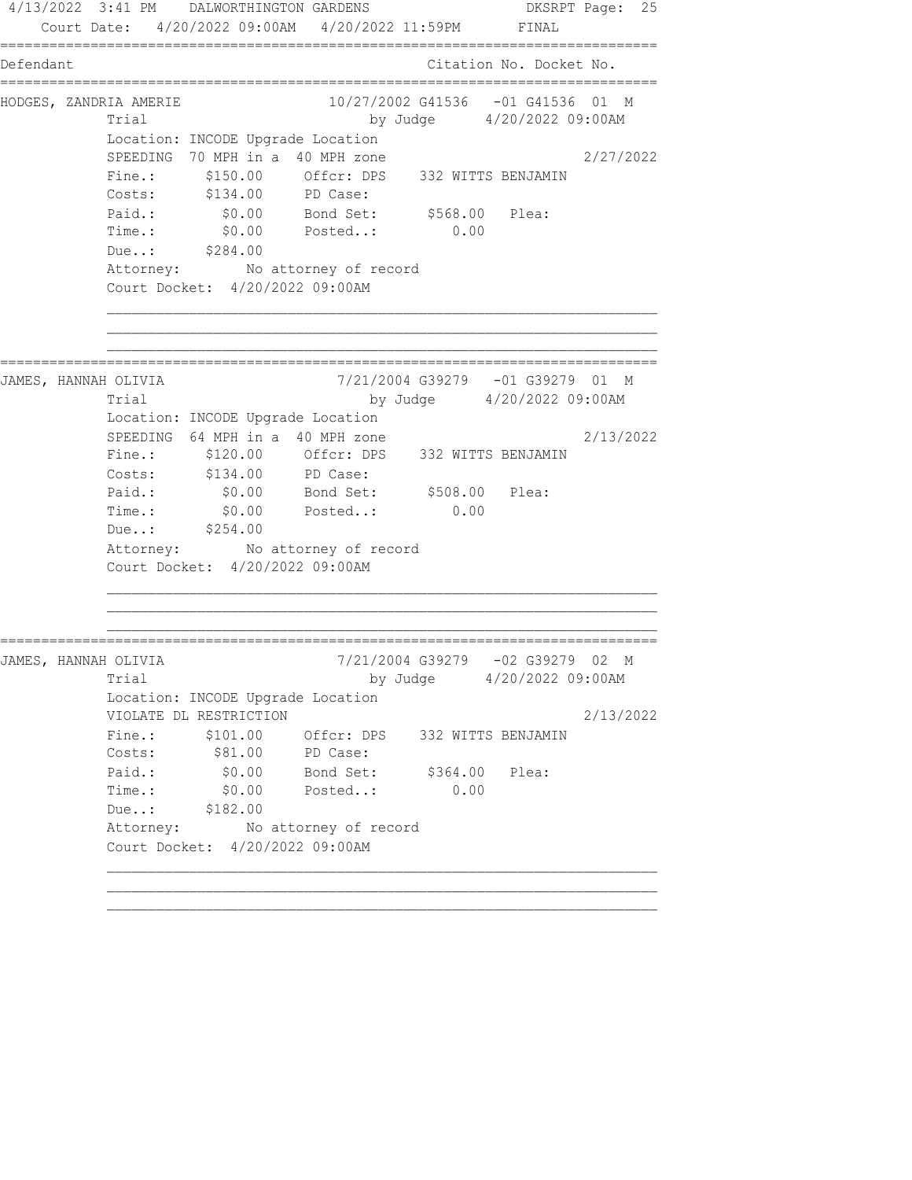Court Date: 4/20/2022 09:00AM 4/20/2022 11:59PM FINAL

```
==============================================================================
Defendant                                           Citation No. Docket No.
==============================================================================
HODGES, ZANDRIA AMERIE              10/27/2002 G41536   -01 G41536  01  M
             Trial                          by Judge      4/20/2022 09:00AM
             Location: INCODE Upgrade Location
             SPEEDING  70 MPH in a  40 MPH zone                          2/27/2022
             Fine.:      $150.00     Offcr: DPS    332 WITTS BENJAMIN
             Costs:      $134.00     PD Case:
             Paid.:        $0.00     Bond Set:      $568.00   Plea:
             Time.:        $0.00     Posted..:         0.00
             Due..:      $284.00
             Attorney:        No attorney of record
             Court Docket:  4/20/2022 09:00AM
==============================================================================
JAMES, HANNAH OLIVIA                 7/21/2004 G39279   -01 G39279  01  M
             Trial                          by Judge      4/20/2022 09:00AM
             Location: INCODE Upgrade Location
             SPEEDING  64 MPH in a  40 MPH zone                          2/13/2022
             Fine.:      $120.00     Offcr: DPS    332 WITTS BENJAMIN
             Costs:      $134.00     PD Case:
             Paid.:        $0.00     Bond Set:      $508.00   Plea:
             Time.:        $0.00     Posted..:         0.00
             Due..:      $254.00
             Attorney:        No attorney of record
             Court Docket:  4/20/2022 09:00AM
==============================================================================
JAMES, HANNAH OLIVIA                 7/21/2004 G39279   -02 G39279  02  M
             Trial                          by Judge      4/20/2022 09:00AM
             Location: INCODE Upgrade Location
             VIOLATE DL RESTRICTION                                      2/13/2022
             Fine.:      $101.00     Offcr: DPS    332 WITTS BENJAMIN
             Costs:       $81.00     PD Case:
             Paid.:        $0.00     Bond Set:      $364.00   Plea:
             Time.:        $0.00     Posted..:         0.00
             Due..:      $182.00
             Attorney:        No attorney of record
             Court Docket:  4/20/2022 09:00AM
```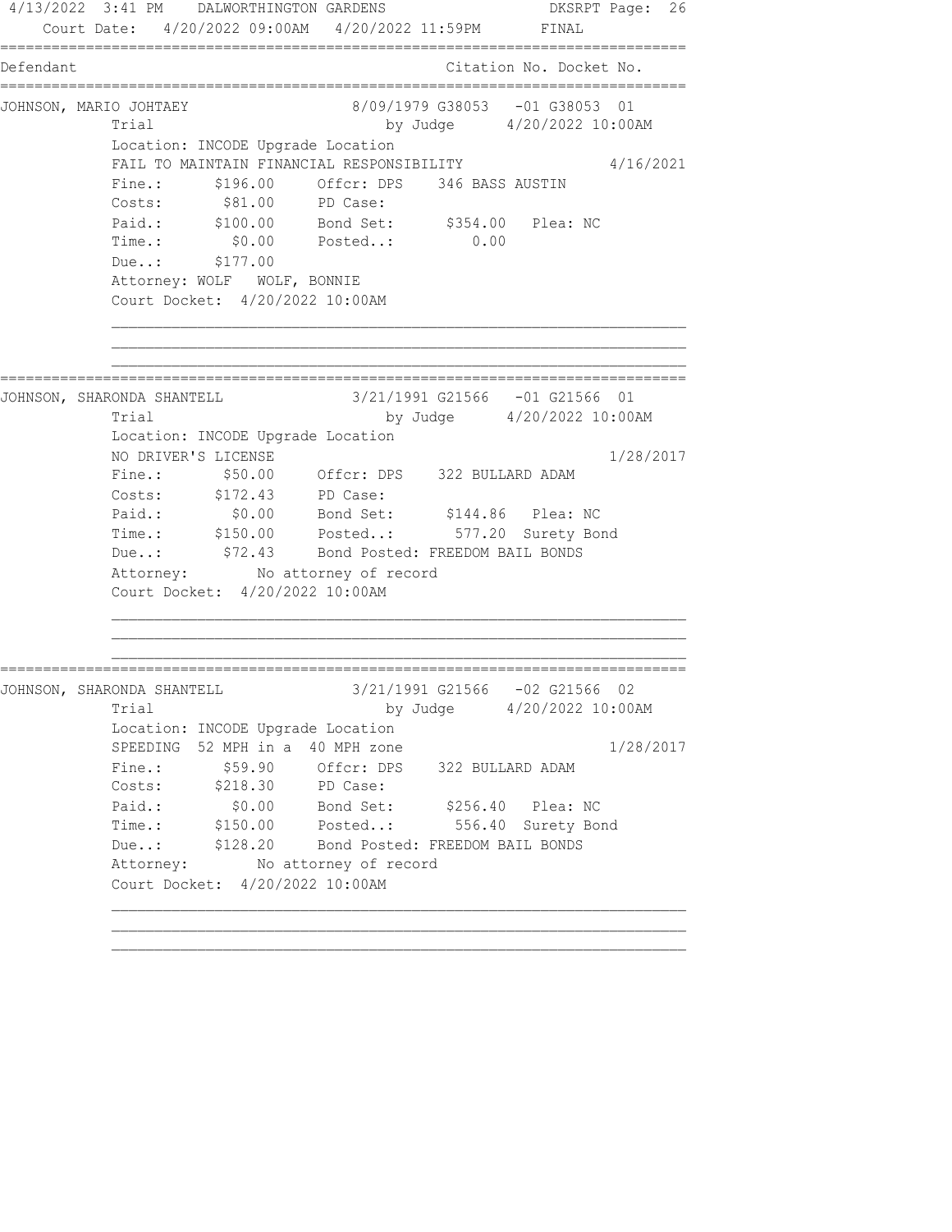4/13/2022 3:41 PM DALWORTHINGTON GARDENS DKSRPT Page: 26
Court Date: 4/20/2022 09:00AM 4/20/2022 11:59PM FINAL

| Defendant | Citation No. Docket No. |
|---|---|

**JOHNSON, MARIO JOHTAEY** — 8/09/1979 G38053 -01 G38053 01

Trial by Judge 4/20/2022 10:00AM
Location: INCODE Upgrade Location
FAIL TO MAINTAIN FINANCIAL RESPONSIBILITY 4/16/2021

Fine.: $196.00 Offcr: DPS 346 BASS AUSTIN
Costs: $81.00 PD Case:
Paid.: $100.00 Bond Set: $354.00 Plea: NC
Time.: $0.00 Posted..: 0.00
Due..: $177.00
Attorney: WOLF WOLF, BONNIE
Court Docket: 4/20/2022 10:00AM

---

**JOHNSON, SHARONDA SHANTELL** — 3/21/1991 G21566 -01 G21566 01

Trial by Judge 4/20/2022 10:00AM
Location: INCODE Upgrade Location
NO DRIVER'S LICENSE 1/28/2017

Fine.: $50.00 Offcr: DPS 322 BULLARD ADAM
Costs: $172.43 PD Case:
Paid.: $0.00 Bond Set: $144.86 Plea: NC
Time.: $150.00 Posted..: 577.20 Surety Bond
Due..: $72.43 Bond Posted: FREEDOM BAIL BONDS
Attorney: No attorney of record
Court Docket: 4/20/2022 10:00AM

---

**JOHNSON, SHARONDA SHANTELL** — 3/21/1991 G21566 -02 G21566 02

Trial by Judge 4/20/2022 10:00AM
Location: INCODE Upgrade Location
SPEEDING 52 MPH in a 40 MPH zone 1/28/2017

Fine.: $59.90 Offcr: DPS 322 BULLARD ADAM
Costs: $218.30 PD Case:
Paid.: $0.00 Bond Set: $256.40 Plea: NC
Time.: $150.00 Posted..: 556.40 Surety Bond
Due..: $128.20 Bond Posted: FREEDOM BAIL BONDS
Attorney: No attorney of record
Court Docket: 4/20/2022 10:00AM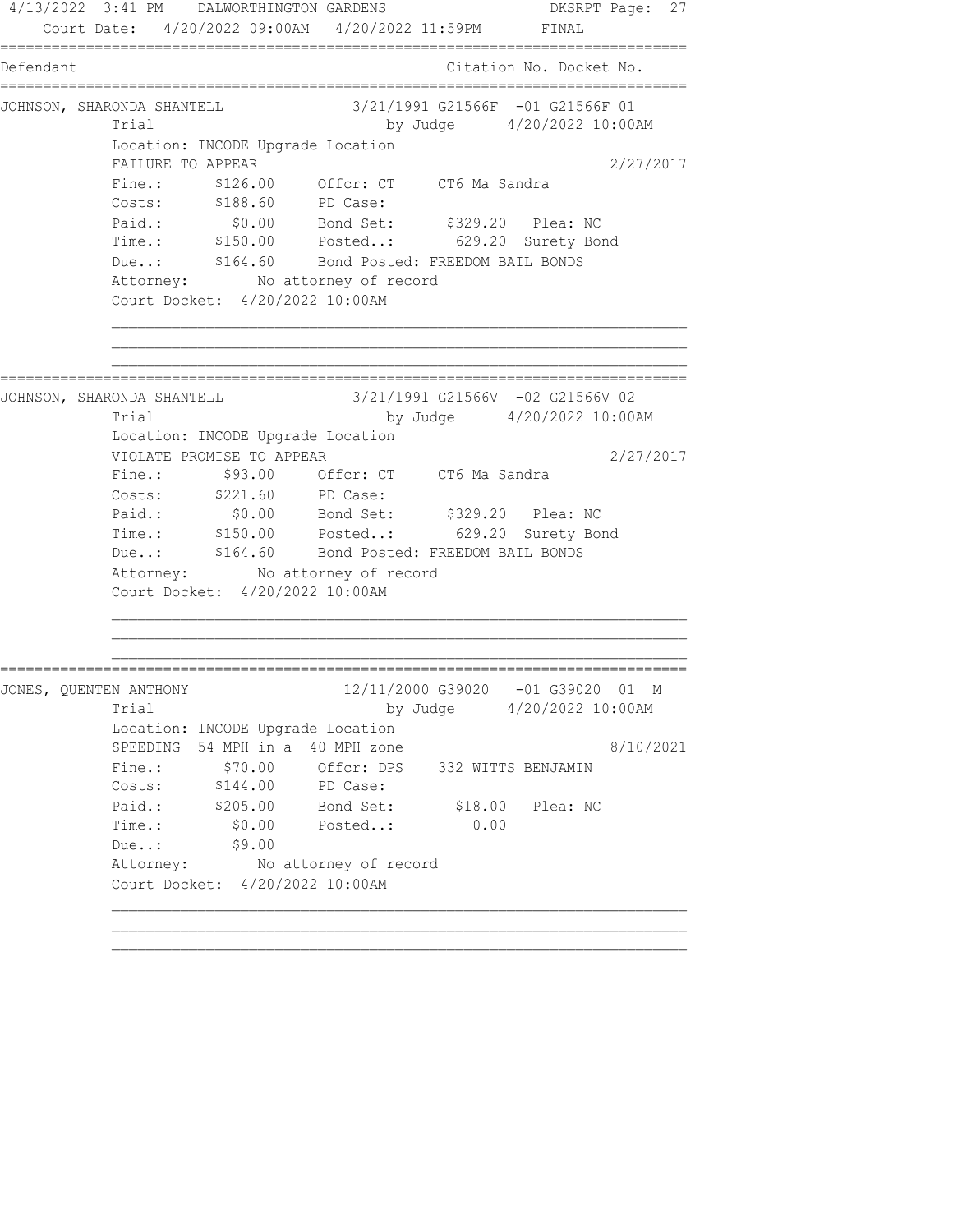Court Date: 4/20/2022 09:00AM 4/20/2022 11:59PM FINAL

| Defendant | Citation No. Docket No. |
|---|---|

---

**JOHNSON, SHARONDA SHANTELL** — 3/21/1991 G21566F -01 G21566F 01

Trial by Judge 4/20/2022 10:00AM

Location: INCODE Upgrade Location

FAILURE TO APPEAR — 2/27/2017

| | | | |
|---|---|---|---|
| Fine.: | $126.00 | Offcr: CT | CT6 Ma Sandra |
| Costs: | $188.60 | PD Case: | |
| Paid.: | $0.00 | Bond Set: | $329.20 Plea: NC |
| Time.: | $150.00 | Posted..: | 629.20 Surety Bond |
| Due..: | $164.60 | Bond Posted: | FREEDOM BAIL BONDS |

Attorney: No attorney of record

Court Docket: 4/20/2022 10:00AM

---

**JOHNSON, SHARONDA SHANTELL** — 3/21/1991 G21566V -02 G21566V 02

Trial by Judge 4/20/2022 10:00AM

Location: INCODE Upgrade Location

VIOLATE PROMISE TO APPEAR — 2/27/2017

| | | | |
|---|---|---|---|
| Fine.: | $93.00 | Offcr: CT | CT6 Ma Sandra |
| Costs: | $221.60 | PD Case: | |
| Paid.: | $0.00 | Bond Set: | $329.20 Plea: NC |
| Time.: | $150.00 | Posted..: | 629.20 Surety Bond |
| Due..: | $164.60 | Bond Posted: | FREEDOM BAIL BONDS |

Attorney: No attorney of record

Court Docket: 4/20/2022 10:00AM

---

**JONES, QUENTEN ANTHONY** — 12/11/2000 G39020 -01 G39020 01 M

Trial by Judge 4/20/2022 10:00AM

Location: INCODE Upgrade Location

SPEEDING 54 MPH in a 40 MPH zone — 8/10/2021

| | | | |
|---|---|---|---|
| Fine.: | $70.00 | Offcr: DPS | 332 WITTS BENJAMIN |
| Costs: | $144.00 | PD Case: | |
| Paid.: | $205.00 | Bond Set: | $18.00 Plea: NC |
| Time.: | $0.00 | Posted..: | 0.00 |
| Due..: | $9.00 | | |

Attorney: No attorney of record

Court Docket: 4/20/2022 10:00AM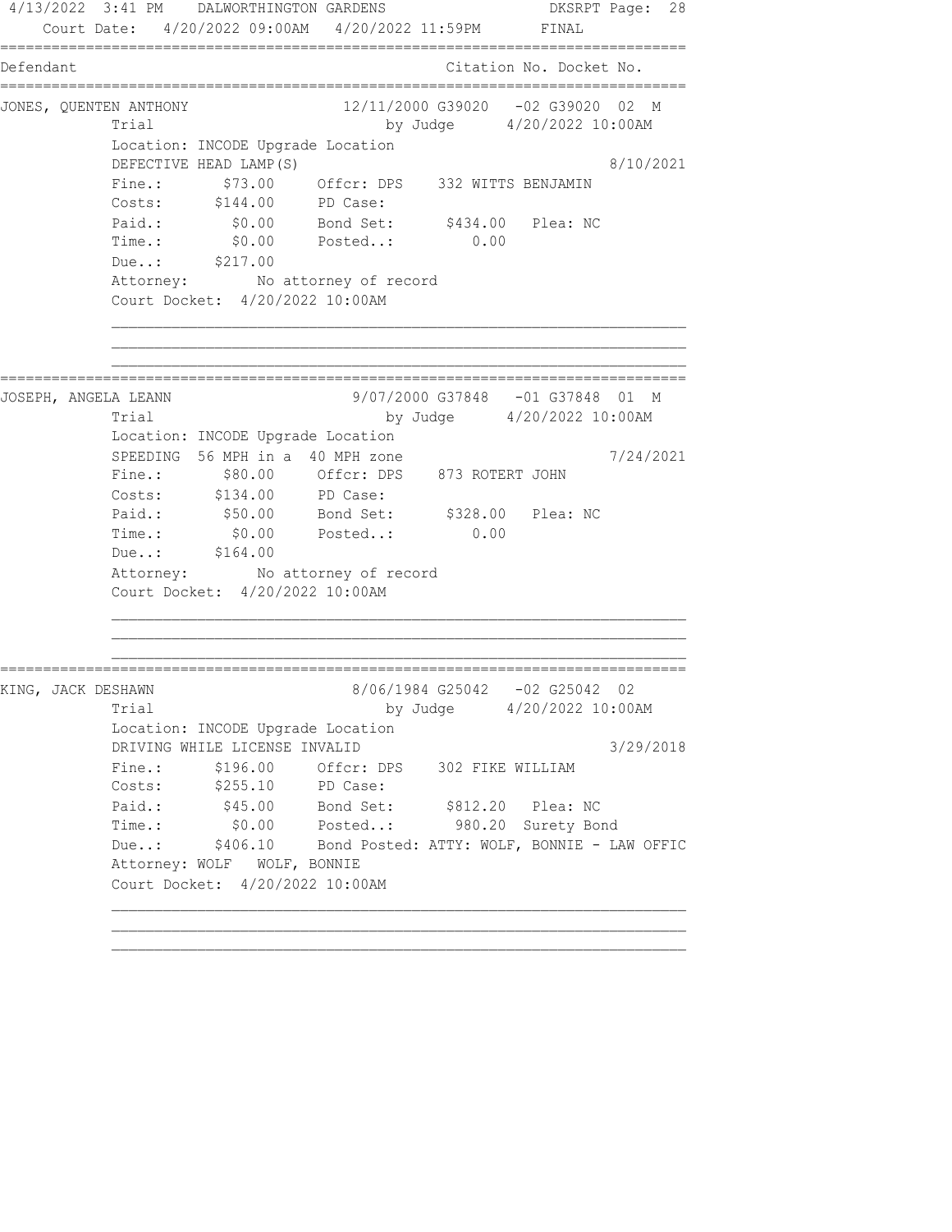```
4/13/2022  3:41 PM    DALWORTHINGTON GARDENS                          DKSRPT Page:  28
    Court Date:  4/20/2022 09:00AM   4/20/2022 11:59PM       FINAL
================================================================================
Defendant                                                   Citation No. Docket No.
================================================================================
JONES, QUENTEN ANTHONY              12/11/2000 G39020   -02 G39020  02  M
             Trial                              by Judge      4/20/2022 10:00AM
             Location: INCODE Upgrade Location
             DEFECTIVE HEAD LAMP(S)                                          8/10/2021
             Fine.:       $73.00     Offcr: DPS    332 WITTS BENJAMIN
             Costs:      $144.00     PD Case:
             Paid.:        $0.00     Bond Set:      $434.00   Plea: NC
             Time.:        $0.00     Posted..:         0.00
             Due..:      $217.00
             Attorney:        No attorney of record
             Court Docket:  4/20/2022 10:00AM

             ________________________________________________________________
             ________________________________________________________________
             ________________________________________________________________
================================================================================
JOSEPH, ANGELA LEANN                 9/07/2000 G37848   -01 G37848  01  M
             Trial                              by Judge      4/20/2022 10:00AM
             Location: INCODE Upgrade Location
             SPEEDING  56 MPH in a  40 MPH zone                              7/24/2021
             Fine.:       $80.00     Offcr: DPS    873 ROTERT JOHN
             Costs:      $134.00     PD Case:
             Paid.:       $50.00     Bond Set:      $328.00   Plea: NC
             Time.:        $0.00     Posted..:         0.00
             Due..:      $164.00
             Attorney:        No attorney of record
             Court Docket:  4/20/2022 10:00AM

             ________________________________________________________________
             ________________________________________________________________
             ________________________________________________________________
================================================================================
KING, JACK DESHAWN                   8/06/1984 G25042   -02 G25042  02
             Trial                              by Judge      4/20/2022 10:00AM
             Location: INCODE Upgrade Location
             DRIVING WHILE LICENSE INVALID                                   3/29/2018
             Fine.:      $196.00     Offcr: DPS    302 FIKE WILLIAM
             Costs:      $255.10     PD Case:
             Paid.:       $45.00     Bond Set:      $812.20   Plea: NC
             Time.:        $0.00     Posted..:       980.20  Surety Bond
             Due..:      $406.10     Bond Posted: ATTY: WOLF, BONNIE - LAW OFFIC
             Attorney: WOLF   WOLF, BONNIE
             Court Docket:  4/20/2022 10:00AM

             ________________________________________________________________
             ________________________________________________________________
             ________________________________________________________________
```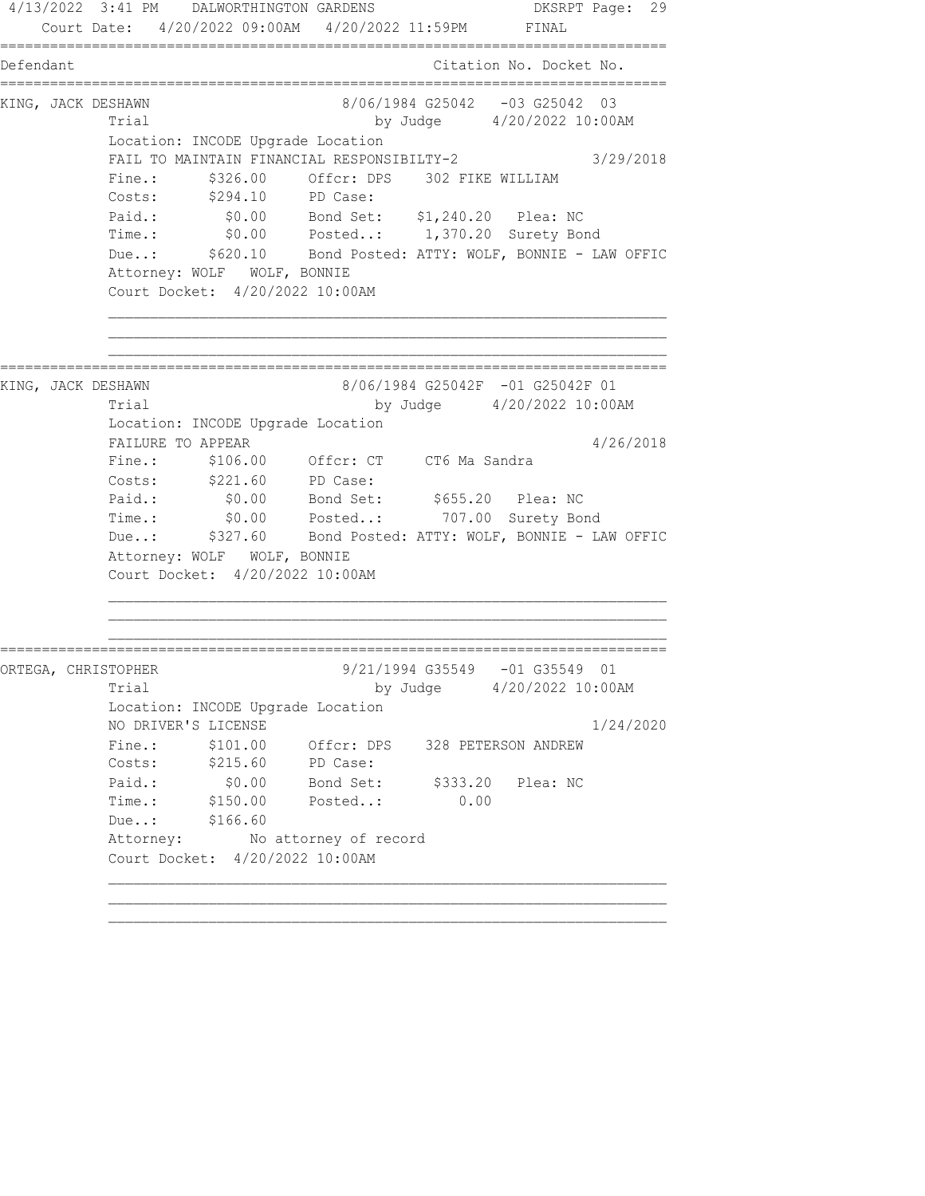4/13/2022 3:41 PM DALWORTHINGTON GARDENS DKSRPT

Court Date: 4/20/2022 09:00AM 4/20/2022 11:59PM FINAL

```
===========================================================================
Defendant                                          Citation No. Docket No.
===========================================================================
KING, JACK DESHAWN                  8/06/1984 G25042   -03 G25042  03
          Trial                          by Judge      4/20/2022 10:00AM
          Location: INCODE Upgrade Location
          FAIL TO MAINTAIN FINANCIAL RESPONSIBILTY-2                3/29/2018
          Fine.:      $326.00    Offcr: DPS    302 FIKE WILLIAM
          Costs:      $294.10    PD Case:
          Paid.:        $0.00    Bond Set:    $1,240.20   Plea: NC
          Time.:        $0.00    Posted..:     1,370.20  Surety Bond
          Due..:      $620.10    Bond Posted: ATTY: WOLF, BONNIE - LAW OFFIC
          Attorney: WOLF   WOLF, BONNIE
          Court Docket:  4/20/2022 10:00AM

          _________________________________________________________________
          _________________________________________________________________
          _________________________________________________________________
===========================================================================
KING, JACK DESHAWN                  8/06/1984 G25042F  -01 G25042F 01
          Trial                          by Judge      4/20/2022 10:00AM
          Location: INCODE Upgrade Location
          FAILURE TO APPEAR                                          4/26/2018
          Fine.:      $106.00    Offcr: CT     CT6 Ma Sandra
          Costs:      $221.60    PD Case:
          Paid.:        $0.00    Bond Set:      $655.20   Plea: NC
          Time.:        $0.00    Posted..:       707.00  Surety Bond
          Due..:      $327.60    Bond Posted: ATTY: WOLF, BONNIE - LAW OFFIC
          Attorney: WOLF   WOLF, BONNIE
          Court Docket:  4/20/2022 10:00AM

          _________________________________________________________________
          _________________________________________________________________
          _________________________________________________________________
===========================================================================
ORTEGA, CHRISTOPHER                 9/21/1994 G35549   -01 G35549  01
          Trial                          by Judge      4/20/2022 10:00AM
          Location: INCODE Upgrade Location
          NO DRIVER'S LICENSE                                        1/24/2020
          Fine.:      $101.00    Offcr: DPS    328 PETERSON ANDREW
          Costs:      $215.60    PD Case:
          Paid.:        $0.00    Bond Set:      $333.20   Plea: NC
          Time.:      $150.00    Posted..:         0.00
          Due..:      $166.60
          Attorney:        No attorney of record
          Court Docket:  4/20/2022 10:00AM

          _________________________________________________________________
          _________________________________________________________________
          _________________________________________________________________
```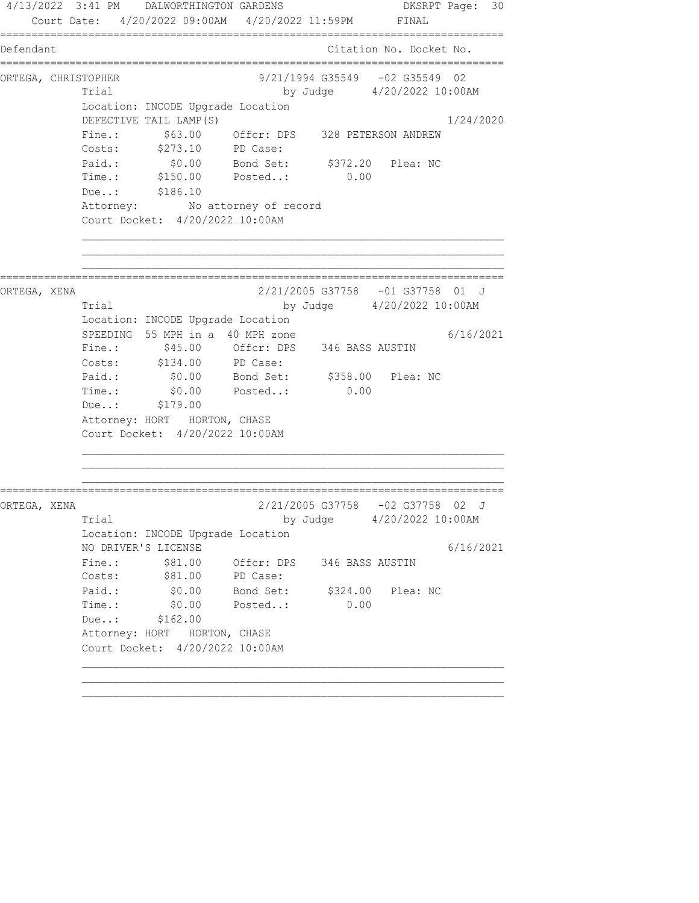4/13/2022 3:41 PM DALWORTHINGTON GARDENS DKSRPT

Court Date: 4/20/2022 09:00AM 4/20/2022 11:59PM FINAL

| Defendant | Citation No. Docket No. |
|---|---|

**ORTEGA, CHRISTOPHER** — 9/21/1994 G35549 -02 G35549 02

Trial by Judge 4/20/2022 10:00AM

Location: INCODE Upgrade Location

DEFECTIVE TAIL LAMP(S) — 1/24/2020

| | | | |
|---|---|---|---|
| Fine.: | $63.00 | Offcr: DPS | 328 PETERSON ANDREW |
| Costs: | $273.10 | PD Case: | |
| Paid.: | $0.00 | Bond Set: | $372.20 Plea: NC |
| Time.: | $150.00 | Posted..: | 0.00 |
| Due..: | $186.10 | | |

Attorney: No attorney of record

Court Docket: 4/20/2022 10:00AM

---

**ORTEGA, XENA** — 2/21/2005 G37758 -01 G37758 01 J

Trial by Judge 4/20/2022 10:00AM

Location: INCODE Upgrade Location

SPEEDING 55 MPH in a 40 MPH zone — 6/16/2021

| | | | |
|---|---|---|---|
| Fine.: | $45.00 | Offcr: DPS | 346 BASS AUSTIN |
| Costs: | $134.00 | PD Case: | |
| Paid.: | $0.00 | Bond Set: | $358.00 Plea: NC |
| Time.: | $0.00 | Posted..: | 0.00 |
| Due..: | $179.00 | | |

Attorney: HORT HORTON, CHASE

Court Docket: 4/20/2022 10:00AM

---

**ORTEGA, XENA** — 2/21/2005 G37758 -02 G37758 02 J

Trial by Judge 4/20/2022 10:00AM

Location: INCODE Upgrade Location

NO DRIVER'S LICENSE — 6/16/2021

| | | | |
|---|---|---|---|
| Fine.: | $81.00 | Offcr: DPS | 346 BASS AUSTIN |
| Costs: | $81.00 | PD Case: | |
| Paid.: | $0.00 | Bond Set: | $324.00 Plea: NC |
| Time.: | $0.00 | Posted..: | 0.00 |
| Due..: | $162.00 | | |

Attorney: HORT HORTON, CHASE

Court Docket: 4/20/2022 10:00AM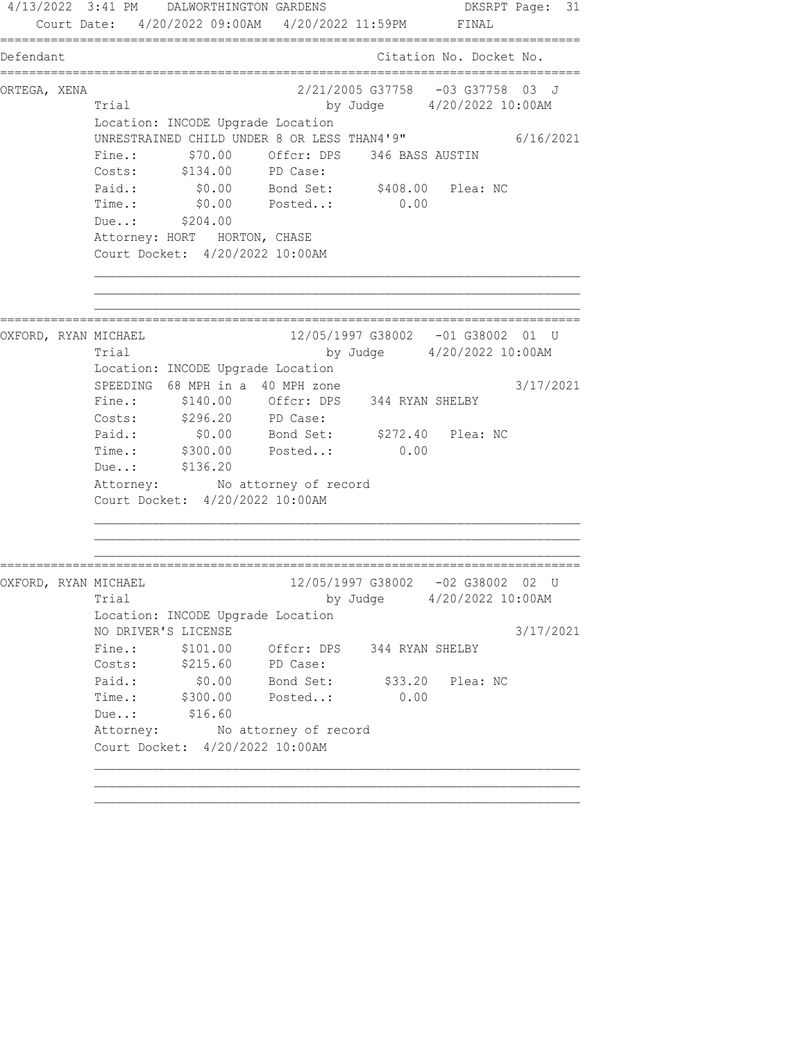```
4/13/2022  3:41 PM    DALWORTHINGTON GARDENS                      DKSRPT Page:  31
    Court Date:  4/20/2022 09:00AM   4/20/2022 11:59PM        FINAL
================================================================================
Defendant                                            Citation No. Docket No.
================================================================================
ORTEGA, XENA                          2/21/2005 G37758   -03 G37758  03  J
             Trial                             by Judge      4/20/2022 10:00AM
             Location: INCODE Upgrade Location
             UNRESTRAINED CHILD UNDER 8 OR LESS THAN4'9"                 6/16/2021
             Fine.:       $70.00     Offcr: DPS    346 BASS AUSTIN
             Costs:      $134.00     PD Case:
             Paid.:        $0.00     Bond Set:      $408.00   Plea: NC
             Time.:        $0.00     Posted..:         0.00
             Due..:      $204.00
             Attorney: HORT   HORTON, CHASE
             Court Docket:  4/20/2022 10:00AM

             __________________________________________________________________
             __________________________________________________________________
             __________________________________________________________________
================================================================================
OXFORD, RYAN MICHAEL                 12/05/1997 G38002   -01 G38002  01  U
             Trial                             by Judge      4/20/2022 10:00AM
             Location: INCODE Upgrade Location
             SPEEDING  68 MPH in a  40 MPH zone                          3/17/2021
             Fine.:      $140.00     Offcr: DPS    344 RYAN SHELBY
             Costs:      $296.20     PD Case:
             Paid.:        $0.00     Bond Set:      $272.40   Plea: NC
             Time.:      $300.00     Posted..:         0.00
             Due..:      $136.20
             Attorney:        No attorney of record
             Court Docket:  4/20/2022 10:00AM

             __________________________________________________________________
             __________________________________________________________________
             __________________________________________________________________
================================================================================
OXFORD, RYAN MICHAEL                 12/05/1997 G38002   -02 G38002  02  U
             Trial                             by Judge      4/20/2022 10:00AM
             Location: INCODE Upgrade Location
             NO DRIVER'S LICENSE                                         3/17/2021
             Fine.:      $101.00     Offcr: DPS    344 RYAN SHELBY
             Costs:      $215.60     PD Case:
             Paid.:        $0.00     Bond Set:       $33.20   Plea: NC
             Time.:      $300.00     Posted..:         0.00
             Due..:       $16.60
             Attorney:        No attorney of record
             Court Docket:  4/20/2022 10:00AM

             __________________________________________________________________
             __________________________________________________________________
             __________________________________________________________________
```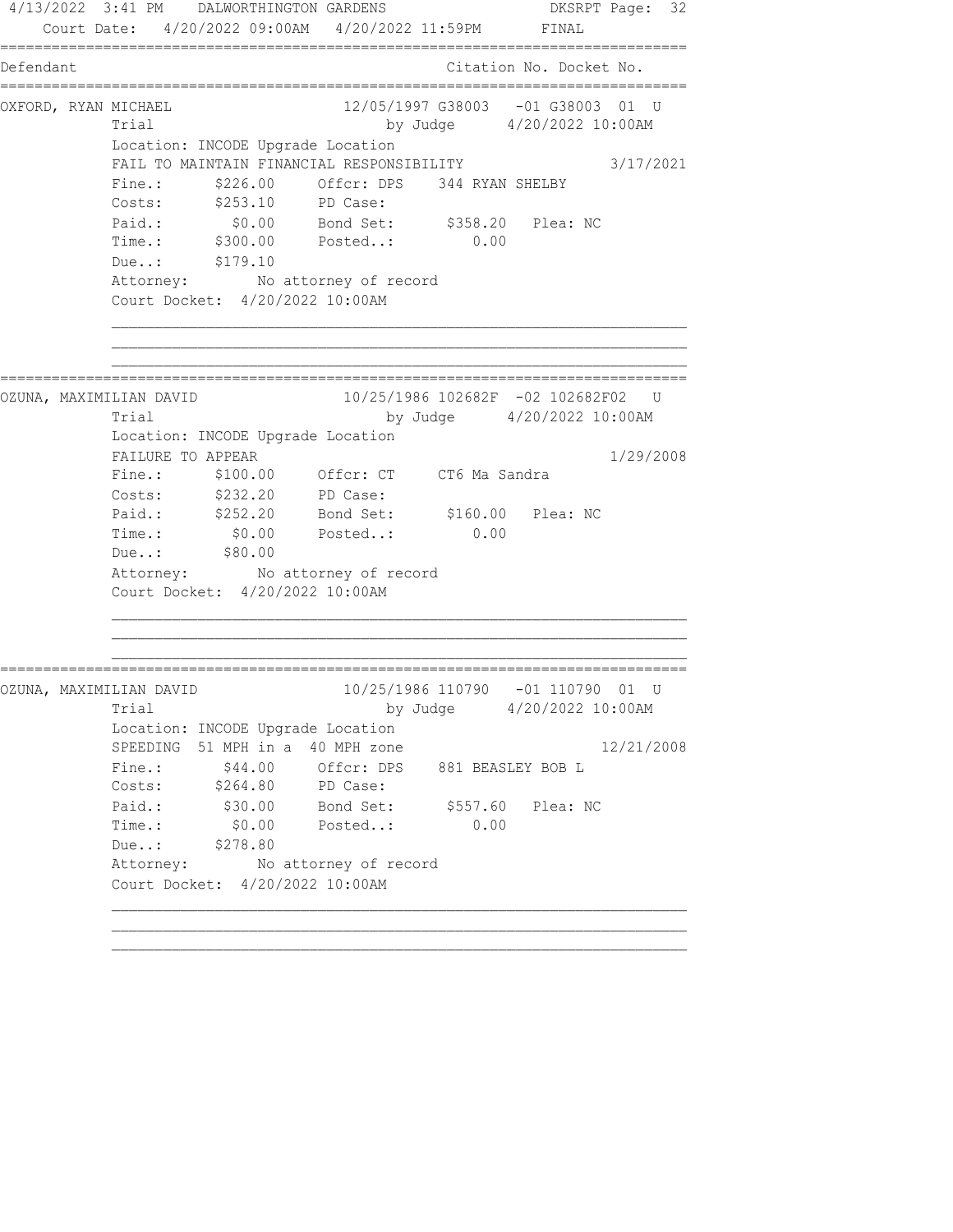Court Date: 4/20/2022 09:00AM 4/20/2022 11:59PM FINAL

| Defendant | | Citation No. | Docket No. |
|---|---|---|---|

**OXFORD, RYAN MICHAEL** — 12/05/1997 G38003 -01 G38003 01 U

Trial by Judge 4/20/2022 10:00AM

Location: INCODE Upgrade Location

FAIL TO MAINTAIN FINANCIAL RESPONSIBILITY 3/17/2021

| | | | | | |
|---|---|---|---|---|---|
| Fine.: | $226.00 | Offcr: DPS | 344 RYAN SHELBY | | |
| Costs: | $253.10 | PD Case: | | | |
| Paid.: | $0.00 | Bond Set: | $358.20 | Plea: NC | |
| Time.: | $300.00 | Posted..: | 0.00 | | |
| Due..: | $179.10 | | | | |

Attorney: No attorney of record

Court Docket: 4/20/2022 10:00AM

---

**OZUNA, MAXIMILIAN DAVID** — 10/25/1986 102682F -02 102682F02 U

Trial by Judge 4/20/2022 10:00AM

Location: INCODE Upgrade Location

FAILURE TO APPEAR 1/29/2008

| | | | | | |
|---|---|---|---|---|---|
| Fine.: | $100.00 | Offcr: CT | CT6 Ma Sandra | | |
| Costs: | $232.20 | PD Case: | | | |
| Paid.: | $252.20 | Bond Set: | $160.00 | Plea: NC | |
| Time.: | $0.00 | Posted..: | 0.00 | | |
| Due..: | $80.00 | | | | |

Attorney: No attorney of record

Court Docket: 4/20/2022 10:00AM

---

**OZUNA, MAXIMILIAN DAVID** — 10/25/1986 110790 -01 110790 01 U

Trial by Judge 4/20/2022 10:00AM

Location: INCODE Upgrade Location

SPEEDING 51 MPH in a 40 MPH zone 12/21/2008

| | | | | | |
|---|---|---|---|---|---|
| Fine.: | $44.00 | Offcr: DPS | 881 BEASLEY BOB L | | |
| Costs: | $264.80 | PD Case: | | | |
| Paid.: | $30.00 | Bond Set: | $557.60 | Plea: NC | |
| Time.: | $0.00 | Posted..: | 0.00 | | |
| Due..: | $278.80 | | | | |

Attorney: No attorney of record

Court Docket: 4/20/2022 10:00AM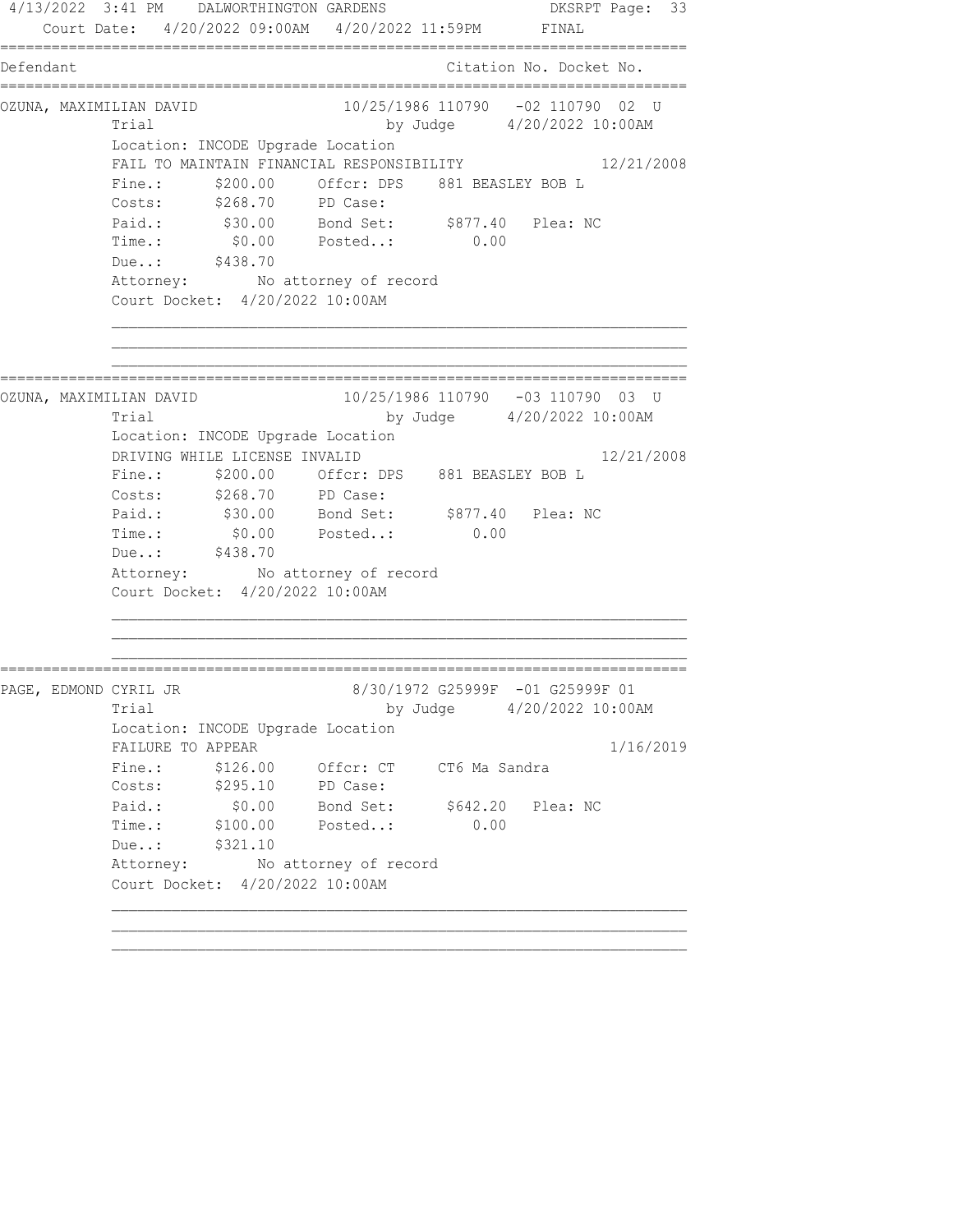Court Date: 4/20/2022 09:00AM 4/20/2022 11:59PM FINAL

| Defendant | | Citation No. | Docket No. |
|---|---|---|---|

**OZUNA, MAXIMILIAN DAVID** 10/25/1986 110790 -02 110790 02 U

Trial by Judge 4/20/2022 10:00AM

Location: INCODE Upgrade Location

FAIL TO MAINTAIN FINANCIAL RESPONSIBILITY 12/21/2008

| | | | |
|---|---|---|---|
| Fine.: | $200.00 | Offcr: DPS | 881 BEASLEY BOB L |
| Costs: | $268.70 | PD Case: | |
| Paid.: | $30.00 | Bond Set: | $877.40 Plea: NC |
| Time.: | $0.00 | Posted..: | 0.00 |
| Due..: | $438.70 | | |

Attorney: No attorney of record

Court Docket: 4/20/2022 10:00AM

---

**OZUNA, MAXIMILIAN DAVID** 10/25/1986 110790 -03 110790 03 U

Trial by Judge 4/20/2022 10:00AM

Location: INCODE Upgrade Location

DRIVING WHILE LICENSE INVALID 12/21/2008

| | | | |
|---|---|---|---|
| Fine.: | $200.00 | Offcr: DPS | 881 BEASLEY BOB L |
| Costs: | $268.70 | PD Case: | |
| Paid.: | $30.00 | Bond Set: | $877.40 Plea: NC |
| Time.: | $0.00 | Posted..: | 0.00 |
| Due..: | $438.70 | | |

Attorney: No attorney of record

Court Docket: 4/20/2022 10:00AM

---

**PAGE, EDMOND CYRIL JR** 8/30/1972 G25999F -01 G25999F 01

Trial by Judge 4/20/2022 10:00AM

Location: INCODE Upgrade Location

FAILURE TO APPEAR 1/16/2019

| | | | |
|---|---|---|---|
| Fine.: | $126.00 | Offcr: CT | CT6 Ma Sandra |
| Costs: | $295.10 | PD Case: | |
| Paid.: | $0.00 | Bond Set: | $642.20 Plea: NC |
| Time.: | $100.00 | Posted..: | 0.00 |
| Due..: | $321.10 | | |

Attorney: No attorney of record

Court Docket: 4/20/2022 10:00AM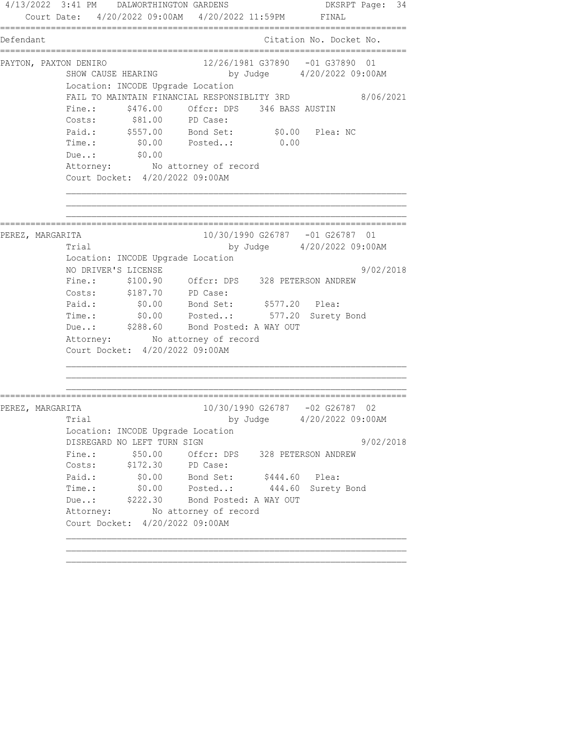4/13/2022 3:41 PM DALWORTHINGTON GARDENS DKSRPT Page: 34

Court Date: 4/20/2022 09:00AM 4/20/2022 11:59PM FINAL

```
==========================================================================
Defendant                                        Citation No. Docket No.
==========================================================================
PAYTON, PAXTON DENIRO              12/26/1981 G37890   -01 G37890  01
           SHOW CAUSE HEARING              by Judge     4/20/2022 09:00AM
           Location: INCODE Upgrade Location
           FAIL TO MAINTAIN FINANCIAL RESPONSIBLITY 3RD             8/06/2021
           Fine.:      $476.00    Offcr: DPS    346 BASS AUSTIN
           Costs:       $81.00    PD Case:
           Paid.:      $557.00    Bond Set:        $0.00   Plea: NC
           Time.:        $0.00    Posted..:         0.00
           Due..:        $0.00
           Attorney:        No attorney of record
           Court Docket:  4/20/2022 09:00AM

==========================================================================
PEREZ, MARGARITA                   10/30/1990 G26787   -01 G26787  01
           Trial                           by Judge     4/20/2022 09:00AM
           Location: INCODE Upgrade Location
           NO DRIVER'S LICENSE                                      9/02/2018
           Fine.:      $100.90    Offcr: DPS    328 PETERSON ANDREW
           Costs:      $187.70    PD Case:
           Paid.:        $0.00    Bond Set:      $577.20   Plea:
           Time.:        $0.00    Posted..:       577.20  Surety Bond
           Due..:      $288.60    Bond Posted: A WAY OUT
           Attorney:        No attorney of record
           Court Docket:  4/20/2022 09:00AM

==========================================================================
PEREZ, MARGARITA                   10/30/1990 G26787   -02 G26787  02
           Trial                           by Judge     4/20/2022 09:00AM
           Location: INCODE Upgrade Location
           DISREGARD NO LEFT TURN SIGN                              9/02/2018
           Fine.:       $50.00    Offcr: DPS    328 PETERSON ANDREW
           Costs:      $172.30    PD Case:
           Paid.:        $0.00    Bond Set:      $444.60   Plea:
           Time.:        $0.00    Posted..:       444.60  Surety Bond
           Due..:      $222.30    Bond Posted: A WAY OUT
           Attorney:        No attorney of record
           Court Docket:  4/20/2022 09:00AM
```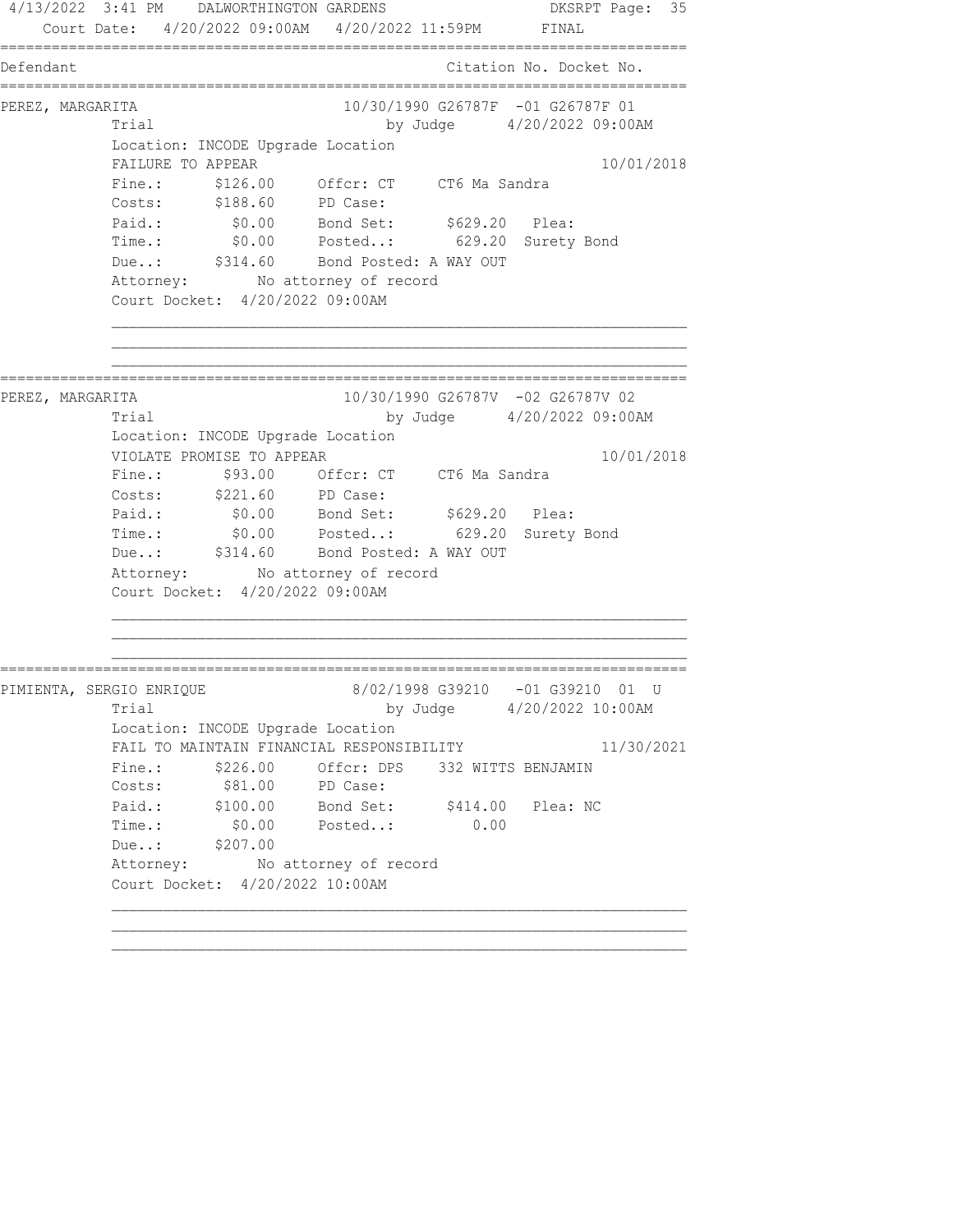Court Date: 4/20/2022 09:00AM 4/20/2022 11:59PM FINAL

| Defendant | Citation No. Docket No. |
|---|---|

**PEREZ, MARGARITA** — 10/30/1990 G26787F -01 G26787F 01

Trial by Judge 4/20/2022 09:00AM

Location: INCODE Upgrade Location

FAILURE TO APPEAR — 10/01/2018

Fine.: $126.00 Offcr: CT CT6 Ma Sandra

Costs: $188.60 PD Case:

Paid.: $0.00 Bond Set: $629.20 Plea:

Time.: $0.00 Posted..: 629.20 Surety Bond

Due..: $314.60 Bond Posted: A WAY OUT

Attorney: No attorney of record

Court Docket: 4/20/2022 09:00AM

---

**PEREZ, MARGARITA** — 10/30/1990 G26787V -02 G26787V 02

Trial by Judge 4/20/2022 09:00AM

Location: INCODE Upgrade Location

VIOLATE PROMISE TO APPEAR — 10/01/2018

Fine.: $93.00 Offcr: CT CT6 Ma Sandra

Costs: $221.60 PD Case:

Paid.: $0.00 Bond Set: $629.20 Plea:

Time.: $0.00 Posted..: 629.20 Surety Bond

Due..: $314.60 Bond Posted: A WAY OUT

Attorney: No attorney of record

Court Docket: 4/20/2022 09:00AM

---

**PIMIENTA, SERGIO ENRIQUE** — 8/02/1998 G39210 -01 G39210 01 U

Trial by Judge 4/20/2022 10:00AM

Location: INCODE Upgrade Location

FAIL TO MAINTAIN FINANCIAL RESPONSIBILITY — 11/30/2021

Fine.: $226.00 Offcr: DPS 332 WITTS BENJAMIN

Costs: $81.00 PD Case:

Paid.: $100.00 Bond Set: $414.00 Plea: NC

Time.: $0.00 Posted..: 0.00

Due..: $207.00

Attorney: No attorney of record

Court Docket: 4/20/2022 10:00AM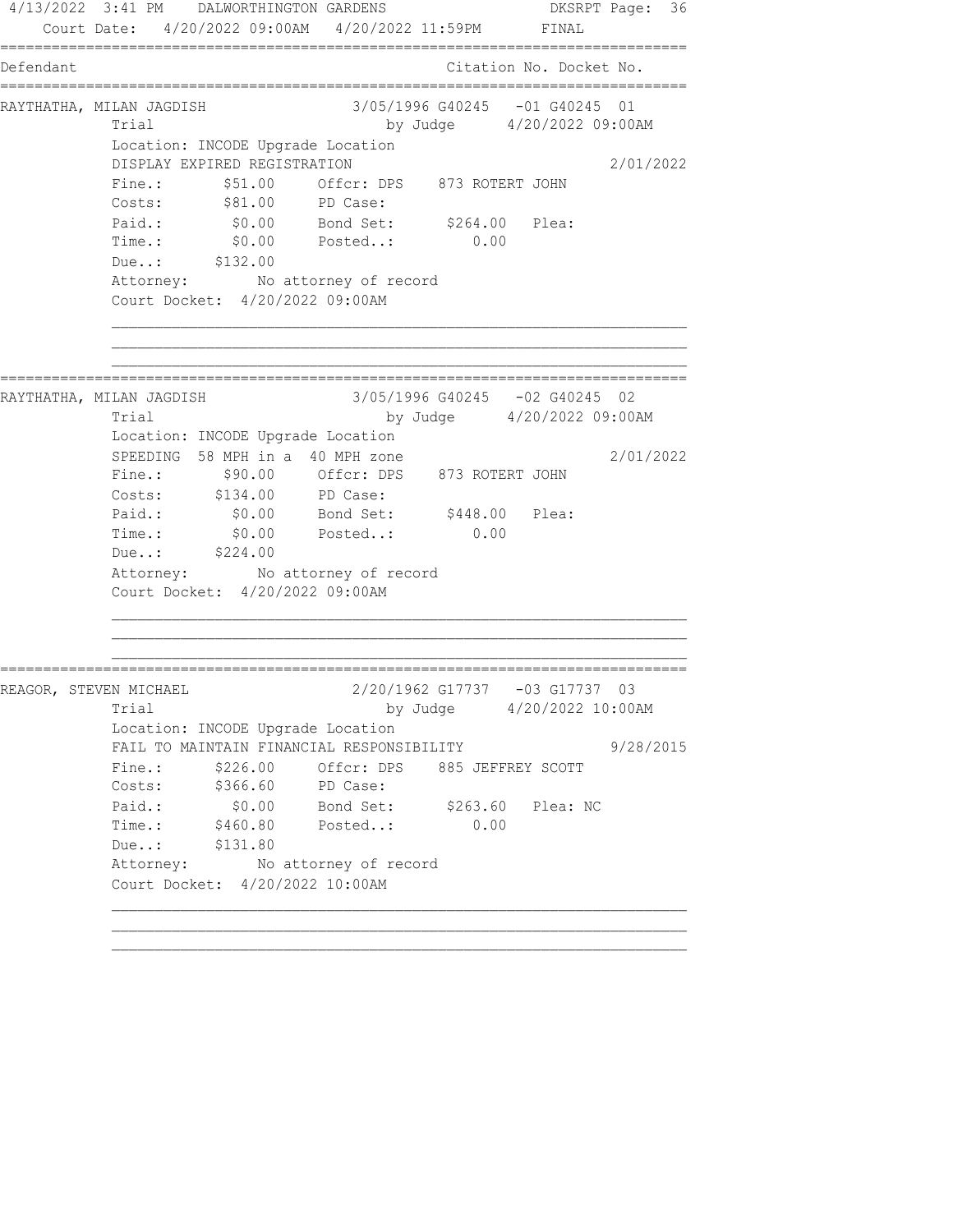Court Date: 4/20/2022 09:00AM 4/20/2022 11:59PM FINAL

| Defendant | Citation No. Docket No. |
|---|---|

**RAYTHATHA, MILAN JAGDISH** — 3/05/1996 G40245 -01 G40245 01

Trial by Judge 4/20/2022 09:00AM

Location: INCODE Upgrade Location

DISPLAY EXPIRED REGISTRATION 2/01/2022

```
Fine.:      $51.00    Offcr: DPS    873 ROTERT JOHN
Costs:      $81.00    PD Case:
Paid.:       $0.00    Bond Set:     $264.00   Plea:
Time.:       $0.00    Posted..:        0.00
Due..:     $132.00
Attorney:       No attorney of record
Court Docket:  4/20/2022 09:00AM
```

---

**RAYTHATHA, MILAN JAGDISH** — 3/05/1996 G40245 -02 G40245 02

Trial by Judge 4/20/2022 09:00AM

Location: INCODE Upgrade Location

SPEEDING 58 MPH in a 40 MPH zone 2/01/2022

```
Fine.:      $90.00    Offcr: DPS    873 ROTERT JOHN
Costs:     $134.00    PD Case:
Paid.:       $0.00    Bond Set:     $448.00   Plea:
Time.:       $0.00    Posted..:        0.00
Due..:     $224.00
Attorney:       No attorney of record
Court Docket:  4/20/2022 09:00AM
```

---

**REAGOR, STEVEN MICHAEL** — 2/20/1962 G17737 -03 G17737 03

Trial by Judge 4/20/2022 10:00AM

Location: INCODE Upgrade Location

FAIL TO MAINTAIN FINANCIAL RESPONSIBILITY 9/28/2015

```
Fine.:     $226.00    Offcr: DPS    885 JEFFREY SCOTT
Costs:     $366.60    PD Case:
Paid.:       $0.00    Bond Set:     $263.60   Plea: NC
Time.:     $460.80    Posted..:        0.00
Due..:     $131.80
Attorney:       No attorney of record
Court Docket:  4/20/2022 10:00AM
```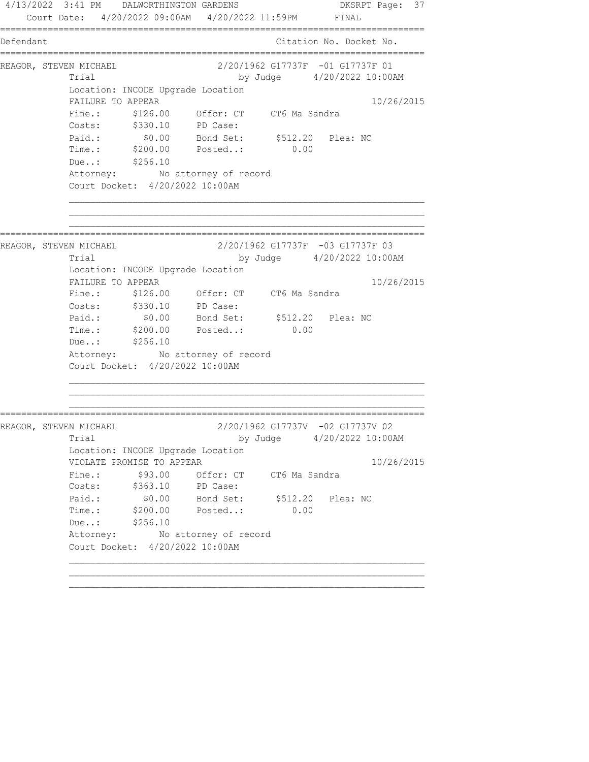4/13/2022 3:41 PM DALWORTHINGTON GARDENS

Court Date: 4/20/2022 09:00AM 4/20/2022 11:59PM FINAL

| Defendant | Citation No. | Docket No. |
|---|---|---|

**REAGOR, STEVEN MICHAEL** — 2/20/1962 — Citation No. G17737F -01 — Docket No. G17737F 01

Trial by Judge 4/20/2022 10:00AM

Location: INCODE Upgrade Location

FAILURE TO APPEAR 10/26/2015

- Fine.: $126.00 Offcr: CT CT6 Ma Sandra
- Costs: $330.10 PD Case:
- Paid.: $0.00 Bond Set: $512.20 Plea: NC
- Time.: $200.00 Posted..: 0.00
- Due..: $256.10

Attorney: No attorney of record

Court Docket: 4/20/2022 10:00AM

---

**REAGOR, STEVEN MICHAEL** — 2/20/1962 — Citation No. G17737F -03 — Docket No. G17737F 03

Trial by Judge 4/20/2022 10:00AM

Location: INCODE Upgrade Location

FAILURE TO APPEAR 10/26/2015

- Fine.: $126.00 Offcr: CT CT6 Ma Sandra
- Costs: $330.10 PD Case:
- Paid.: $0.00 Bond Set: $512.20 Plea: NC
- Time.: $200.00 Posted..: 0.00
- Due..: $256.10

Attorney: No attorney of record

Court Docket: 4/20/2022 10:00AM

---

**REAGOR, STEVEN MICHAEL** — 2/20/1962 — Citation No. G17737V -02 — Docket No. G17737V 02

Trial by Judge 4/20/2022 10:00AM

Location: INCODE Upgrade Location

VIOLATE PROMISE TO APPEAR 10/26/2015

- Fine.: $93.00 Offcr: CT CT6 Ma Sandra
- Costs: $363.10 PD Case:
- Paid.: $0.00 Bond Set: $512.20 Plea: NC
- Time.: $200.00 Posted..: 0.00
- Due..: $256.10

Attorney: No attorney of record

Court Docket: 4/20/2022 10:00AM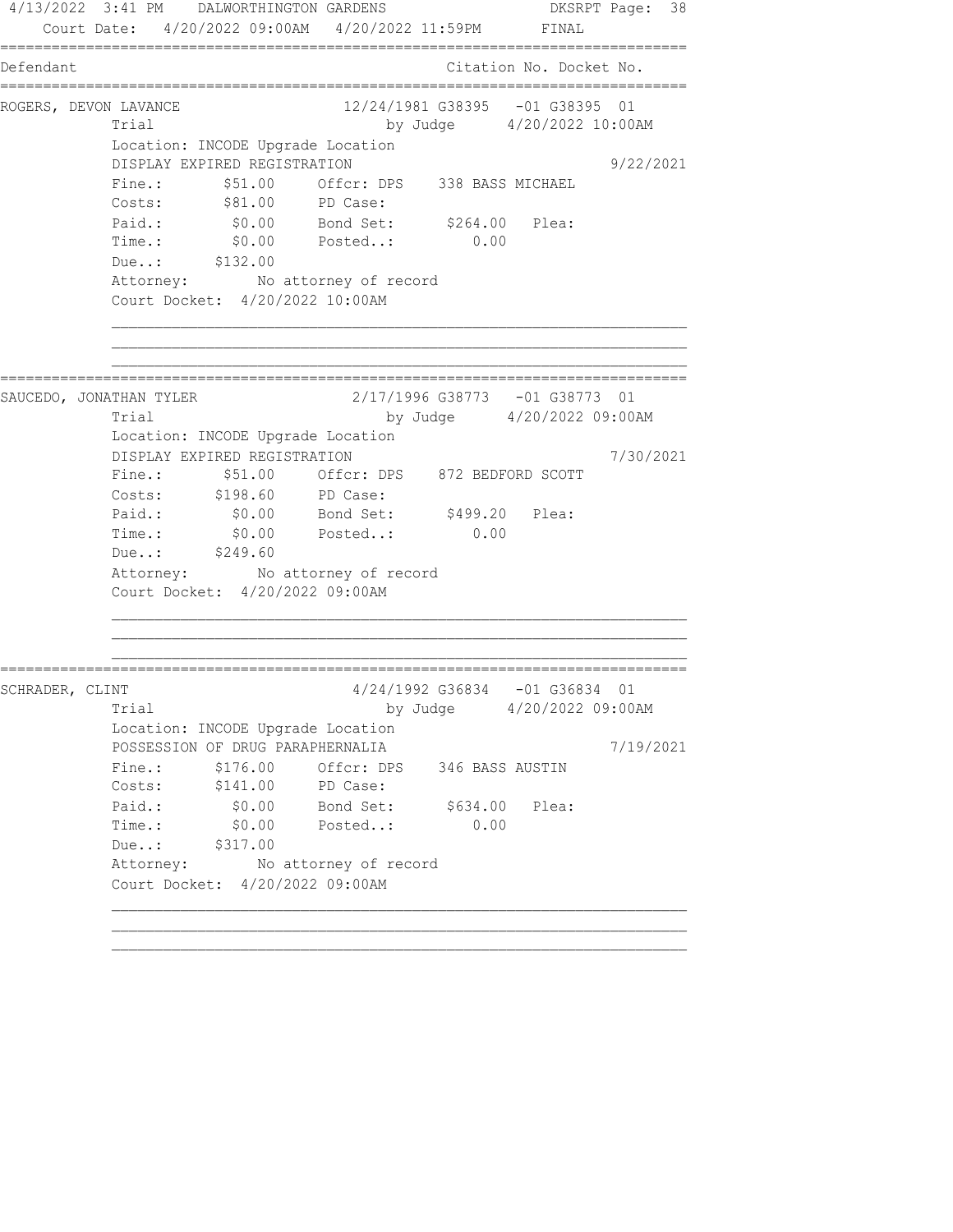Court Date: 4/20/2022 09:00AM 4/20/2022 11:59PM FINAL

| Defendant | Citation No. Docket No. |
|---|---|

**ROGERS, DEVON LAVANCE** — 12/24/1981 G38395 -01 G38395 01

Trial by Judge 4/20/2022 10:00AM

Location: INCODE Upgrade Location

DISPLAY EXPIRED REGISTRATION 9/22/2021

| | | | | | |
|---|---|---|---|---|---|
| Fine.: | $51.00 | Offcr: DPS | 338 BASS MICHAEL | | |
| Costs: | $81.00 | PD Case: | | | |
| Paid.: | $0.00 | Bond Set: | $264.00 | Plea: | |
| Time.: | $0.00 | Posted..: | 0.00 | | |
| Due..: | $132.00 | | | | |

Attorney: No attorney of record

Court Docket: 4/20/2022 10:00AM

---

**SAUCEDO, JONATHAN TYLER** — 2/17/1996 G38773 -01 G38773 01

Trial by Judge 4/20/2022 09:00AM

Location: INCODE Upgrade Location

DISPLAY EXPIRED REGISTRATION 7/30/2021

| | | | | | |
|---|---|---|---|---|---|
| Fine.: | $51.00 | Offcr: DPS | 872 BEDFORD SCOTT | | |
| Costs: | $198.60 | PD Case: | | | |
| Paid.: | $0.00 | Bond Set: | $499.20 | Plea: | |
| Time.: | $0.00 | Posted..: | 0.00 | | |
| Due..: | $249.60 | | | | |

Attorney: No attorney of record

Court Docket: 4/20/2022 09:00AM

---

**SCHRADER, CLINT** — 4/24/1992 G36834 -01 G36834 01

Trial by Judge 4/20/2022 09:00AM

Location: INCODE Upgrade Location

POSSESSION OF DRUG PARAPHERNALIA 7/19/2021

| | | | | | |
|---|---|---|---|---|---|
| Fine.: | $176.00 | Offcr: DPS | 346 BASS AUSTIN | | |
| Costs: | $141.00 | PD Case: | | | |
| Paid.: | $0.00 | Bond Set: | $634.00 | Plea: | |
| Time.: | $0.00 | Posted..: | 0.00 | | |
| Due..: | $317.00 | | | | |

Attorney: No attorney of record

Court Docket: 4/20/2022 09:00AM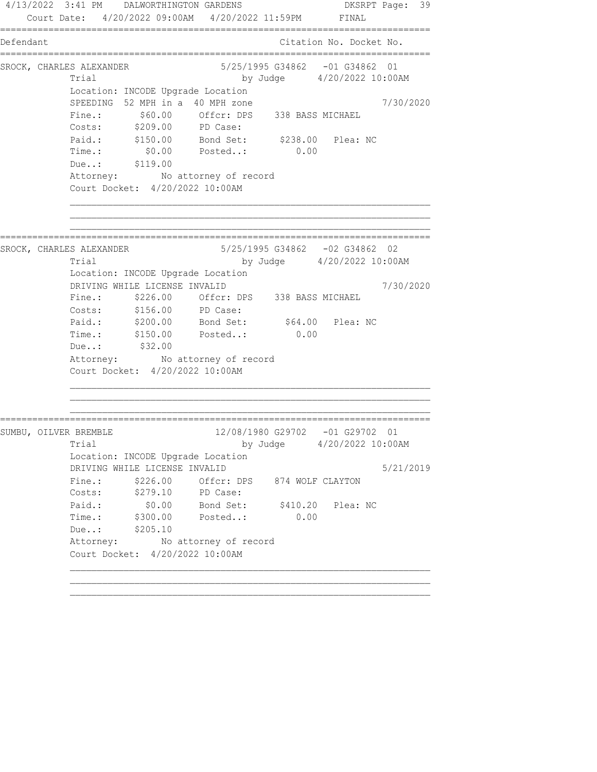4/13/2022 3:41 PM DALWORTHINGTON GARDENS DKSRPT Page: 39

Court Date: 4/20/2022 09:00AM 4/20/2022 11:59PM FINAL

```
================================================================================
Defendant                                          Citation No. Docket No.
================================================================================
SROCK, CHARLES ALEXANDER            5/25/1995 G34862   -01 G34862  01
          Trial                           by Judge      4/20/2022 10:00AM
          Location: INCODE Upgrade Location
          SPEEDING  52 MPH in a  40 MPH zone                          7/30/2020
          Fine.:       $60.00     Offcr: DPS    338 BASS MICHAEL
          Costs:      $209.00     PD Case:
          Paid.:      $150.00     Bond Set:      $238.00   Plea: NC
          Time.:        $0.00     Posted..:         0.00
          Due..:      $119.00
          Attorney:        No attorney of record
          Court Docket:  4/20/2022 10:00AM

          ________________________________________________________________
          ________________________________________________________________
          ________________________________________________________________
================================================================================
SROCK, CHARLES ALEXANDER            5/25/1995 G34862   -02 G34862  02
          Trial                           by Judge      4/20/2022 10:00AM
          Location: INCODE Upgrade Location
          DRIVING WHILE LICENSE INVALID                               7/30/2020
          Fine.:      $226.00     Offcr: DPS    338 BASS MICHAEL
          Costs:      $156.00     PD Case:
          Paid.:      $200.00     Bond Set:       $64.00   Plea: NC
          Time.:      $150.00     Posted..:         0.00
          Due..:       $32.00
          Attorney:        No attorney of record
          Court Docket:  4/20/2022 10:00AM

          ________________________________________________________________
          ________________________________________________________________
          ________________________________________________________________
================================================================================
SUMBU, OILVER BREMBLE              12/08/1980 G29702   -01 G29702  01
          Trial                           by Judge      4/20/2022 10:00AM
          Location: INCODE Upgrade Location
          DRIVING WHILE LICENSE INVALID                               5/21/2019
          Fine.:      $226.00     Offcr: DPS    874 WOLF CLAYTON
          Costs:      $279.10     PD Case:
          Paid.:        $0.00     Bond Set:      $410.20   Plea: NC
          Time.:      $300.00     Posted..:         0.00
          Due..:      $205.10
          Attorney:        No attorney of record
          Court Docket:  4/20/2022 10:00AM

          ________________________________________________________________
          ________________________________________________________________
          ________________________________________________________________
```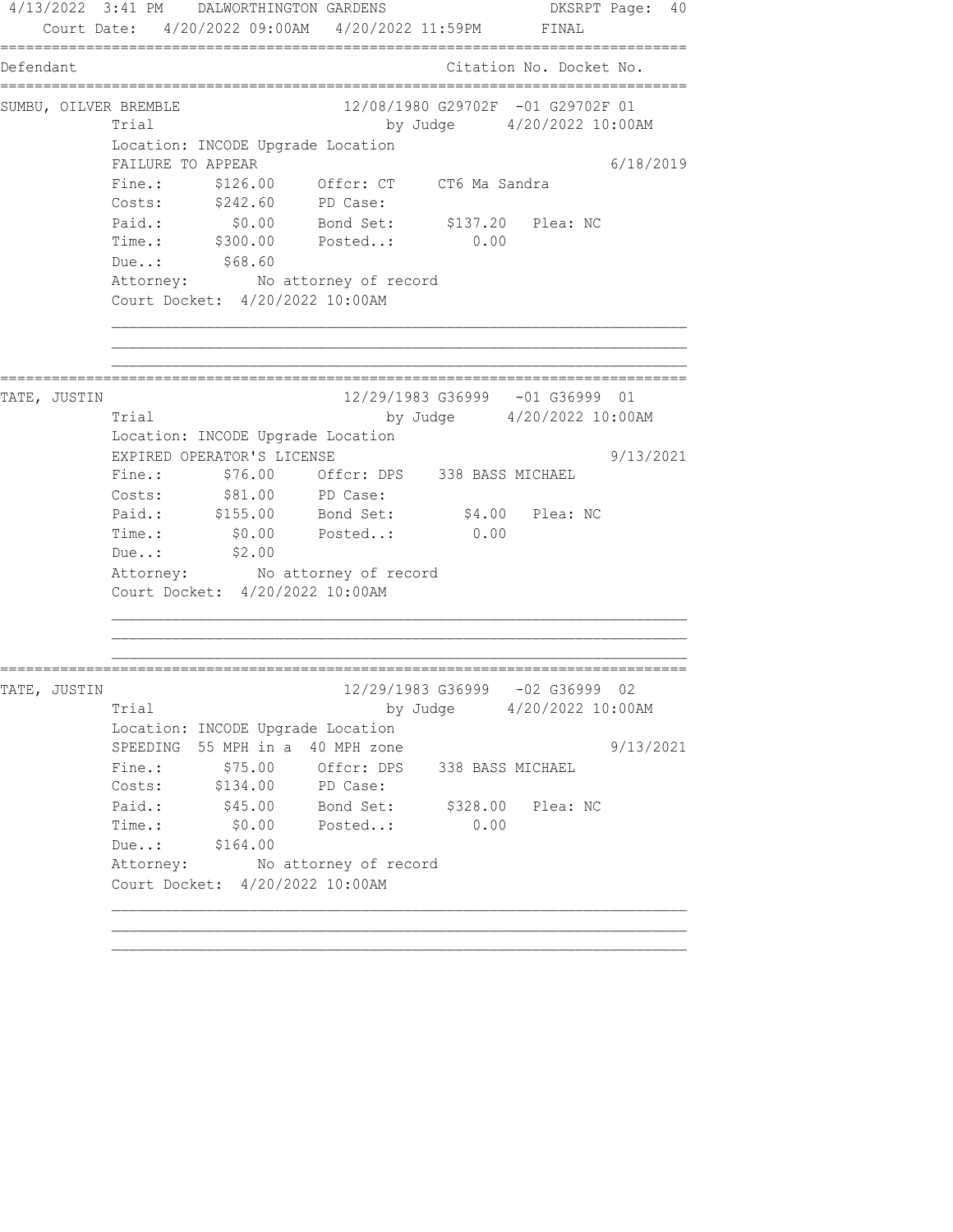Court Date: 4/20/2022 09:00AM 4/20/2022 11:59PM FINAL

| Defendant | Citation No. Docket No. |
|---|---|

**SUMBU, OILVER BREMBLE** — 12/08/1980 G29702F -01 G29702F 01

Trial by Judge 4/20/2022 10:00AM

Location: INCODE Upgrade Location

FAILURE TO APPEAR — 6/18/2019

| | | | | | |
|---|---|---|---|---|---|
| Fine.: | $126.00 | Offcr: CT | CT6 Ma Sandra | | |
| Costs: | $242.60 | PD Case: | | | |
| Paid.: | $0.00 | Bond Set: | $137.20 | Plea: NC | |
| Time.: | $300.00 | Posted..: | 0.00 | | |
| Due..: | $68.60 | | | | |

Attorney: No attorney of record

Court Docket: 4/20/2022 10:00AM

---

**TATE, JUSTIN** — 12/29/1983 G36999 -01 G36999 01

Trial by Judge 4/20/2022 10:00AM

Location: INCODE Upgrade Location

EXPIRED OPERATOR'S LICENSE — 9/13/2021

| | | | | | |
|---|---|---|---|---|---|
| Fine.: | $76.00 | Offcr: DPS | 338 BASS MICHAEL | | |
| Costs: | $81.00 | PD Case: | | | |
| Paid.: | $155.00 | Bond Set: | $4.00 | Plea: NC | |
| Time.: | $0.00 | Posted..: | 0.00 | | |
| Due..: | $2.00 | | | | |

Attorney: No attorney of record

Court Docket: 4/20/2022 10:00AM

---

**TATE, JUSTIN** — 12/29/1983 G36999 -02 G36999 02

Trial by Judge 4/20/2022 10:00AM

Location: INCODE Upgrade Location

SPEEDING 55 MPH in a 40 MPH zone — 9/13/2021

| | | | | | |
|---|---|---|---|---|---|
| Fine.: | $75.00 | Offcr: DPS | 338 BASS MICHAEL | | |
| Costs: | $134.00 | PD Case: | | | |
| Paid.: | $45.00 | Bond Set: | $328.00 | Plea: NC | |
| Time.: | $0.00 | Posted..: | 0.00 | | |
| Due..: | $164.00 | | | | |

Attorney: No attorney of record

Court Docket: 4/20/2022 10:00AM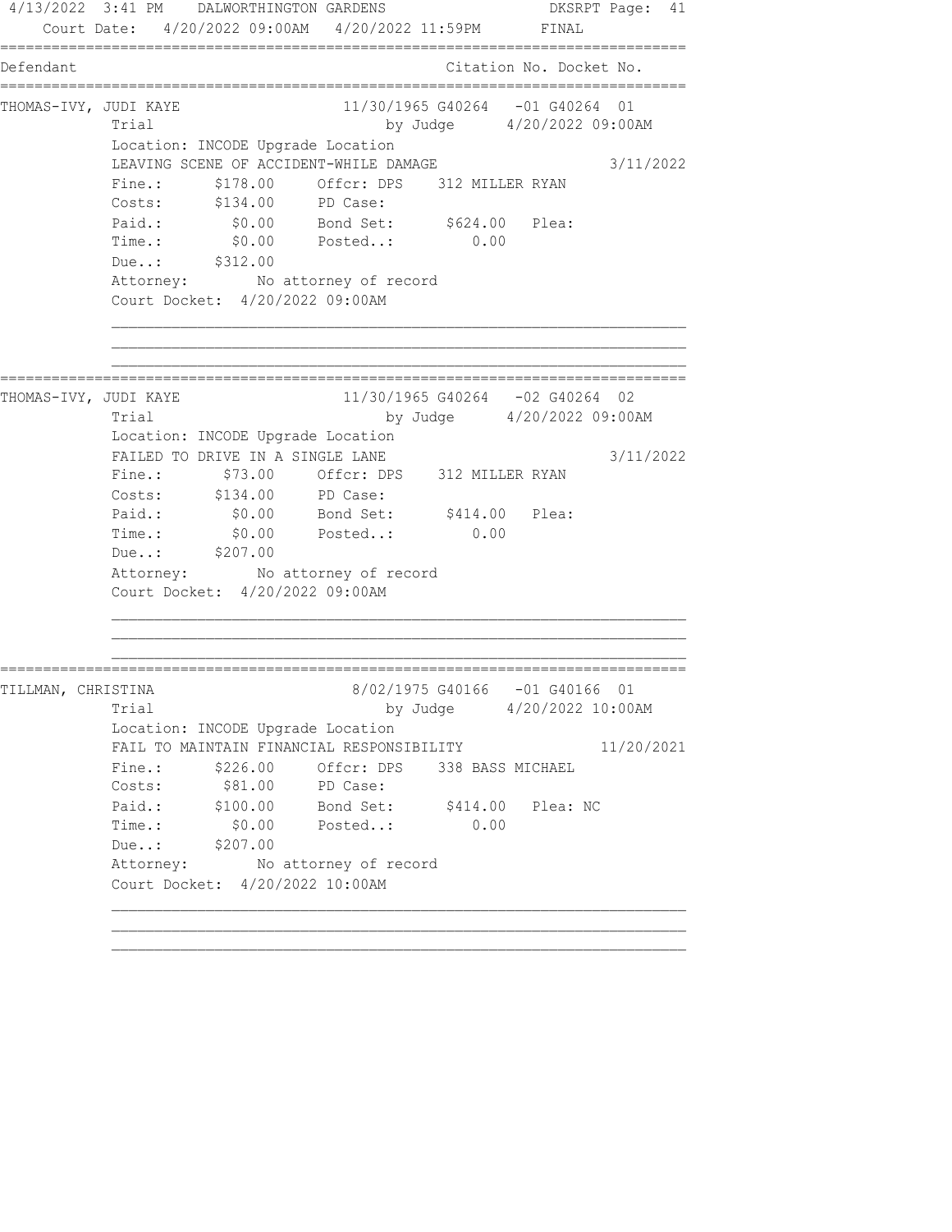Defendant | Citation No. | Docket No.

---

**THOMAS-IVY, JUDI KAYE** 11/30/1965 G40264 -01 G40264 01

Trial by Judge 4/20/2022 09:00AM

Location: INCODE Upgrade Location

LEAVING SCENE OF ACCIDENT-WHILE DAMAGE 3/11/2022

| | | | |
|---|---|---|---|
| Fine.: | $178.00 | Offcr: DPS | 312 MILLER RYAN |
| Costs: | $134.00 | PD Case: | |
| Paid.: | $0.00 | Bond Set: | $624.00 Plea: |
| Time.: | $0.00 | Posted..: | 0.00 |
| Due..: | $312.00 | | |

Attorney: No attorney of record

Court Docket: 4/20/2022 09:00AM

---

**THOMAS-IVY, JUDI KAYE** 11/30/1965 G40264 -02 G40264 02

Trial by Judge 4/20/2022 09:00AM

Location: INCODE Upgrade Location

FAILED TO DRIVE IN A SINGLE LANE 3/11/2022

| | | | |
|---|---|---|---|
| Fine.: | $73.00 | Offcr: DPS | 312 MILLER RYAN |
| Costs: | $134.00 | PD Case: | |
| Paid.: | $0.00 | Bond Set: | $414.00 Plea: |
| Time.: | $0.00 | Posted..: | 0.00 |
| Due..: | $207.00 | | |

Attorney: No attorney of record

Court Docket: 4/20/2022 09:00AM

---

**TILLMAN, CHRISTINA** 8/02/1975 G40166 -01 G40166 01

Trial by Judge 4/20/2022 10:00AM

Location: INCODE Upgrade Location

FAIL TO MAINTAIN FINANCIAL RESPONSIBILITY 11/20/2021

| | | | |
|---|---|---|---|
| Fine.: | $226.00 | Offcr: DPS | 338 BASS MICHAEL |
| Costs: | $81.00 | PD Case: | |
| Paid.: | $100.00 | Bond Set: | $414.00 Plea: NC |
| Time.: | $0.00 | Posted..: | 0.00 |
| Due..: | $207.00 | | |

Attorney: No attorney of record

Court Docket: 4/20/2022 10:00AM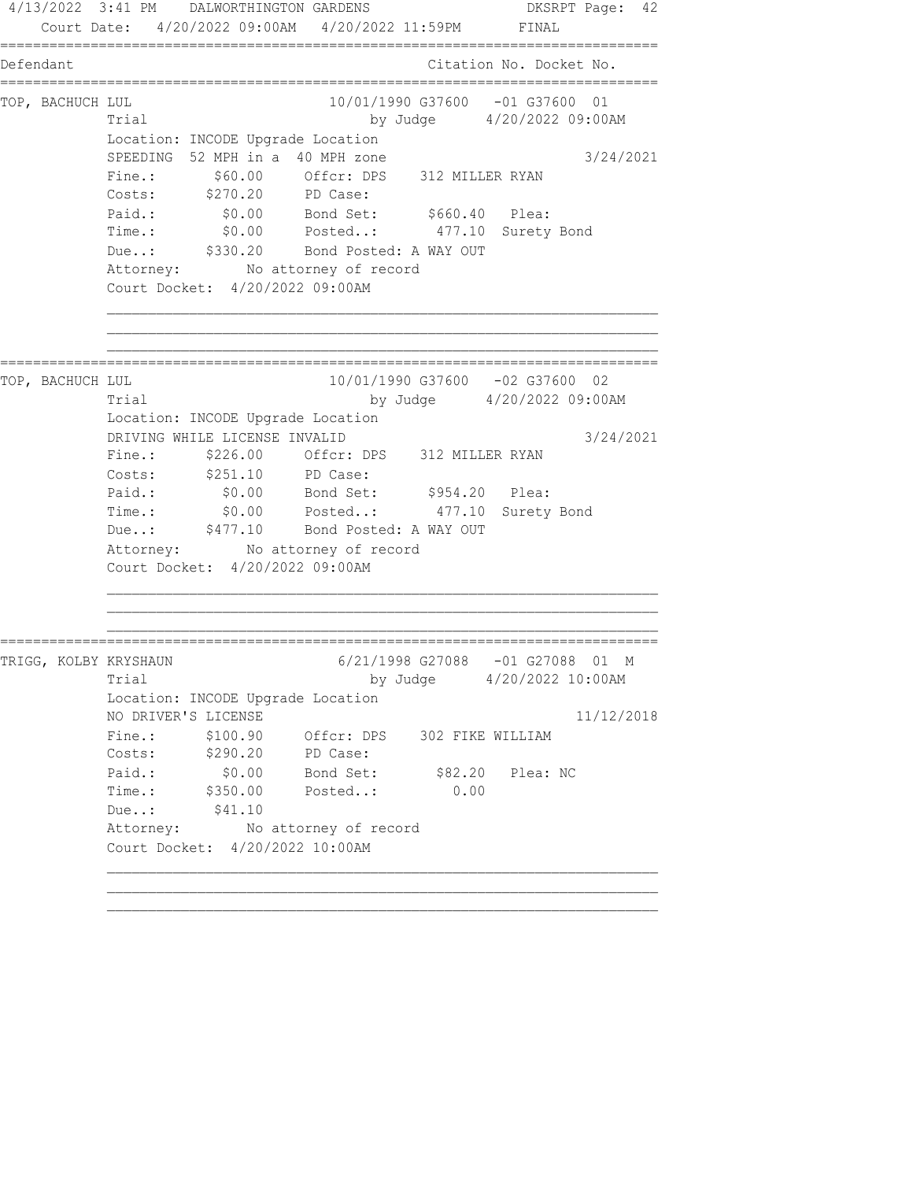4/13/2022 3:41 PM DALWORTHINGTON GARDENS DKSRPT Page: 42
Court Date: 4/20/2022 09:00AM 4/20/2022 11:59PM FINAL

```
==============================================================================
Defendant                                          Citation No. Docket No.
==============================================================================
TOP, BACHUCH LUL                   10/01/1990 G37600   -01 G37600  01
          Trial                          by Judge      4/20/2022 09:00AM
          Location: INCODE Upgrade Location
          SPEEDING  52 MPH in a  40 MPH zone                         3/24/2021
          Fine.:       $60.00     Offcr: DPS    312 MILLER RYAN
          Costs:      $270.20     PD Case:
          Paid.:        $0.00     Bond Set:      $660.40   Plea:
          Time.:        $0.00     Posted..:       477.10  Surety Bond
          Due..:      $330.20     Bond Posted: A WAY OUT
          Attorney:        No attorney of record
          Court Docket:  4/20/2022 09:00AM

          ____________________________________________________________________
          ____________________________________________________________________
          ____________________________________________________________________
==============================================================================
TOP, BACHUCH LUL                   10/01/1990 G37600   -02 G37600  02
          Trial                          by Judge      4/20/2022 09:00AM
          Location: INCODE Upgrade Location
          DRIVING WHILE LICENSE INVALID                              3/24/2021
          Fine.:      $226.00     Offcr: DPS    312 MILLER RYAN
          Costs:      $251.10     PD Case:
          Paid.:        $0.00     Bond Set:      $954.20   Plea:
          Time.:        $0.00     Posted..:       477.10  Surety Bond
          Due..:      $477.10     Bond Posted: A WAY OUT
          Attorney:        No attorney of record
          Court Docket:  4/20/2022 09:00AM

          ____________________________________________________________________
          ____________________________________________________________________
          ____________________________________________________________________
==============================================================================
TRIGG, KOLBY KRYSHAUN               6/21/1998 G27088   -01 G27088  01  M
          Trial                          by Judge      4/20/2022 10:00AM
          Location: INCODE Upgrade Location
          NO DRIVER'S LICENSE                                       11/12/2018
          Fine.:      $100.90     Offcr: DPS    302 FIKE WILLIAM
          Costs:      $290.20     PD Case:
          Paid.:        $0.00     Bond Set:       $82.20   Plea: NC
          Time.:      $350.00     Posted..:         0.00
          Due..:       $41.10
          Attorney:        No attorney of record
          Court Docket:  4/20/2022 10:00AM

          ____________________________________________________________________
          ____________________________________________________________________
          ____________________________________________________________________
```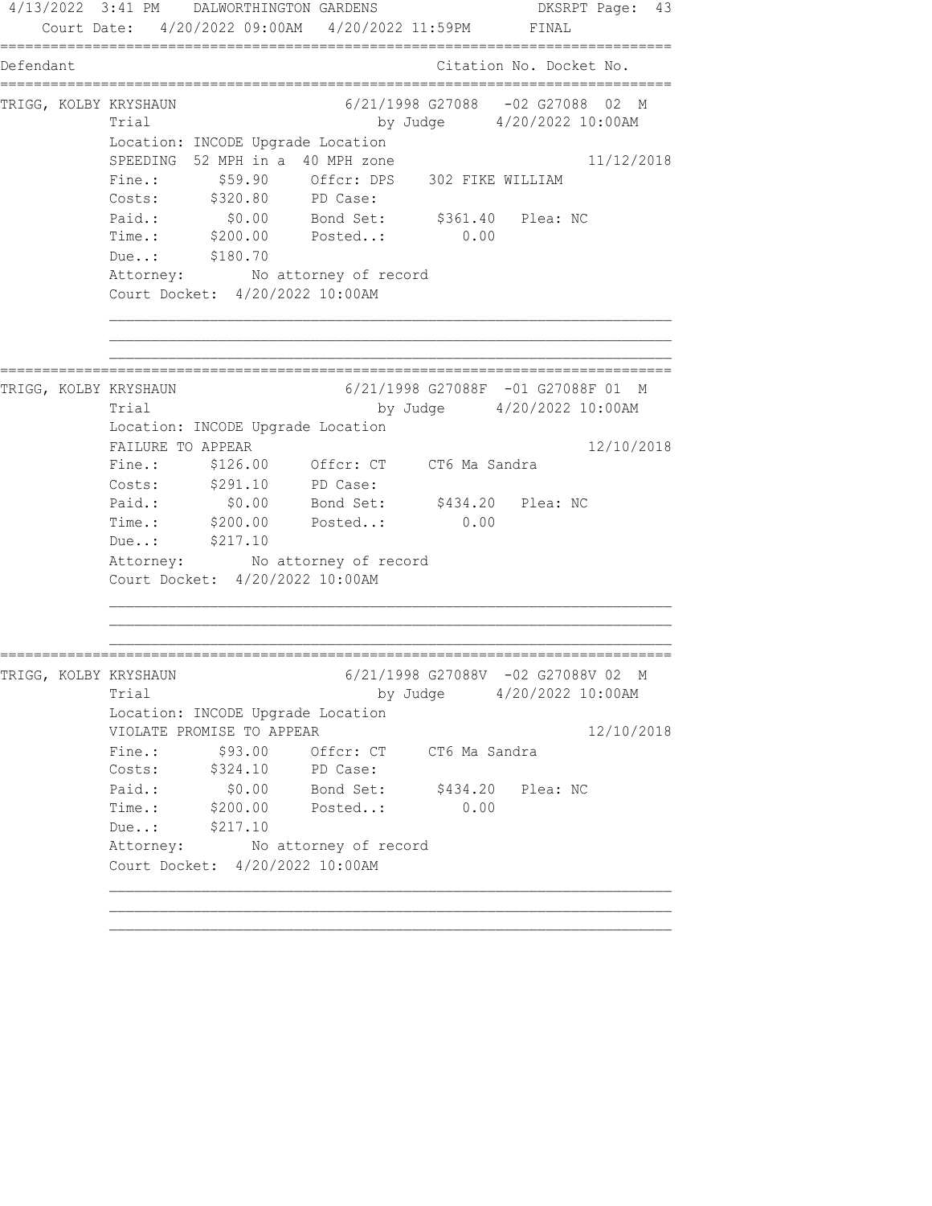4/13/2022 3:41 PM DALWORTHINGTON GARDENS DKSRPT

Court Date: 4/20/2022 09:00AM 4/20/2022 11:59PM FINAL

```
===========================================================================
Defendant                                        Citation No. Docket No.
===========================================================================
TRIGG, KOLBY KRYSHAUN              6/21/1998 G27088   -02 G27088  02  M
         Trial                           by Judge      4/20/2022 10:00AM
         Location: INCODE Upgrade Location
         SPEEDING  52 MPH in a  40 MPH zone                      11/12/2018
         Fine.:       $59.90     Offcr: DPS    302 FIKE WILLIAM
         Costs:      $320.80     PD Case:
         Paid.:        $0.00     Bond Set:      $361.40   Plea: NC
         Time.:      $200.00     Posted..:         0.00
         Due..:      $180.70
         Attorney:        No attorney of record
         Court Docket:  4/20/2022 10:00AM

===========================================================================
TRIGG, KOLBY KRYSHAUN              6/21/1998 G27088F  -01 G27088F 01  M
         Trial                           by Judge      4/20/2022 10:00AM
         Location: INCODE Upgrade Location
         FAILURE TO APPEAR                                       12/10/2018
         Fine.:      $126.00     Offcr: CT     CT6 Ma Sandra
         Costs:      $291.10     PD Case:
         Paid.:        $0.00     Bond Set:      $434.20   Plea: NC
         Time.:      $200.00     Posted..:         0.00
         Due..:      $217.10
         Attorney:        No attorney of record
         Court Docket:  4/20/2022 10:00AM

===========================================================================
TRIGG, KOLBY KRYSHAUN              6/21/1998 G27088V  -02 G27088V 02  M
         Trial                           by Judge      4/20/2022 10:00AM
         Location: INCODE Upgrade Location
         VIOLATE PROMISE TO APPEAR                               12/10/2018
         Fine.:       $93.00     Offcr: CT     CT6 Ma Sandra
         Costs:      $324.10     PD Case:
         Paid.:        $0.00     Bond Set:      $434.20   Plea: NC
         Time.:      $200.00     Posted..:         0.00
         Due..:      $217.10
         Attorney:        No attorney of record
         Court Docket:  4/20/2022 10:00AM
```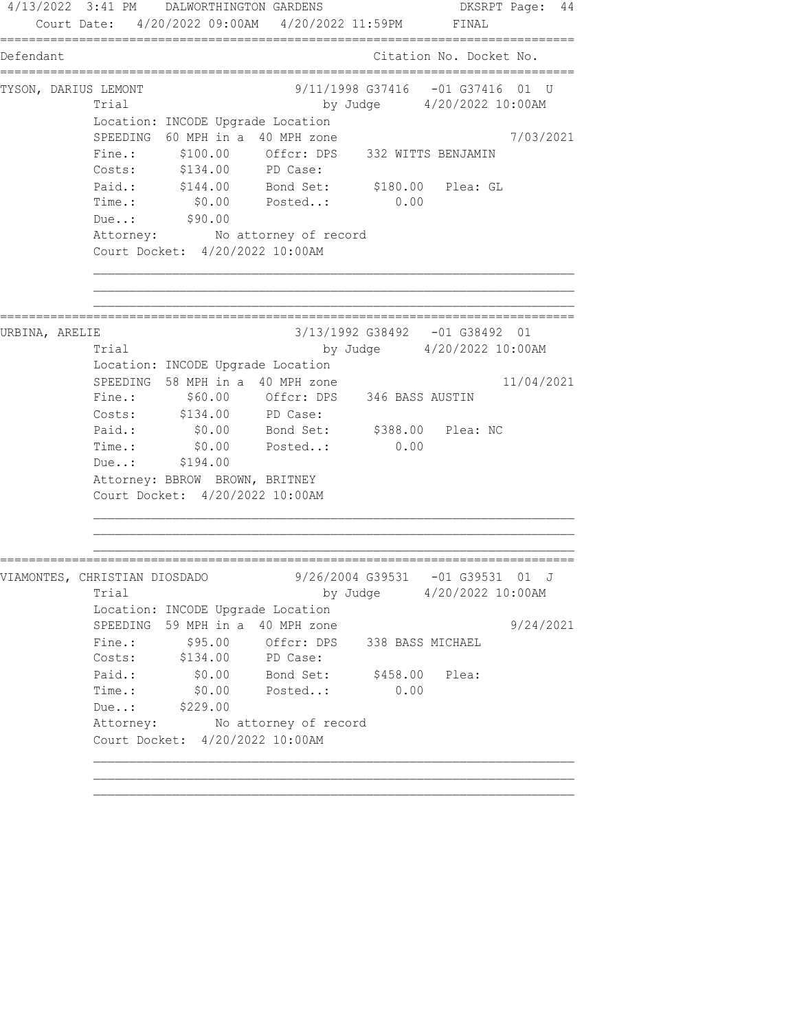Court Date: 4/20/2022 09:00AM 4/20/2022 11:59PM FINAL

| Defendant | Citation No. Docket No. |
|---|---|

**TYSON, DARIUS LEMONT** — 9/11/1998 G37416 -01 G37416 01 U

Trial by Judge 4/20/2022 10:00AM
Location: INCODE Upgrade Location
SPEEDING 60 MPH in a 40 MPH zone — 7/03/2021

| | | | |
|---|---|---|---|
| Fine.: | $100.00 | Offcr: DPS | 332 WITTS BENJAMIN |
| Costs: | $134.00 | PD Case: | |
| Paid.: | $144.00 | Bond Set: | $180.00 Plea: GL |
| Time.: | $0.00 | Posted..: | 0.00 |
| Due..: | $90.00 | | |

Attorney: No attorney of record
Court Docket: 4/20/2022 10:00AM

---

**URBINA, ARELIE** — 3/13/1992 G38492 -01 G38492 01

Trial by Judge 4/20/2022 10:00AM
Location: INCODE Upgrade Location
SPEEDING 58 MPH in a 40 MPH zone — 11/04/2021

| | | | |
|---|---|---|---|
| Fine.: | $60.00 | Offcr: DPS | 346 BASS AUSTIN |
| Costs: | $134.00 | PD Case: | |
| Paid.: | $0.00 | Bond Set: | $388.00 Plea: NC |
| Time.: | $0.00 | Posted..: | 0.00 |
| Due..: | $194.00 | | |

Attorney: BBROW BROWN, BRITNEY
Court Docket: 4/20/2022 10:00AM

---

**VIAMONTES, CHRISTIAN DIOSDADO** — 9/26/2004 G39531 -01 G39531 01 J

Trial by Judge 4/20/2022 10:00AM
Location: INCODE Upgrade Location
SPEEDING 59 MPH in a 40 MPH zone — 9/24/2021

| | | | |
|---|---|---|---|
| Fine.: | $95.00 | Offcr: DPS | 338 BASS MICHAEL |
| Costs: | $134.00 | PD Case: | |
| Paid.: | $0.00 | Bond Set: | $458.00 Plea: |
| Time.: | $0.00 | Posted..: | 0.00 |
| Due..: | $229.00 | | |

Attorney: No attorney of record
Court Docket: 4/20/2022 10:00AM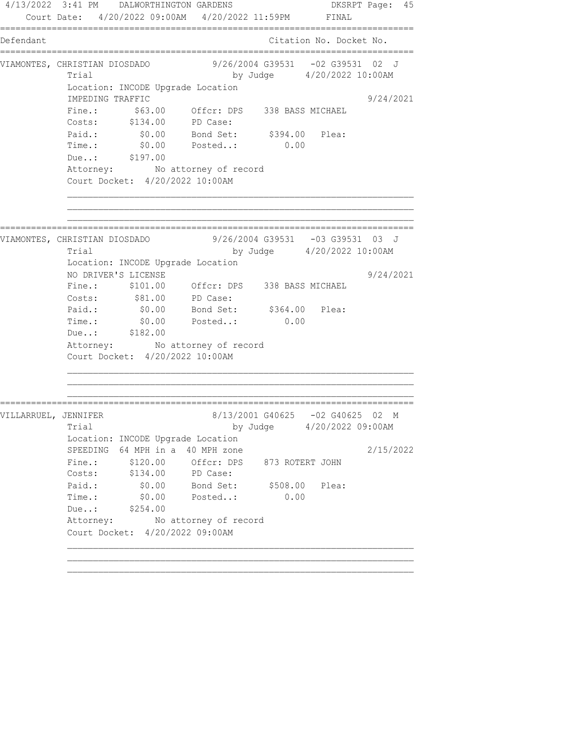Court Date: 4/20/2022 09:00AM 4/20/2022 11:59PM FINAL

| Defendant | Citation No. Docket No. |
|---|---|

```
VIAMONTES, CHRISTIAN DIOSDADO          9/26/2004 G39531   -02 G39531  02  J
           Trial                            by Judge      4/20/2022 10:00AM
           Location: INCODE Upgrade Location
           IMPEDING TRAFFIC                                           9/24/2021
           Fine.:       $63.00     Offcr: DPS    338 BASS MICHAEL
           Costs:      $134.00     PD Case:
           Paid.:        $0.00     Bond Set:      $394.00   Plea:
           Time.:        $0.00     Posted..:         0.00
           Due..:      $197.00
           Attorney:        No attorney of record
           Court Docket:  4/20/2022 10:00AM
```

```
VIAMONTES, CHRISTIAN DIOSDADO          9/26/2004 G39531   -03 G39531  03  J
           Trial                            by Judge      4/20/2022 10:00AM
           Location: INCODE Upgrade Location
           NO DRIVER'S LICENSE                                        9/24/2021
           Fine.:      $101.00     Offcr: DPS    338 BASS MICHAEL
           Costs:       $81.00     PD Case:
           Paid.:        $0.00     Bond Set:      $364.00   Plea:
           Time.:        $0.00     Posted..:         0.00
           Due..:      $182.00
           Attorney:        No attorney of record
           Court Docket:  4/20/2022 10:00AM
```

```
VILLARRUEL, JENNIFER                   8/13/2001 G40625   -02 G40625  02  M
           Trial                            by Judge      4/20/2022 09:00AM
           Location: INCODE Upgrade Location
           SPEEDING  64 MPH in a  40 MPH zone                         2/15/2022
           Fine.:      $120.00     Offcr: DPS    873 ROTERT JOHN
           Costs:      $134.00     PD Case:
           Paid.:        $0.00     Bond Set:      $508.00   Plea:
           Time.:        $0.00     Posted..:         0.00
           Due..:      $254.00
           Attorney:        No attorney of record
           Court Docket:  4/20/2022 09:00AM
```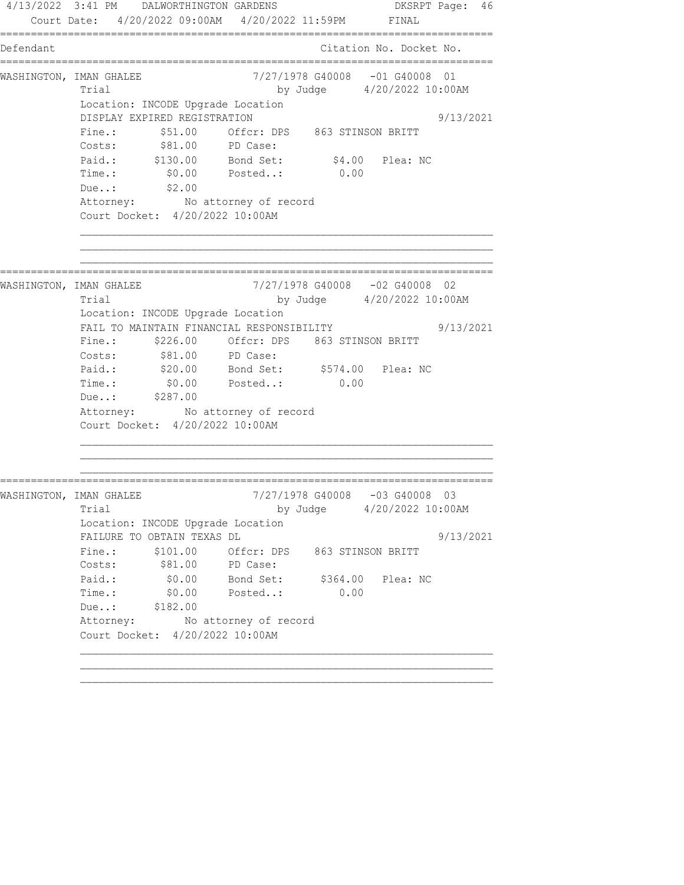Court Date: 4/20/2022 09:00AM 4/20/2022 11:59PM FINAL

| Defendant | Citation No. Docket No. |
|---|---|

**WASHINGTON, IMAN GHALEE** — 7/27/1978 G40008 -01 G40008 01

Trial by Judge 4/20/2022 10:00AM

Location: INCODE Upgrade Location

DISPLAY EXPIRED REGISTRATION 9/13/2021

| | | | | | |
|---|---|---|---|---|---|
| Fine.: | $51.00 | Offcr: DPS | 863 STINSON BRITT | | |
| Costs: | $81.00 | PD Case: | | | |
| Paid.: | $130.00 | Bond Set: | $4.00 | Plea: NC | |
| Time.: | $0.00 | Posted..: | 0.00 | | |
| Due..: | $2.00 | | | | |

Attorney: No attorney of record

Court Docket: 4/20/2022 10:00AM

---

**WASHINGTON, IMAN GHALEE** — 7/27/1978 G40008 -02 G40008 02

Trial by Judge 4/20/2022 10:00AM

Location: INCODE Upgrade Location

FAIL TO MAINTAIN FINANCIAL RESPONSIBILITY 9/13/2021

| | | | | | |
|---|---|---|---|---|---|
| Fine.: | $226.00 | Offcr: DPS | 863 STINSON BRITT | | |
| Costs: | $81.00 | PD Case: | | | |
| Paid.: | $20.00 | Bond Set: | $574.00 | Plea: NC | |
| Time.: | $0.00 | Posted..: | 0.00 | | |
| Due..: | $287.00 | | | | |

Attorney: No attorney of record

Court Docket: 4/20/2022 10:00AM

---

**WASHINGTON, IMAN GHALEE** — 7/27/1978 G40008 -03 G40008 03

Trial by Judge 4/20/2022 10:00AM

Location: INCODE Upgrade Location

FAILURE TO OBTAIN TEXAS DL 9/13/2021

| | | | | | |
|---|---|---|---|---|---|
| Fine.: | $101.00 | Offcr: DPS | 863 STINSON BRITT | | |
| Costs: | $81.00 | PD Case: | | | |
| Paid.: | $0.00 | Bond Set: | $364.00 | Plea: NC | |
| Time.: | $0.00 | Posted..: | 0.00 | | |
| Due..: | $182.00 | | | | |

Attorney: No attorney of record

Court Docket: 4/20/2022 10:00AM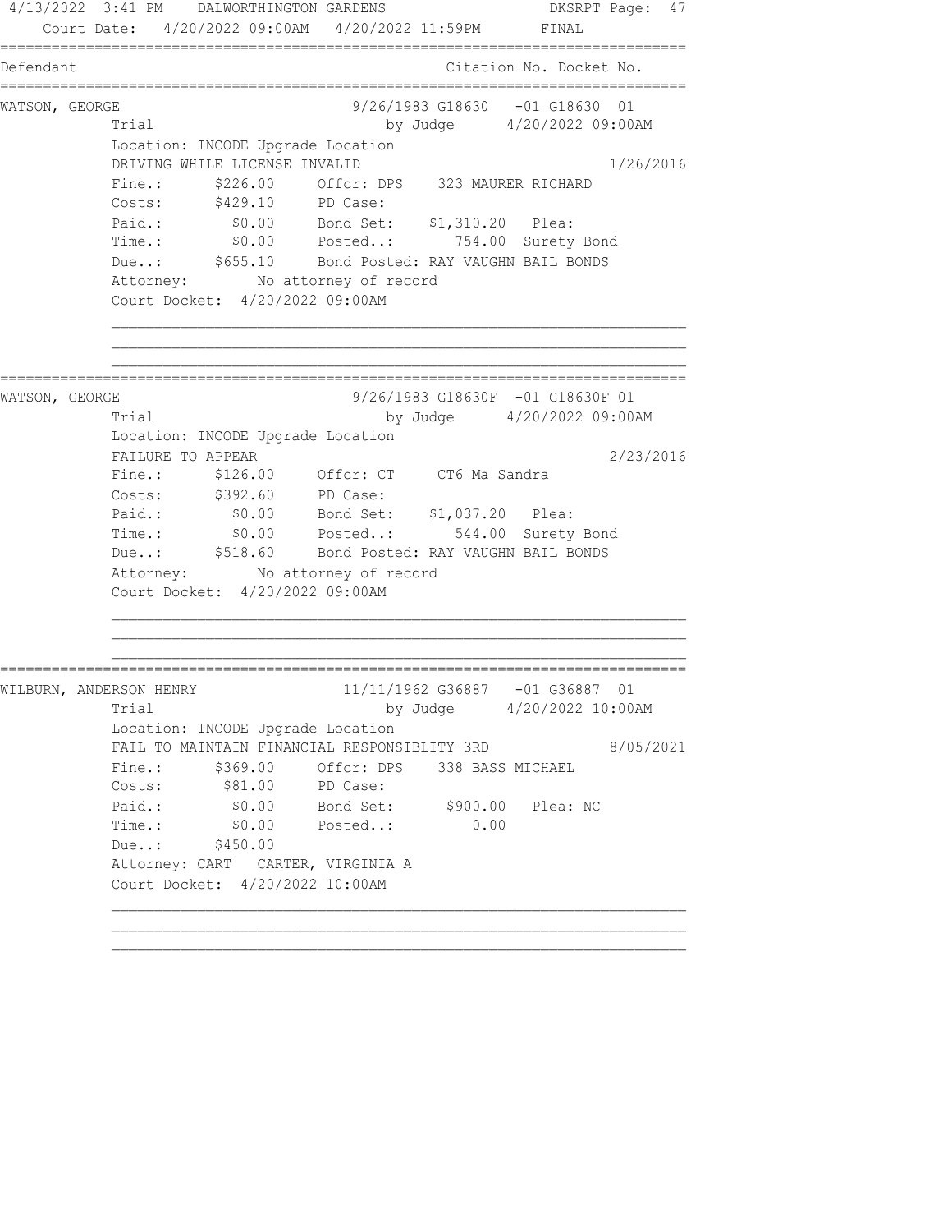4/13/2022 3:41 PM DALWORTHINGTON GARDENS DKSRPT

Court Date: 4/20/2022 09:00AM 4/20/2022 11:59PM FINAL

```
==========================================================================
Defendant                                      Citation No. Docket No.
==========================================================================
WATSON, GEORGE                       9/26/1983 G18630   -01 G18630  01
          Trial                              by Judge      4/20/2022 09:00AM
          Location: INCODE Upgrade Location
          DRIVING WHILE LICENSE INVALID                                1/26/2016
          Fine.:      $226.00    Offcr: DPS    323 MAURER RICHARD
          Costs:      $429.10    PD Case:
          Paid.:        $0.00    Bond Set:    $1,310.20   Plea:
          Time.:        $0.00    Posted..:       754.00  Surety Bond
          Due..:      $655.10    Bond Posted: RAY VAUGHN BAIL BONDS
          Attorney:        No attorney of record
          Court Docket:  4/20/2022 09:00AM

          ______________________________________________________________
          ______________________________________________________________
          ______________________________________________________________
==========================================================================
WATSON, GEORGE                       9/26/1983 G18630F  -01 G18630F 01
          Trial                              by Judge      4/20/2022 09:00AM
          Location: INCODE Upgrade Location
          FAILURE TO APPEAR                                            2/23/2016
          Fine.:      $126.00    Offcr: CT     CT6 Ma Sandra
          Costs:      $392.60    PD Case:
          Paid.:        $0.00    Bond Set:    $1,037.20   Plea:
          Time.:        $0.00    Posted..:       544.00  Surety Bond
          Due..:      $518.60    Bond Posted: RAY VAUGHN BAIL BONDS
          Attorney:        No attorney of record
          Court Docket:  4/20/2022 09:00AM

          ______________________________________________________________
          ______________________________________________________________
          ______________________________________________________________
==========================================================================
WILBURN, ANDERSON HENRY             11/11/1962 G36887   -01 G36887  01
          Trial                              by Judge      4/20/2022 10:00AM
          Location: INCODE Upgrade Location
          FAIL TO MAINTAIN FINANCIAL RESPONSIBLITY 3RD                 8/05/2021
          Fine.:      $369.00    Offcr: DPS    338 BASS MICHAEL
          Costs:       $81.00    PD Case:
          Paid.:        $0.00    Bond Set:      $900.00   Plea: NC
          Time.:        $0.00    Posted..:         0.00
          Due..:      $450.00
          Attorney: CART   CARTER, VIRGINIA A
          Court Docket:  4/20/2022 10:00AM

          ______________________________________________________________
          ______________________________________________________________
          ______________________________________________________________
```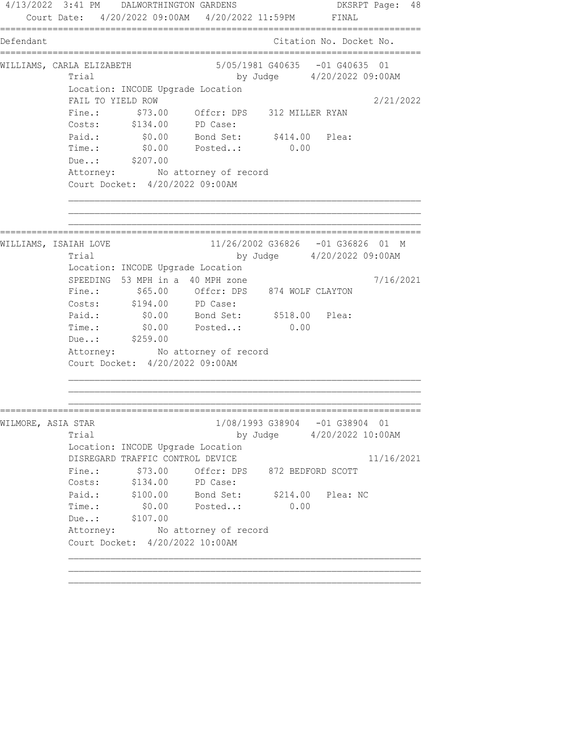4/13/2022 3:41 PM DALWORTHINGTON GARDENS DKSRPT Page: 48
Court Date: 4/20/2022 09:00AM 4/20/2022 11:59PM FINAL

| Defendant | Citation No. Docket No. |
|---|---|

**WILLIAMS, CARLA ELIZABETH** 5/05/1981 G40635 -01 G40635 01

Trial by Judge 4/20/2022 09:00AM

Location: INCODE Upgrade Location

FAIL TO YIELD ROW 2/21/2022

Fine.: $73.00 Offcr: DPS 312 MILLER RYAN

Costs: $134.00 PD Case:

Paid.: $0.00 Bond Set: $414.00 Plea:

Time.: $0.00 Posted..: 0.00

Due..: $207.00

Attorney: No attorney of record

Court Docket: 4/20/2022 09:00AM

---

**WILLIAMS, ISAIAH LOVE** 11/26/2002 G36826 -01 G36826 01 M

Trial by Judge 4/20/2022 09:00AM

Location: INCODE Upgrade Location

SPEEDING 53 MPH in a 40 MPH zone 7/16/2021

Fine.: $65.00 Offcr: DPS 874 WOLF CLAYTON

Costs: $194.00 PD Case:

Paid.: $0.00 Bond Set: $518.00 Plea:

Time.: $0.00 Posted..: 0.00

Due..: $259.00

Attorney: No attorney of record

Court Docket: 4/20/2022 09:00AM

---

**WILMORE, ASIA STAR** 1/08/1993 G38904 -01 G38904 01

Trial by Judge 4/20/2022 10:00AM

Location: INCODE Upgrade Location

DISREGARD TRAFFIC CONTROL DEVICE 11/16/2021

Fine.: $73.00 Offcr: DPS 872 BEDFORD SCOTT

Costs: $134.00 PD Case:

Paid.: $100.00 Bond Set: $214.00 Plea: NC

Time.: $0.00 Posted..: 0.00

Due..: $107.00

Attorney: No attorney of record

Court Docket: 4/20/2022 10:00AM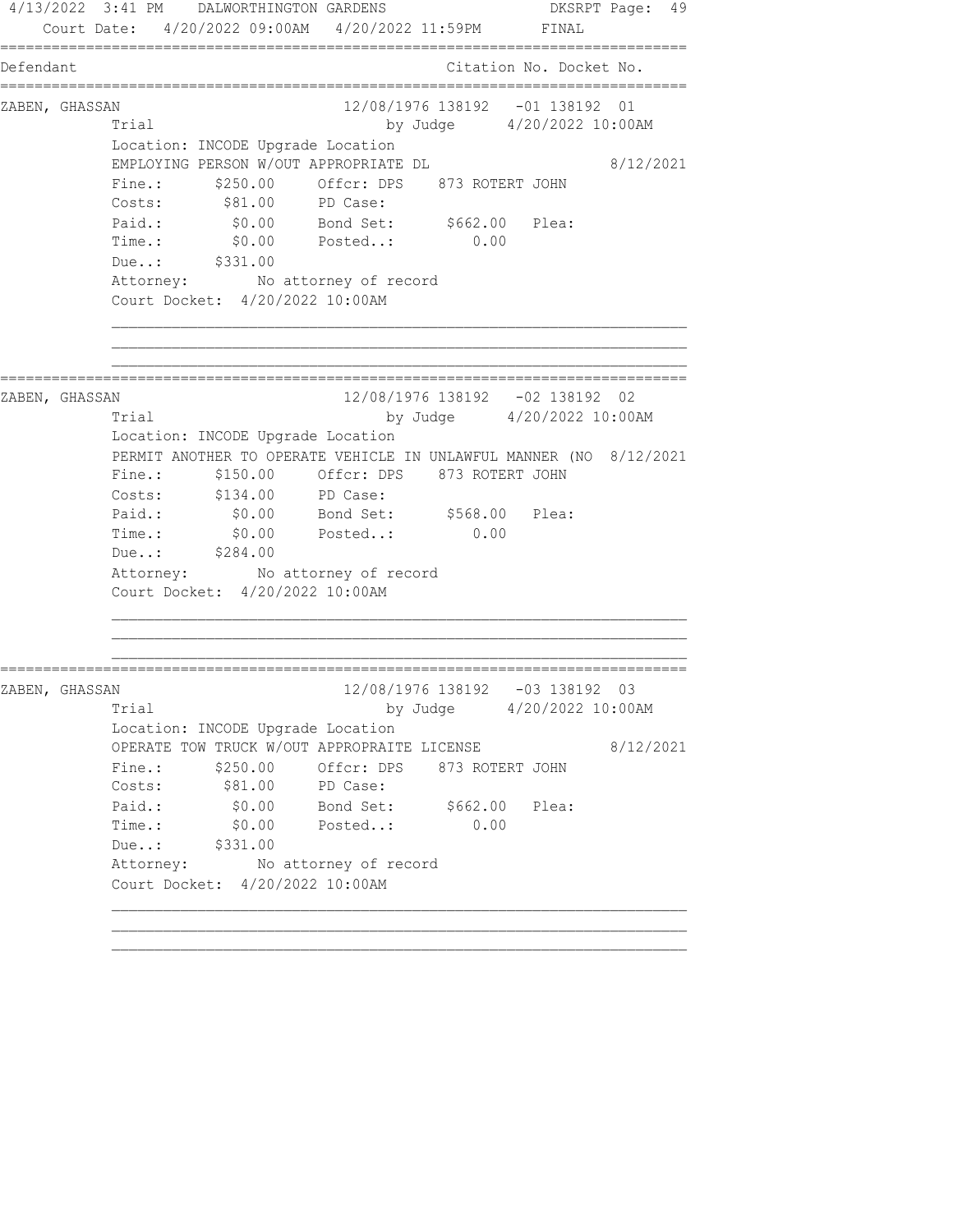Court Date: 4/20/2022 09:00AM 4/20/2022 11:59PM FINAL

| Defendant | Citation No. Docket No. |
|---|---|

**ZABEN, GHASSAN** — 12/08/1976 138192 -01 138192 01

Trial by Judge 4/20/2022 10:00AM

Location: INCODE Upgrade Location

EMPLOYING PERSON W/OUT APPROPRIATE DL — 8/12/2021

- Fine.: $250.00 — Offcr: DPS 873 ROTERT JOHN
- Costs: $81.00 — PD Case:
- Paid.: $0.00 — Bond Set: $662.00 — Plea:
- Time.: $0.00 — Posted..: 0.00
- Due..: $331.00

Attorney: No attorney of record

Court Docket: 4/20/2022 10:00AM

---

**ZABEN, GHASSAN** — 12/08/1976 138192 -02 138192 02

Trial by Judge 4/20/2022 10:00AM

Location: INCODE Upgrade Location

PERMIT ANOTHER TO OPERATE VEHICLE IN UNLAWFUL MANNER (NO — 8/12/2021

- Fine.: $150.00 — Offcr: DPS 873 ROTERT JOHN
- Costs: $134.00 — PD Case:
- Paid.: $0.00 — Bond Set: $568.00 — Plea:
- Time.: $0.00 — Posted..: 0.00
- Due..: $284.00

Attorney: No attorney of record

Court Docket: 4/20/2022 10:00AM

---

**ZABEN, GHASSAN** — 12/08/1976 138192 -03 138192 03

Trial by Judge 4/20/2022 10:00AM

Location: INCODE Upgrade Location

OPERATE TOW TRUCK W/OUT APPROPRAITE LICENSE — 8/12/2021

- Fine.: $250.00 — Offcr: DPS 873 ROTERT JOHN
- Costs: $81.00 — PD Case:
- Paid.: $0.00 — Bond Set: $662.00 — Plea:
- Time.: $0.00 — Posted..: 0.00
- Due..: $331.00

Attorney: No attorney of record

Court Docket: 4/20/2022 10:00AM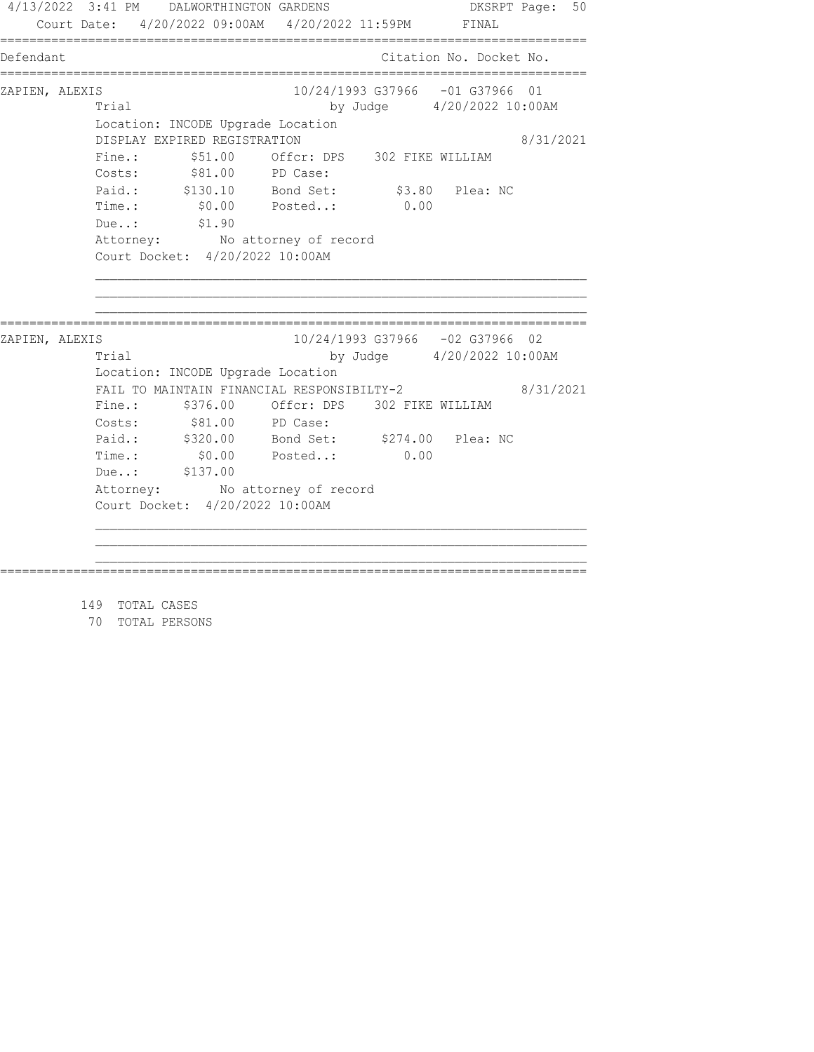```
4/13/2022  3:41 PM    DALWORTHINGTON GARDENS                     DKSRPT Page:  50
    Court Date:  4/20/2022 09:00AM   4/20/2022 11:59PM         FINAL
================================================================================
Defendant                                              Citation No. Docket No.
================================================================================
ZAPIEN, ALEXIS                       10/24/1993 G37966   -01 G37966  01
             Trial                             by Judge      4/20/2022 10:00AM
             Location: INCODE Upgrade Location
             DISPLAY EXPIRED REGISTRATION                                8/31/2021
             Fine.:       $51.00     Offcr: DPS    302 FIKE WILLIAM
             Costs:       $81.00     PD Case:
             Paid.:      $130.10     Bond Set:        $3.80   Plea: NC
             Time.:        $0.00     Posted..:         0.00
             Due..:        $1.90
             Attorney:        No attorney of record
             Court Docket:  4/20/2022 10:00AM

             _________________________________________________________________
             _________________________________________________________________
             _________________________________________________________________
================================================================================
ZAPIEN, ALEXIS                       10/24/1993 G37966   -02 G37966  02
             Trial                             by Judge      4/20/2022 10:00AM
             Location: INCODE Upgrade Location
             FAIL TO MAINTAIN FINANCIAL RESPONSIBILTY-2                  8/31/2021
             Fine.:      $376.00     Offcr: DPS    302 FIKE WILLIAM
             Costs:       $81.00     PD Case:
             Paid.:      $320.00     Bond Set:      $274.00   Plea: NC
             Time.:        $0.00     Posted..:         0.00
             Due..:      $137.00
             Attorney:        No attorney of record
             Court Docket:  4/20/2022 10:00AM

             _________________________________________________________________
             _________________________________________________________________
             _________________________________________________________________
================================================================================

         149  TOTAL CASES
          70  TOTAL PERSONS
```